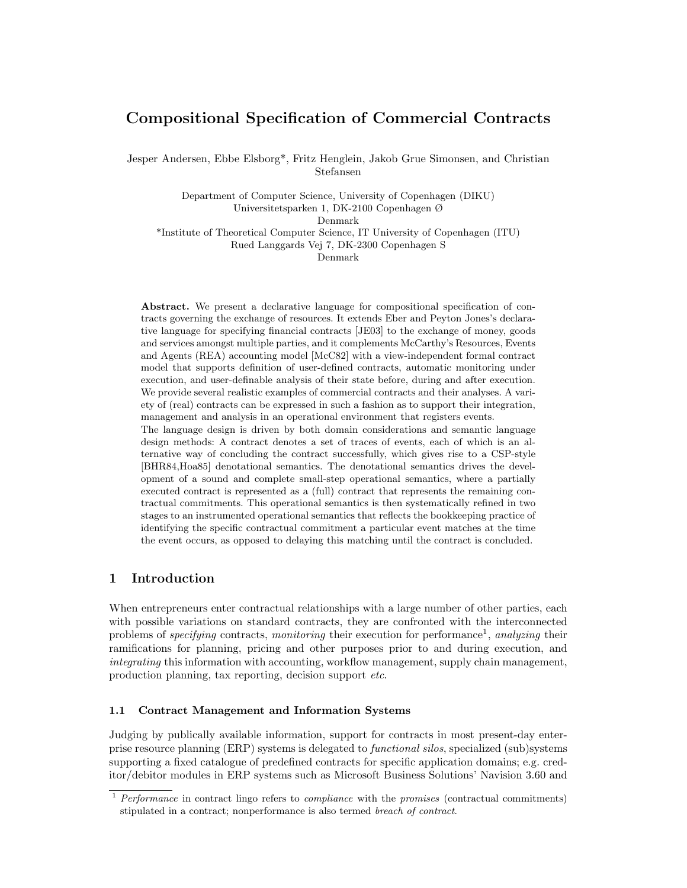# Compositional Specification of Commercial Contracts

Jesper Andersen, Ebbe Elsborg*, Fritz Henglein, Jakob Grue Simonsen, and Christian Stefansen

Department of Computer Science, University of Copenhagen (DIKU)
Universitetsparken 1, DK-2100 Copenhagen Ø
Denmark
*Institute of Theoretical Computer Science, IT University of Copenhagen (ITU)
Rued Langgaards Vej 7, DK-2300 Copenhagen S
Denmark

**Abstract.** We present a declarative language for compositional specification of contracts governing the exchange of resources. It extends Eber and Peyton Jones's declarative language for specifying financial contracts [JE03] to the exchange of money, goods and services amongst multiple parties, and it complements McCarthy's Resources, Events and Agents (REA) accounting model [McC82] with a view-independent formal contract model that supports definition of user-defined contracts, automatic monitoring under execution, and user-definable analysis of their state before, during and after execution. We provide several realistic examples of commercial contracts and their analyses. A variety of (real) contracts can be expressed in such a fashion as to support their integration, management and analysis in an operational environment that registers events.
The language design is driven by both domain considerations and semantic language design methods: A contract denotes a set of traces of events, each of which is an alternative way of concluding the contract successfully, which gives rise to a CSP-style [BHR84,Hoa85] denotational semantics. The denotational semantics drives the development of a sound and complete small-step operational semantics, where a partially executed contract is represented as a (full) contract that represents the remaining contractual commitments. This operational semantics is then systematically refined in two stages to an instrumented operational semantics that reflects the bookkeeping practice of identifying the specific contractual commitment a particular event matches at the time the event occurs, as opposed to delaying this matching until the contract is concluded.

## 1 Introduction

When entrepreneurs enter contractual relationships with a large number of other parties, each with possible variations on standard contracts, they are confronted with the interconnected problems of *specifying* contracts, *monitoring* their execution for performance[1], *analyzing* their ramifications for planning, pricing and other purposes prior to and during execution, and *integrating* this information with accounting, workflow management, supply chain management, production planning, tax reporting, decision support *etc.*

### 1.1 Contract Management and Information Systems

Judging by publically available information, support for contracts in most present-day enterprise resource planning (ERP) systems is delegated to *functional silos*, specialized (sub)systems supporting a fixed catalogue of predefined contracts for specific application domains; e.g. creditor/debitor modules in ERP systems such as Microsoft Business Solutions' Navision 3.60 and

---

[1] *Performance* in contract lingo refers to *compliance* with the *promises* (contractual commitments) stipulated in a contract; nonperformance is also termed *breach of contract*.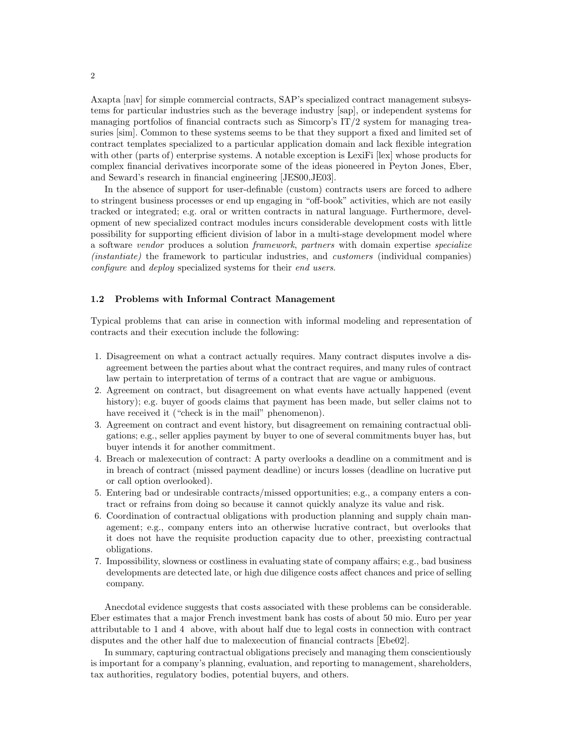Axapta [nav] for simple commercial contracts, SAP's specialized contract management subsystems for particular industries such as the beverage industry [sap], or independent systems for managing portfolios of financial contracts such as Simcorp's IT/2 system for managing treasuries [sim]. Common to these systems seems to be that they support a fixed and limited set of contract templates specialized to a particular application domain and lack flexible integration with other (parts of) enterprise systems. A notable exception is LexiFi [lex] whose products for complex financial derivatives incorporate some of the ideas pioneered in Peyton Jones, Eber, and Seward's research in financial engineering [JES00,JE03].

In the absence of support for user-definable (custom) contracts users are forced to adhere to stringent business processes or end up engaging in "off-book" activities, which are not easily tracked or integrated; e.g. oral or written contracts in natural language. Furthermore, development of new specialized contract modules incurs considerable development costs with little possibility for supporting efficient division of labor in a multi-stage development model where a software *vendor* produces a solution *framework*, *partners* with domain expertise *specialize (instantiate)* the framework to particular industries, and *customers* (individual companies) *configure* and *deploy* specialized systems for their *end users*.

### 1.2 Problems with Informal Contract Management

Typical problems that can arise in connection with informal modeling and representation of contracts and their execution include the following:

1. Disagreement on what a contract actually requires. Many contract disputes involve a disagreement between the parties about what the contract requires, and many rules of contract law pertain to interpretation of terms of a contract that are vague or ambiguous.
2. Agreement on contract, but disagreement on what events have actually happened (event history); e.g. buyer of goods claims that payment has been made, but seller claims not to have received it ("check is in the mail" phenomenon).
3. Agreement on contract and event history, but disagreement on remaining contractual obligations; e.g., seller applies payment by buyer to one of several commitments buyer has, but buyer intends it for another commitment.
4. Breach or malexecution of contract: A party overlooks a deadline on a commitment and is in breach of contract (missed payment deadline) or incurs losses (deadline on lucrative put or call option overlooked).
5. Entering bad or undesirable contracts/missed opportunities; e.g., a company enters a contract or refrains from doing so because it cannot quickly analyze its value and risk.
6. Coordination of contractual obligations with production planning and supply chain management; e.g., company enters into an otherwise lucrative contract, but overlooks that it does not have the requisite production capacity due to other, preexisting contractual obligations.
7. Impossibility, slowness or costliness in evaluating state of company affairs; e.g., bad business developments are detected late, or high due diligence costs affect chances and price of selling company.

Anecdotal evidence suggests that costs associated with these problems can be considerable. Eber estimates that a major French investment bank has costs of about 50 mio. Euro per year attributable to 1 and 4 above, with about half due to legal costs in connection with contract disputes and the other half due to malexecution of financial contracts [Ebe02].

In summary, capturing contractual obligations precisely and managing them conscientiously is important for a company's planning, evaluation, and reporting to management, shareholders, tax authorities, regulatory bodies, potential buyers, and others.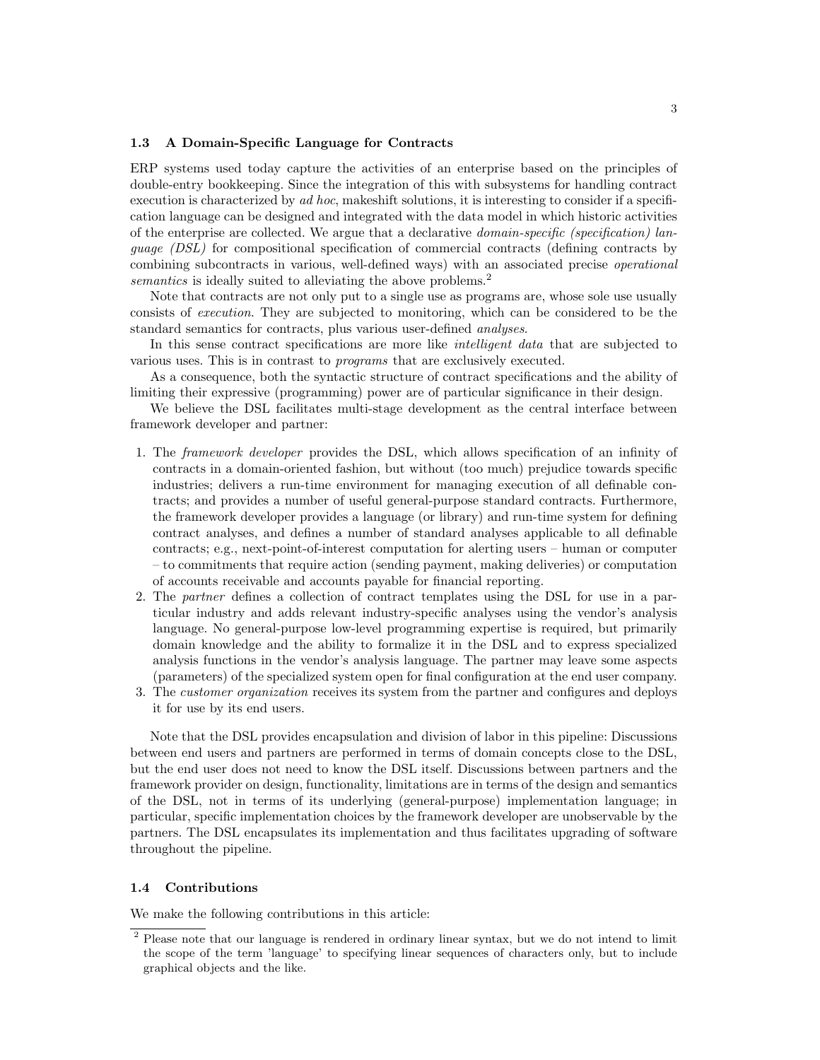### 1.3 A Domain-Specific Language for Contracts

ERP systems used today capture the activities of an enterprise based on the principles of double-entry bookkeeping. Since the integration of this with subsystems for handling contract execution is characterized by *ad hoc*, makeshift solutions, it is interesting to consider if a specification language can be designed and integrated with the data model in which historic activities of the enterprise are collected. We argue that a declarative *domain-specific (specification) language (DSL)* for compositional specification of commercial contracts (defining contracts by combining subcontracts in various, well-defined ways) with an associated precise *operational semantics* is ideally suited to alleviating the above problems.[2]

Note that contracts are not only put to a single use as programs are, whose sole use usually consists of *execution*. They are subjected to monitoring, which can be considered to be the standard semantics for contracts, plus various user-defined *analyses*.

In this sense contract specifications are more like *intelligent data* that are subjected to various uses. This is in contrast to *programs* that are exclusively executed.

As a consequence, both the syntactic structure of contract specifications and the ability of limiting their expressive (programming) power are of particular significance in their design.

We believe the DSL facilitates multi-stage development as the central interface between framework developer and partner:

1. The *framework developer* provides the DSL, which allows specification of an infinity of contracts in a domain-oriented fashion, but without (too much) prejudice towards specific industries; delivers a run-time environment for managing execution of all definable contracts; and provides a number of useful general-purpose standard contracts. Furthermore, the framework developer provides a language (or library) and run-time system for defining contract analyses, and defines a number of standard analyses applicable to all definable contracts; e.g., next-point-of-interest computation for alerting users – human or computer – to commitments that require action (sending payment, making deliveries) or computation of accounts receivable and accounts payable for financial reporting.
2. The *partner* defines a collection of contract templates using the DSL for use in a particular industry and adds relevant industry-specific analyses using the vendor's analysis language. No general-purpose low-level programming expertise is required, but primarily domain knowledge and the ability to formalize it in the DSL and to express specialized analysis functions in the vendor's analysis language. The partner may leave some aspects (parameters) of the specialized system open for final configuration at the end user company.
3. The *customer organization* receives its system from the partner and configures and deploys it for use by its end users.

Note that the DSL provides encapsulation and division of labor in this pipeline: Discussions between end users and partners are performed in terms of domain concepts close to the DSL, but the end user does not need to know the DSL itself. Discussions between partners and the framework provider on design, functionality, limitations are in terms of the design and semantics of the DSL, not in terms of its underlying (general-purpose) implementation language; in particular, specific implementation choices by the framework developer are unobservable by the partners. The DSL encapsulates its implementation and thus facilitates upgrading of software throughout the pipeline.

### 1.4 Contributions

We make the following contributions in this article:

[2] Please note that our language is rendered in ordinary linear syntax, but we do not intend to limit the scope of the term 'language' to specifying linear sequences of characters only, but to include graphical objects and the like.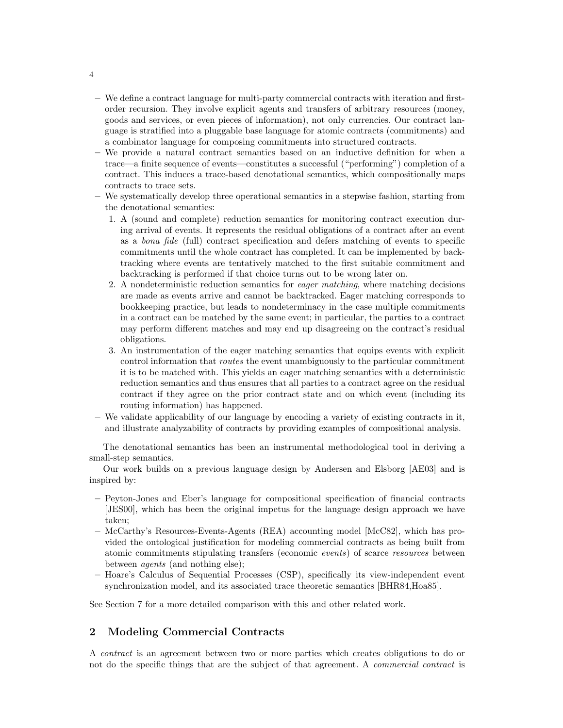- We define a contract language for multi-party commercial contracts with iteration and first-order recursion. They involve explicit agents and transfers of arbitrary resources (money, goods and services, or even pieces of information), not only currencies. Our contract language is stratified into a pluggable base language for atomic contracts (commitments) and a combinator language for composing commitments into structured contracts.
- We provide a natural contract semantics based on an inductive definition for when a trace—a finite sequence of events—constitutes a successful ("performing") completion of a contract. This induces a trace-based denotational semantics, which compositionally maps contracts to trace sets.
- We systematically develop three operational semantics in a stepwise fashion, starting from the denotational semantics:
  1. A (sound and complete) reduction semantics for monitoring contract execution during arrival of events. It represents the residual obligations of a contract after an event as a *bona fide* (full) contract specification and defers matching of events to specific commitments until the whole contract has completed. It can be implemented by backtracking where events are tentatively matched to the first suitable commitment and backtracking is performed if that choice turns out to be wrong later on.
  2. A nondeterministic reduction semantics for *eager matching*, where matching decisions are made as events arrive and cannot be backtracked. Eager matching corresponds to bookkeeping practice, but leads to nondeterminacy in the case multiple commitments in a contract can be matched by the same event; in particular, the parties to a contract may perform different matches and may end up disagreeing on the contract's residual obligations.
  3. An instrumentation of the eager matching semantics that equips events with explicit control information that *routes* the event unambiguously to the particular commitment it is to be matched with. This yields an eager matching semantics with a deterministic reduction semantics and thus ensures that all parties to a contract agree on the residual contract if they agree on the prior contract state and on which event (including its routing information) has happened.
- We validate applicability of our language by encoding a variety of existing contracts in it, and illustrate analyzability of contracts by providing examples of compositional analysis.

The denotational semantics has been an instrumental methodological tool in deriving a small-step semantics.

Our work builds on a previous language design by Andersen and Elsborg [AE03] and is inspired by:

- Peyton-Jones and Eber's language for compositional specification of financial contracts [JES00], which has been the original impetus for the language design approach we have taken;
- McCarthy's Resources-Events-Agents (REA) accounting model [McC82], which has provided the ontological justification for modeling commercial contracts as being built from atomic commitments stipulating transfers (economic *events*) of scarce *resources* between between *agents* (and nothing else);
- Hoare's Calculus of Sequential Processes (CSP), specifically its view-independent event synchronization model, and its associated trace theoretic semantics [BHR84,Hoa85].

See Section 7 for a more detailed comparison with this and other related work.

## 2 Modeling Commercial Contracts

A *contract* is an agreement between two or more parties which creates obligations to do or not do the specific things that are the subject of that agreement. A *commercial contract* is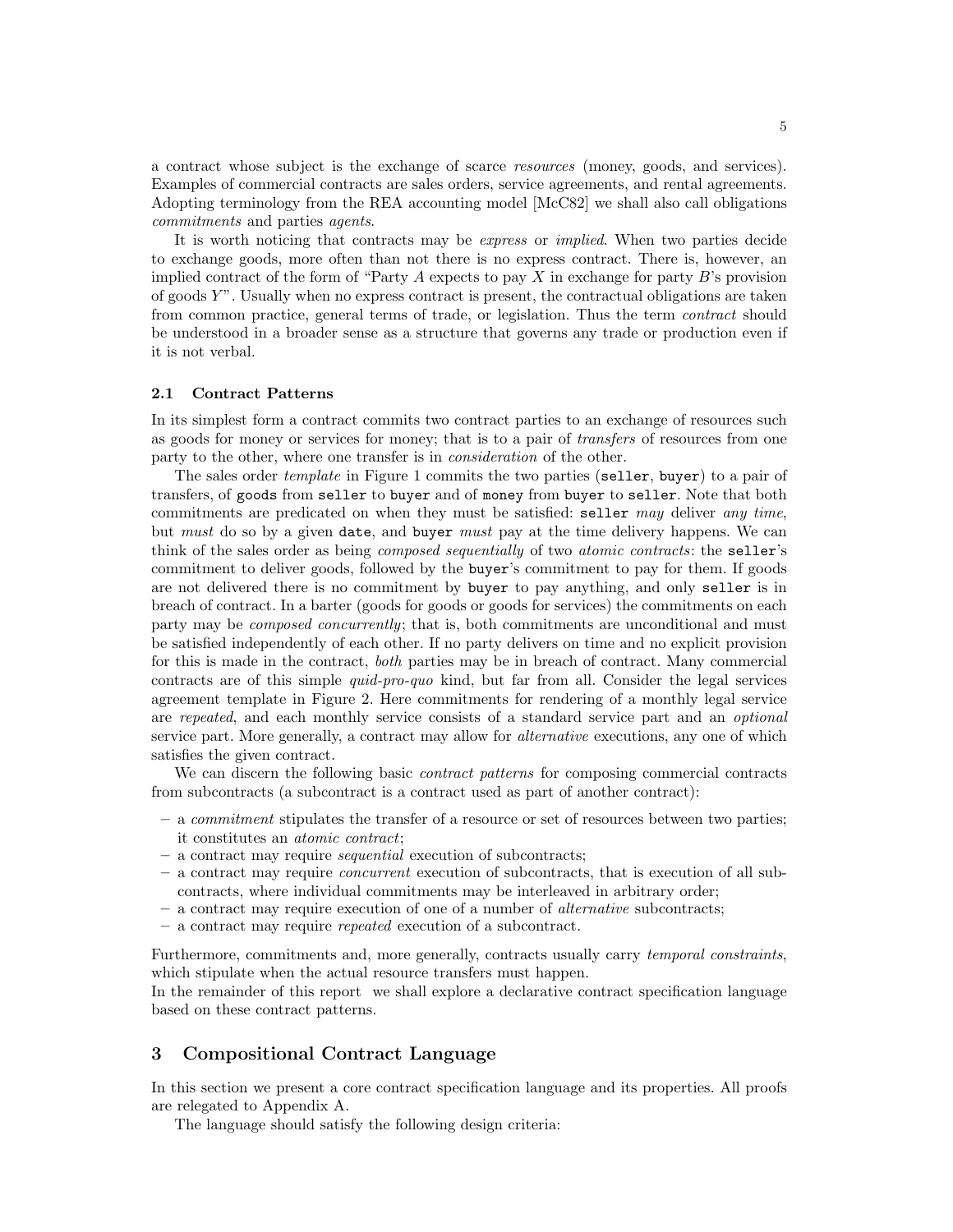a contract whose subject is the exchange of scarce *resources* (money, goods, and services). Examples of commercial contracts are sales orders, service agreements, and rental agreements. Adopting terminology from the REA accounting model [McC82] we shall also call obligations *commitments* and parties *agents*.

It is worth noticing that contracts may be *express* or *implied*. When two parties decide to exchange goods, more often than not there is no express contract. There is, however, an implied contract of the form of "Party $A$ expects to pay $X$ in exchange for party $B$'s provision of goods $Y$". Usually when no express contract is present, the contractual obligations are taken from common practice, general terms of trade, or legislation. Thus the term *contract* should be understood in a broader sense as a structure that governs any trade or production even if it is not verbal.

### 2.1 Contract Patterns

In its simplest form a contract commits two contract parties to an exchange of resources such as goods for money or services for money; that is to a pair of *transfers* of resources from one party to the other, where one transfer is in *consideration* of the other.

The sales order *template* in Figure 1 commits the two parties (`seller`, `buyer`) to a pair of transfers, of `goods` from `seller` to `buyer` and of `money` from `buyer` to `seller`. Note that both commitments are predicated on when they must be satisfied: `seller` *may* deliver *any time*, but *must* do so by a given `date`, and `buyer` *must* pay at the time delivery happens. We can think of the sales order as being *composed sequentially* of two *atomic contracts*: the `seller`'s commitment to deliver goods, followed by the `buyer`'s commitment to pay for them. If goods are not delivered there is no commitment by `buyer` to pay anything, and only `seller` is in breach of contract. In a barter (goods for goods or goods for services) the commitments on each party may be *composed concurrently*; that is, both commitments are unconditional and must be satisfied independently of each other. If no party delivers on time and no explicit provision for this is made in the contract, *both* parties may be in breach of contract. Many commercial contracts are of this simple *quid-pro-quo* kind, but far from all. Consider the legal services agreement template in Figure 2. Here commitments for rendering of a monthly legal service are *repeated*, and each monthly service consists of a standard service part and an *optional* service part. More generally, a contract may allow for *alternative* executions, any one of which satisfies the given contract.

We can discern the following basic *contract patterns* for composing commercial contracts from subcontracts (a subcontract is a contract used as part of another contract):

- a *commitment* stipulates the transfer of a resource or set of resources between two parties; it constitutes an *atomic contract*;
- a contract may require *sequential* execution of subcontracts;
- a contract may require *concurrent* execution of subcontracts, that is execution of all subcontracts, where individual commitments may be interleaved in arbitrary order;
- a contract may require execution of one of a number of *alternative* subcontracts;
- a contract may require *repeated* execution of a subcontract.

Furthermore, commitments and, more generally, contracts usually carry *temporal constraints*, which stipulate when the actual resource transfers must happen.
In the remainder of this report we shall explore a declarative contract specification language based on these contract patterns.

## 3 Compositional Contract Language

In this section we present a core contract specification language and its properties. All proofs are relegated to Appendix A.

The language should satisfy the following design criteria: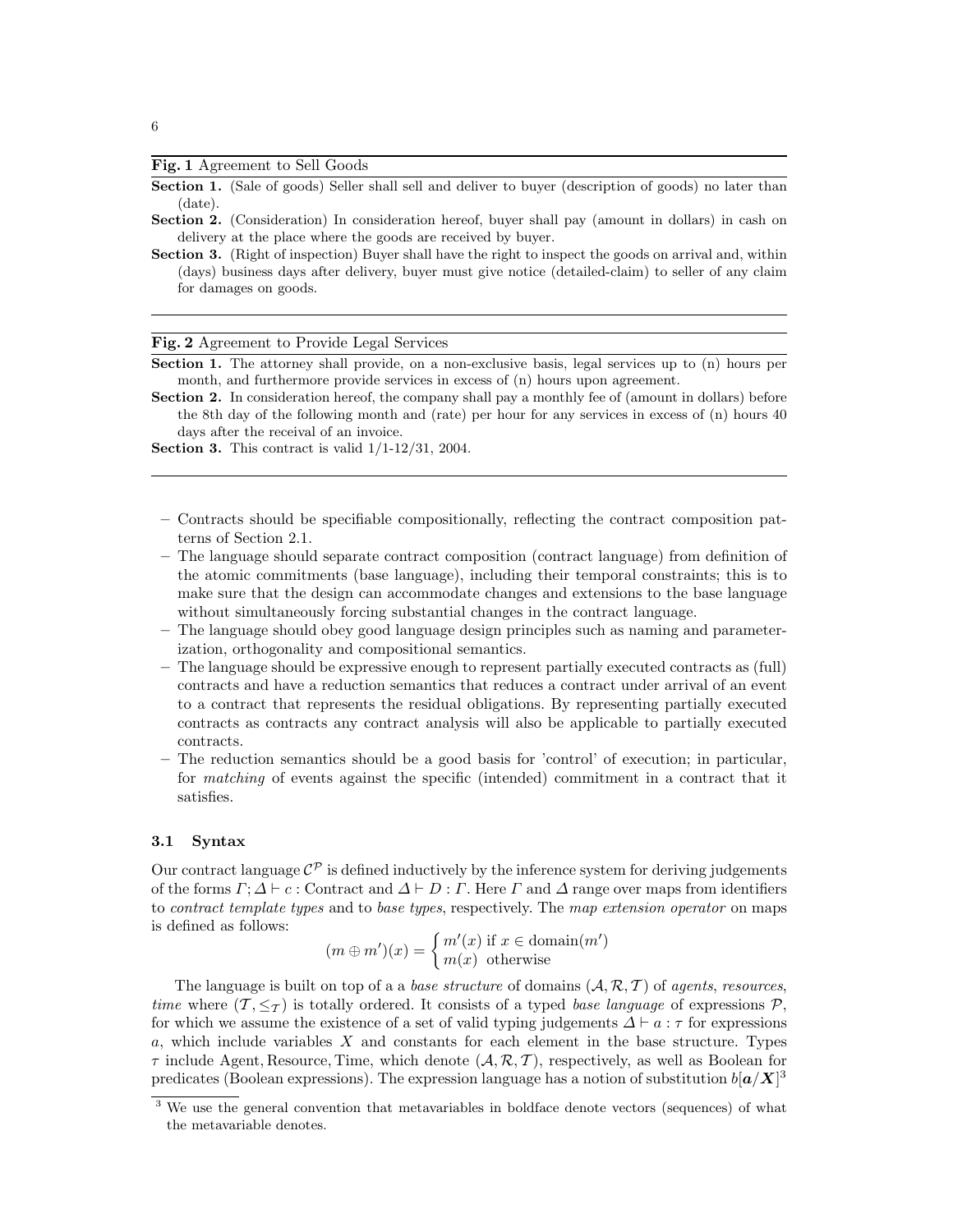**Fig. 1** Agreement to Sell Goods

**Section 1.** (Sale of goods) Seller shall sell and deliver to buyer (description of goods) no later than (date).

**Section 2.** (Consideration) In consideration hereof, buyer shall pay (amount in dollars) in cash on delivery at the place where the goods are received by buyer.

**Section 3.** (Right of inspection) Buyer shall have the right to inspect the goods on arrival and, within (days) business days after delivery, buyer must give notice (detailed-claim) to seller of any claim for damages on goods.

---

**Fig. 2** Agreement to Provide Legal Services

**Section 1.** The attorney shall provide, on a non-exclusive basis, legal services up to (n) hours per month, and furthermore provide services in excess of (n) hours upon agreement.

**Section 2.** In consideration hereof, the company shall pay a monthly fee of (amount in dollars) before the 8th day of the following month and (rate) per hour for any services in excess of (n) hours 40 days after the receival of an invoice.

**Section 3.** This contract is valid 1/1-12/31, 2004.

---

- Contracts should be specifiable compositionally, reflecting the contract composition patterns of Section 2.1.
- The language should separate contract composition (contract language) from definition of the atomic commitments (base language), including their temporal constraints; this is to make sure that the design can accommodate changes and extensions to the base language without simultaneously forcing substantial changes in the contract language.
- The language should obey good language design principles such as naming and parameterization, orthogonality and compositional semantics.
- The language should be expressive enough to represent partially executed contracts as (full) contracts and have a reduction semantics that reduces a contract under arrival of an event to a contract that represents the residual obligations. By representing partially executed contracts as contracts any contract analysis will also be applicable to partially executed contracts.
- The reduction semantics should be a good basis for 'control' of execution; in particular, for *matching* of events against the specific (intended) commitment in a contract that it satisfies.

### 3.1 Syntax

Our contract language $\mathcal{C}^{\mathcal{P}}$ is defined inductively by the inference system for deriving judgements of the forms $\Gamma; \Delta \vdash c : \text{Contract}$ and $\Delta \vdash D : \Gamma$. Here $\Gamma$ and $\Delta$ range over maps from identifiers to *contract template types* and to *base types*, respectively. The *map extension operator* on maps is defined as follows:

$$(m \oplus m')(x) = \begin{cases} m'(x) \text{ if } x \in \text{domain}(m') \\ m(x) \text{ otherwise} \end{cases}$$

The language is built on top of a a *base structure* of domains $(\mathcal{A}, \mathcal{R}, \mathcal{T})$ of *agents*, *resources*, *time* where $(\mathcal{T}, \leq_{\mathcal{T}})$ is totally ordered. It consists of a typed *base language* of expressions $\mathcal{P}$, for which we assume the existence of a set of valid typing judgements $\Delta \vdash a : \tau$ for expressions $a$, which include variables $X$ and constants for each element in the base structure. Types $\tau$ include Agent, Resource, Time, which denote $(\mathcal{A}, \mathcal{R}, \mathcal{T})$, respectively, as well as Boolean for predicates (Boolean expressions). The expression language has a notion of substitution $b[\boldsymbol{a}/\boldsymbol{X}]$[3]

[3] We use the general convention that metavariables in boldface denote vectors (sequences) of what the metavariable denotes.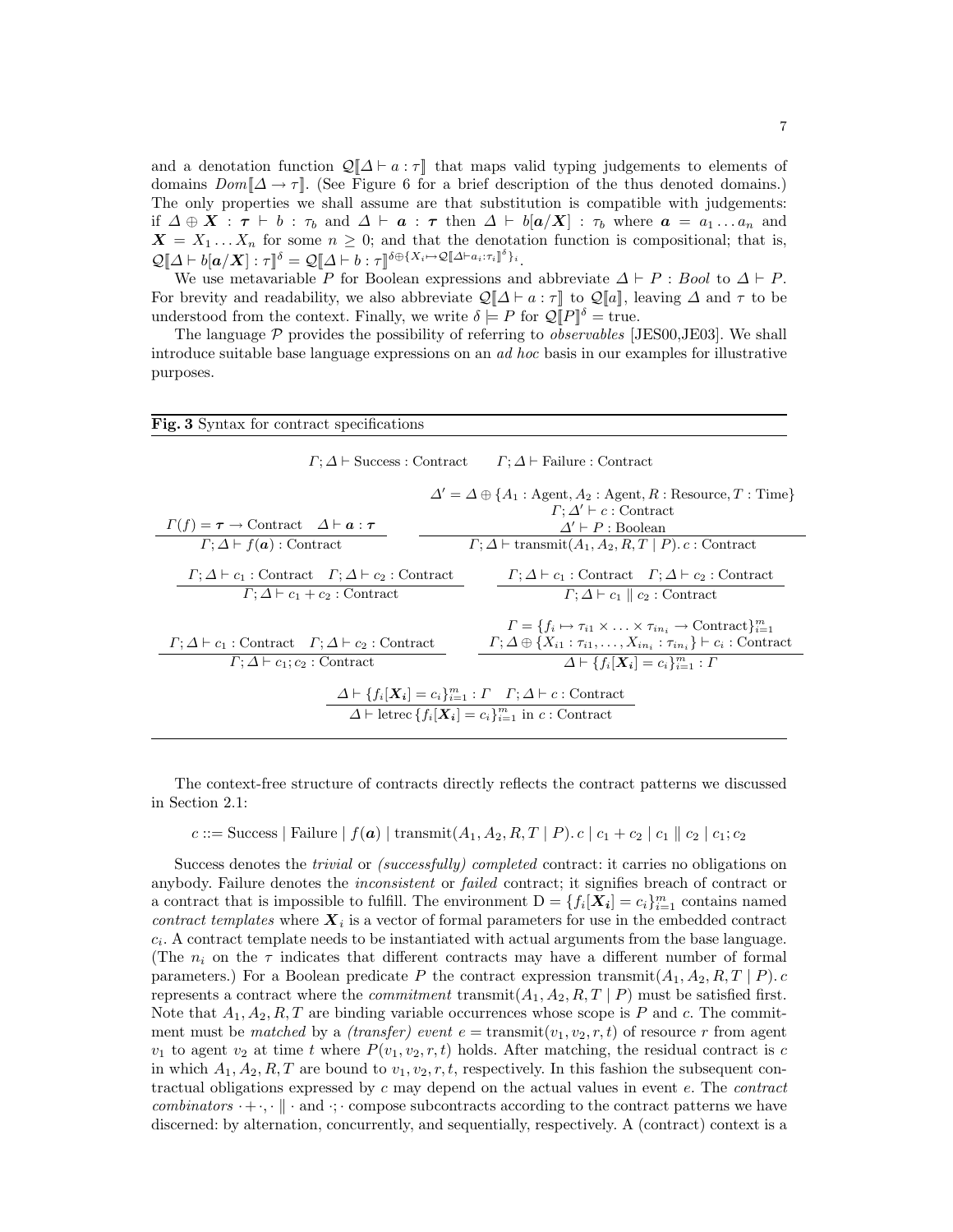and a denotation function $\mathcal{Q}[\![\Delta \vdash a : \tau]\!]$ that maps valid typing judgements to elements of domains $Dom[\![\Delta \to \tau]\!]$. (See Figure 6 for a brief description of the thus denoted domains.) The only properties we shall assume are that substitution is compatible with judgements: if $\Delta \oplus \boldsymbol{X} : \boldsymbol{\tau} \vdash b : \tau_b$ and $\Delta \vdash \boldsymbol{a} : \boldsymbol{\tau}$ then $\Delta \vdash b[\boldsymbol{a}/\boldsymbol{X}] : \tau_b$ where $\boldsymbol{a} = a_1 \ldots a_n$ and $\boldsymbol{X} = X_1 \ldots X_n$ for some $n \geq 0$; and that the denotation function is compositional; that is, $\mathcal{Q}[\![\Delta \vdash b[\boldsymbol{a}/\boldsymbol{X}] : \tau]\!]^\delta = \mathcal{Q}[\![\Delta \vdash b : \tau]\!]^{\delta \oplus \{X_i \mapsto \mathcal{Q}[\![\Delta \vdash a_i : \tau_i]\!]^\delta\}_i}$.

We use metavariable $P$ for Boolean expressions and abbreviate $\Delta \vdash P : \mathit{Bool}$ to $\Delta \vdash P$. For brevity and readability, we also abbreviate $\mathcal{Q}[\![\Delta \vdash a : \tau]\!]$ to $\mathcal{Q}[\![a]\!]$, leaving $\Delta$ and $\tau$ to be understood from the context. Finally, we write $\delta \models P$ for $\mathcal{Q}[\![P]\!]^\delta = \text{true}$.

The language $\mathcal{P}$ provides the possibility of referring to *observables* [JES00,JE03]. We shall introduce suitable base language expressions on an *ad hoc* basis in our examples for illustrative purposes.

**Fig. 3** Syntax for contract specifications

$$\Gamma; \Delta \vdash \text{Success} : \text{Contract} \qquad \Gamma; \Delta \vdash \text{Failure} : \text{Contract}$$

$$\frac{\Gamma(f) = \boldsymbol{\tau} \to \text{Contract} \quad \Delta \vdash \boldsymbol{a} : \boldsymbol{\tau}}{\Gamma; \Delta \vdash f(\boldsymbol{a}) : \text{Contract}} \qquad \frac{\begin{array}{c}\Delta' = \Delta \oplus \{A_1 : \text{Agent}, A_2 : \text{Agent}, R : \text{Resource}, T : \text{Time}\} \\ \Gamma; \Delta' \vdash c : \text{Contract} \\ \Delta' \vdash P : \text{Boolean}\end{array}}{\Gamma; \Delta \vdash \text{transmit}(A_1, A_2, R, T \mid P).\, c : \text{Contract}}$$

$$\frac{\Gamma; \Delta \vdash c_1 : \text{Contract} \quad \Gamma; \Delta \vdash c_2 : \text{Contract}}{\Gamma; \Delta \vdash c_1 + c_2 : \text{Contract}} \qquad \frac{\Gamma; \Delta \vdash c_1 : \text{Contract} \quad \Gamma; \Delta \vdash c_2 : \text{Contract}}{\Gamma; \Delta \vdash c_1 \parallel c_2 : \text{Contract}}$$

$$\frac{\Gamma; \Delta \vdash c_1 : \text{Contract} \quad \Gamma; \Delta \vdash c_2 : \text{Contract}}{\Gamma; \Delta \vdash c_1 ; c_2 : \text{Contract}} \qquad \frac{\begin{array}{c}\Gamma = \{f_i \mapsto \tau_{i1} \times \ldots \times \tau_{in_i} \to \text{Contract}\}_{i=1}^m \\ \Gamma; \Delta \oplus \{X_{i1} : \tau_{i1}, \ldots, X_{in_i} : \tau_{in_i}\} \vdash c_i : \text{Contract}\end{array}}{\Delta \vdash \{f_i[\boldsymbol{X_i}] = c_i\}_{i=1}^m : \Gamma}$$

$$\frac{\Delta \vdash \{f_i[\boldsymbol{X_i}] = c_i\}_{i=1}^m : \Gamma \quad \Gamma; \Delta \vdash c : \text{Contract}}{\Delta \vdash \text{letrec}\, \{f_i[\boldsymbol{X_i}] = c_i\}_{i=1}^m \text{ in } c : \text{Contract}}$$

The context-free structure of contracts directly reflects the contract patterns we discussed in Section 2.1:

$$c ::= \text{Success} \mid \text{Failure} \mid f(\boldsymbol{a}) \mid \text{transmit}(A_1, A_2, R, T \mid P).\, c \mid c_1 + c_2 \mid c_1 \parallel c_2 \mid c_1 ; c_2$$

Success denotes the *trivial* or *(successfully) completed* contract: it carries no obligations on anybody. Failure denotes the *inconsistent* or *failed* contract; it signifies breach of contract or a contract that is impossible to fulfill. The environment $\mathrm{D} = \{f_i[\boldsymbol{X_i}] = c_i\}_{i=1}^m$ contains named *contract templates* where $\boldsymbol{X}_i$ is a vector of formal parameters for use in the embedded contract $c_i$. A contract template needs to be instantiated with actual arguments from the base language. (The $n_i$ on the $\tau$ indicates that different contracts may have a different number of formal parameters.) For a Boolean predicate $P$ the contract expression $\text{transmit}(A_1, A_2, R, T \mid P).\, c$ represents a contract where the *commitment* $\text{transmit}(A_1, A_2, R, T \mid P)$ must be satisfied first. Note that $A_1, A_2, R, T$ are binding variable occurrences whose scope is $P$ and $c$. The commitment must be *matched* by a *(transfer) event* $e = \text{transmit}(v_1, v_2, r, t)$ of resource $r$ from agent $v_1$ to agent $v_2$ at time $t$ where $P(v_1, v_2, r, t)$ holds. After matching, the residual contract is $c$ in which $A_1, A_2, R, T$ are bound to $v_1, v_2, r, t$, respectively. In this fashion the subsequent contractual obligations expressed by $c$ may depend on the actual values in event $e$. The *contract combinators* $\cdot + \cdot$, $\cdot \parallel \cdot$ and $\cdot ; \cdot$ compose subcontracts according to the contract patterns we have discerned: by alternation, concurrently, and sequentially, respectively. A (contract) context is a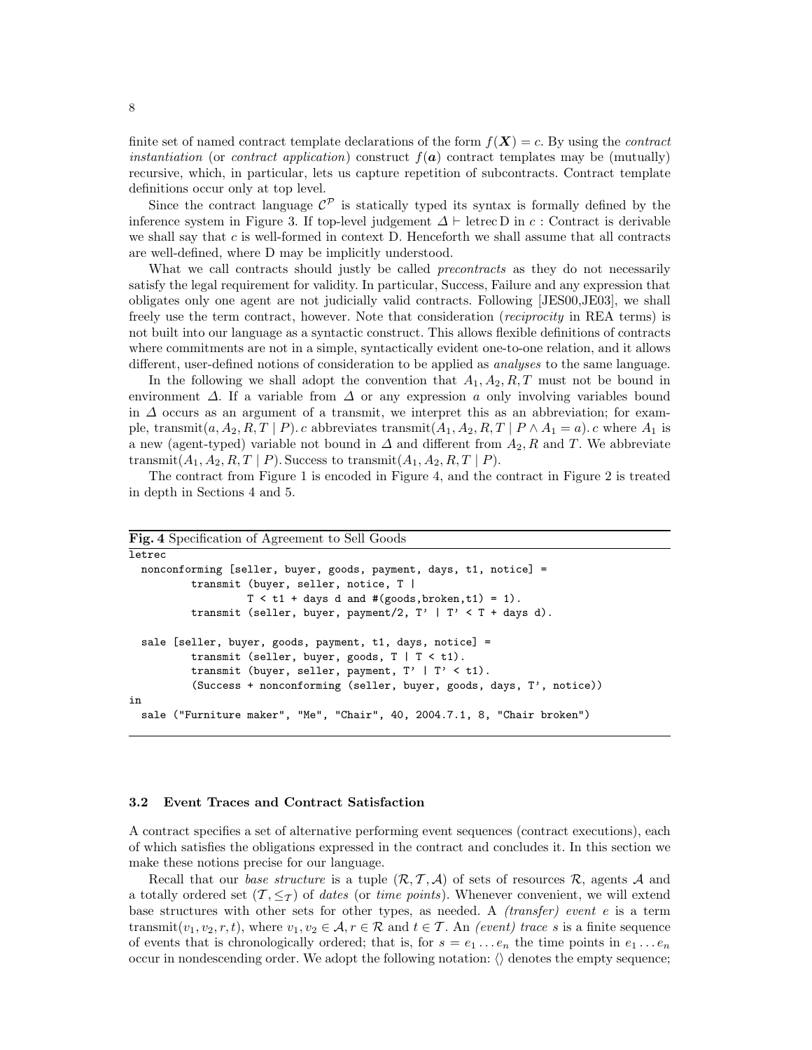finite set of named contract template declarations of the form $f(\boldsymbol{X}) = c$. By using the *contract instantiation* (or *contract application*) construct $f(\boldsymbol{a})$ contract templates may be (mutually) recursive, which, in particular, lets us capture repetition of subcontracts. Contract template definitions occur only at top level.

Since the contract language $\mathcal{C}^{\mathcal{P}}$ is statically typed its syntax is formally defined by the inference system in Figure 3. If top-level judgement $\Delta \vdash \text{letrec}\,\mathrm{D}\ \text{in}\ c : \text{Contract}$ is derivable we shall say that $c$ is well-formed in context D. Henceforth we shall assume that all contracts are well-defined, where D may be implicitly understood.

What we call contracts should justly be called *precontracts* as they do not necessarily satisfy the legal requirement for validity. In particular, Success, Failure and any expression that obligates only one agent are not judicially valid contracts. Following [JES00,JE03], we shall freely use the term contract, however. Note that consideration (*reciprocity* in REA terms) is not built into our language as a syntactic construct. This allows flexible definitions of contracts where commitments are not in a simple, syntactically evident one-to-one relation, and it allows different, user-defined notions of consideration to be applied as *analyses* to the same language.

In the following we shall adopt the convention that $A_1, A_2, R, T$ must not be bound in environment $\Delta$. If a variable from $\Delta$ or any expression $a$ only involving variables bound in $\Delta$ occurs as an argument of a transmit, we interpret this as an abbreviation; for example, $\text{transmit}(a, A_2, R, T \mid P).\, c$ abbreviates $\text{transmit}(A_1, A_2, R, T \mid P \wedge A_1 = a).\, c$ where $A_1$ is a new (agent-typed) variable not bound in $\Delta$ and different from $A_2, R$ and $T$. We abbreviate $\text{transmit}(A_1, A_2, R, T \mid P)$. Success to $\text{transmit}(A_1, A_2, R, T \mid P)$.

The contract from Figure 1 is encoded in Figure 4, and the contract in Figure 2 is treated in depth in Sections 4 and 5.

**Fig. 4** Specification of Agreement to Sell Goods

```
letrec
  nonconforming [seller, buyer, goods, payment, days, t1, notice] =
          transmit (buyer, seller, notice, T |
                  T < t1 + days d and #(goods,broken,t1) = 1).
          transmit (seller, buyer, payment/2, T' | T' < T + days d).

  sale [seller, buyer, goods, payment, t1, days, notice] =
          transmit (seller, buyer, goods, T | T < t1).
          transmit (buyer, seller, payment, T' | T' < t1).
          (Success + nonconforming (seller, buyer, goods, days, T', notice))
in
  sale ("Furniture maker", "Me", "Chair", 40, 2004.7.1, 8, "Chair broken")
```

### 3.2 Event Traces and Contract Satisfaction

A contract specifies a set of alternative performing event sequences (contract executions), each of which satisfies the obligations expressed in the contract and concludes it. In this section we make these notions precise for our language.

Recall that our *base structure* is a tuple $(\mathcal{R}, \mathcal{T}, \mathcal{A})$ of sets of resources $\mathcal{R}$, agents $\mathcal{A}$ and a totally ordered set $(\mathcal{T}, \leq_{\mathcal{T}})$ of *dates* (or *time points*). Whenever convenient, we will extend base structures with other sets for other types, as needed. A *(transfer) event* $e$ is a term $\text{transmit}(v_1, v_2, r, t)$, where $v_1, v_2 \in \mathcal{A}, r \in \mathcal{R}$ and $t \in \mathcal{T}$. An *(event) trace* $s$ is a finite sequence of events that is chronologically ordered; that is, for $s = e_1 \ldots e_n$ the time points in $e_1 \ldots e_n$ occur in nondescending order. We adopt the following notation: $\langle\rangle$ denotes the empty sequence;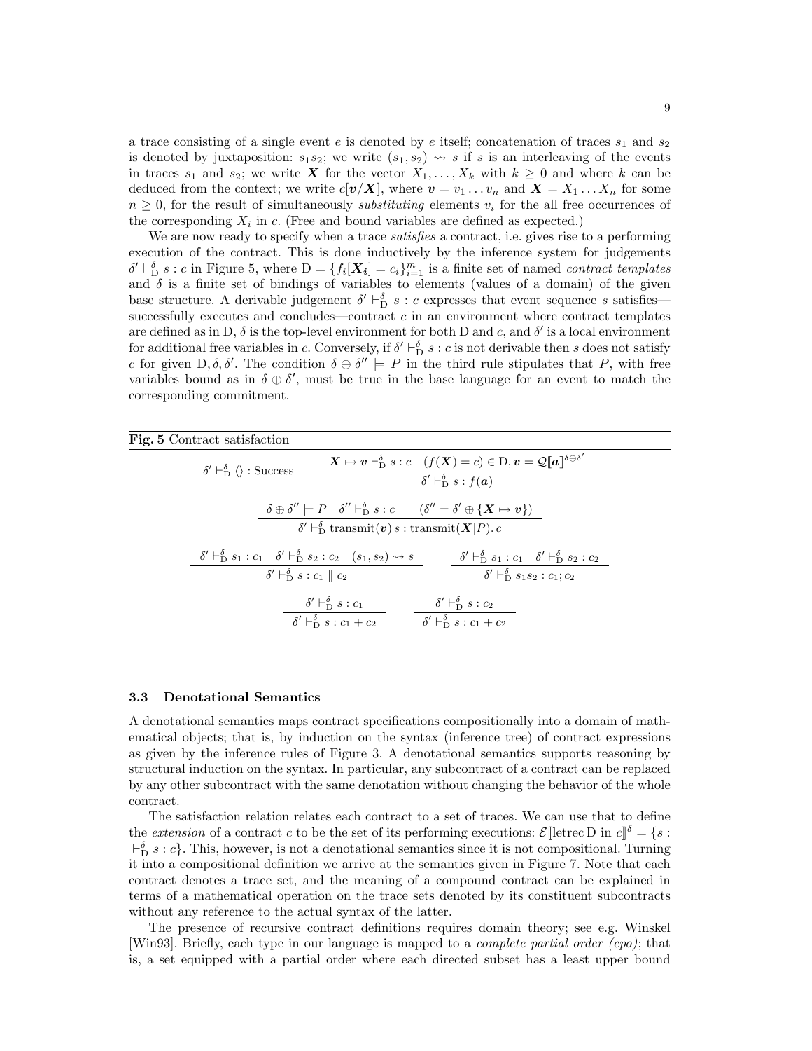a trace consisting of a single event $e$ is denoted by $e$ itself; concatenation of traces $s_1$ and $s_2$ is denoted by juxtaposition: $s_1 s_2$; we write $(s_1, s_2) \rightsquigarrow s$ if $s$ is an interleaving of the events in traces $s_1$ and $s_2$; we write $\boldsymbol{X}$ for the vector $X_1, \ldots, X_k$ with $k \geq 0$ and where $k$ can be deduced from the context; we write $c[\boldsymbol{v}/\boldsymbol{X}]$, where $\boldsymbol{v} = v_1 \ldots v_n$ and $\boldsymbol{X} = X_1 \ldots X_n$ for some $n \geq 0$, for the result of simultaneously *substituting* elements $v_i$ for the all free occurrences of the corresponding $X_i$ in $c$. (Free and bound variables are defined as expected.)

We are now ready to specify when a trace *satisfies* a contract, i.e. gives rise to a performing execution of the contract. This is done inductively by the inference system for judgements $\delta' \vdash^{\delta}_{\mathrm{D}} s : c$ in Figure 5, where $\mathrm{D} = \{f_i[\boldsymbol{X_i}] = c_i\}_{i=1}^{m}$ is a finite set of named *contract templates* and $\delta$ is a finite set of bindings of variables to elements (values of a domain) of the given base structure. A derivable judgement $\delta' \vdash^{\delta}_{\mathrm{D}} s : c$ expresses that event sequence $s$ satisfies—successfully executes and concludes—contract $c$ in an environment where contract templates are defined as in D, $\delta$ is the top-level environment for both D and $c$, and $\delta'$ is a local environment for additional free variables in $c$. Conversely, if $\delta' \vdash^{\delta}_{\mathrm{D}} s : c$ is not derivable then $s$ does not satisfy $c$ for given $\mathrm{D}, \delta, \delta'$. The condition $\delta \oplus \delta'' \models P$ in the third rule stipulates that $P$, with free variables bound as in $\delta \oplus \delta'$, must be true in the base language for an event to match the corresponding commitment.

**Fig. 5** Contract satisfaction

$$\delta' \vdash^{\delta}_{\mathrm{D}} \langle\rangle : \mathrm{Success} \qquad \frac{\boldsymbol{X} \mapsto \boldsymbol{v} \vdash^{\delta}_{\mathrm{D}} s : c \quad (f(\boldsymbol{X}) = c) \in \mathrm{D}, \boldsymbol{v} = \mathcal{Q}[\![\boldsymbol{a}]\!]^{\delta \oplus \delta'}}{\delta' \vdash^{\delta}_{\mathrm{D}} s : f(\boldsymbol{a})}$$

$$\frac{\delta \oplus \delta'' \models P \quad \delta'' \vdash^{\delta}_{\mathrm{D}} s : c \qquad (\delta'' = \delta' \oplus \{\boldsymbol{X} \mapsto \boldsymbol{v}\})}{\delta' \vdash^{\delta}_{\mathrm{D}} \mathrm{transmit}(\boldsymbol{v})\, s : \mathrm{transmit}(\boldsymbol{X}|P).\, c}$$

$$\frac{\delta' \vdash^{\delta}_{\mathrm{D}} s_1 : c_1 \quad \delta' \vdash^{\delta}_{\mathrm{D}} s_2 : c_2 \quad (s_1, s_2) \rightsquigarrow s}{\delta' \vdash^{\delta}_{\mathrm{D}} s : c_1 \parallel c_2} \qquad \frac{\delta' \vdash^{\delta}_{\mathrm{D}} s_1 : c_1 \quad \delta' \vdash^{\delta}_{\mathrm{D}} s_2 : c_2}{\delta' \vdash^{\delta}_{\mathrm{D}} s_1 s_2 : c_1 ; c_2}$$

$$\frac{\delta' \vdash^{\delta}_{\mathrm{D}} s : c_1}{\delta' \vdash^{\delta}_{\mathrm{D}} s : c_1 + c_2} \qquad \frac{\delta' \vdash^{\delta}_{\mathrm{D}} s : c_2}{\delta' \vdash^{\delta}_{\mathrm{D}} s : c_1 + c_2}$$

### 3.3 Denotational Semantics

A denotational semantics maps contract specifications compositionally into a domain of mathematical objects; that is, by induction on the syntax (inference tree) of contract expressions as given by the inference rules of Figure 3. A denotational semantics supports reasoning by structural induction on the syntax. In particular, any subcontract of a contract can be replaced by any other subcontract with the same denotation without changing the behavior of the whole contract.

The satisfaction relation relates each contract to a set of traces. We can use that to define the *extension* of a contract $c$ to be the set of its performing executions: $\mathcal{E}[\![\mathrm{letrec}\,\mathrm{D}\ \mathrm{in}\ c]\!]^{\delta} = \{s : \vdash^{\delta}_{\mathrm{D}} s : c\}$. This, however, is not a denotational semantics since it is not compositional. Turning it into a compositional definition we arrive at the semantics given in Figure 7. Note that each contract denotes a trace set, and the meaning of a compound contract can be explained in terms of a mathematical operation on the trace sets denoted by its constituent subcontracts without any reference to the actual syntax of the latter.

The presence of recursive contract definitions requires domain theory; see e.g. Winskel [Win93]. Briefly, each type in our language is mapped to a *complete partial order (cpo)*; that is, a set equipped with a partial order where each directed subset has a least upper bound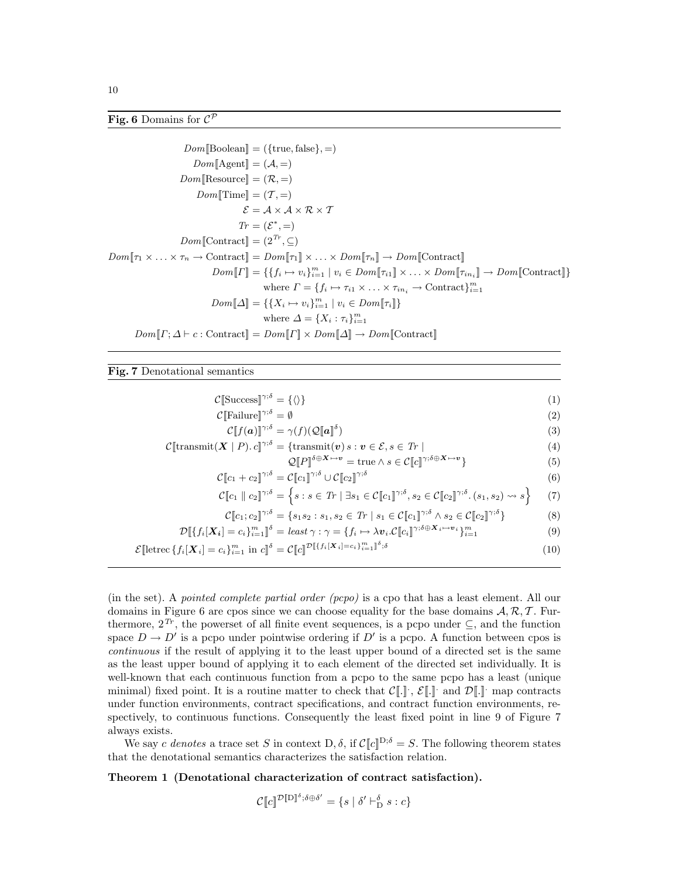**Fig. 6** Domains for $\mathcal{C}^{\mathcal{P}}$

$$
\begin{aligned}
Dom[\![\text{Boolean}]\!] &= (\{\text{true}, \text{false}\}, =) \\
Dom[\![\text{Agent}]\!] &= (\mathcal{A}, =) \\
Dom[\![\text{Resource}]\!] &= (\mathcal{R}, =) \\
Dom[\![\text{Time}]\!] &= (\mathcal{T}, =) \\
\mathcal{E} &= \mathcal{A} \times \mathcal{A} \times \mathcal{R} \times \mathcal{T} \\
Tr &= (\mathcal{E}^*, =) \\
Dom[\![\text{Contract}]\!] &= (2^{Tr}, \subseteq) \\
Dom[\![\tau_1 \times \ldots \times \tau_n \to \text{Contract}]\!] &= Dom[\![\tau_1]\!] \times \ldots \times Dom[\![\tau_n]\!] \to Dom[\![\text{Contract}]\!] \\
Dom[\![\Gamma]\!] &= \{\{f_i \mapsto v_i\}_{i=1}^m \mid v_i \in Dom[\![\tau_{i1}]\!] \times \ldots \times Dom[\![\tau_{in_i}]\!] \to Dom[\![\text{Contract}]\!]\} \\
&\phantom{=} \text{ where } \Gamma = \{f_i \mapsto \tau_{i1} \times \ldots \times \tau_{in_i} \to \text{Contract}\}_{i=1}^m \\
Dom[\![\Delta]\!] &= \{\{X_i \mapsto v_i\}_{i=1}^m \mid v_i \in Dom[\![\tau_i]\!]\} \\
&\phantom{=} \text{ where } \Delta = \{X_i : \tau_i\}_{i=1}^m \\
Dom[\![\Gamma; \Delta \vdash c : \text{Contract}]\!] &= Dom[\![\Gamma]\!] \times Dom[\![\Delta]\!] \to Dom[\![\text{Contract}]\!]
\end{aligned}
$$

**Fig. 7** Denotational semantics

$$
\begin{aligned}
\mathcal{C}[\![\text{Success}]\!]^{\gamma;\delta} &= \{\langle\rangle\} && (1) \\
\mathcal{C}[\![\text{Failure}]\!]^{\gamma;\delta} &= \emptyset && (2) \\
\mathcal{C}[\![f(\boldsymbol{a})]\!]^{\gamma;\delta} &= \gamma(f)(\mathcal{Q}[\![\boldsymbol{a}]\!]^{\delta}) && (3) \\
\mathcal{C}[\![\text{transmit}(\boldsymbol{X} \mid P).\, c]\!]^{\gamma;\delta} &= \{\text{transmit}(\boldsymbol{v})\, s : \boldsymbol{v} \in \mathcal{E}, s \in Tr \mid && (4) \\
&\qquad \mathcal{Q}[\![P]\!]^{\delta \oplus \boldsymbol{X} \mapsto \boldsymbol{v}} = \text{true} \wedge s \in \mathcal{C}[\![c]\!]^{\gamma;\delta \oplus \boldsymbol{X} \mapsto \boldsymbol{v}}\} && (5) \\
\mathcal{C}[\![c_1 + c_2]\!]^{\gamma;\delta} &= \mathcal{C}[\![c_1]\!]^{\gamma;\delta} \cup \mathcal{C}[\![c_2]\!]^{\gamma;\delta} && (6) \\
\mathcal{C}[\![c_1 \parallel c_2]\!]^{\gamma;\delta} &= \left\{s : s \in Tr \mid \exists s_1 \in \mathcal{C}[\![c_1]\!]^{\gamma;\delta}, s_2 \in \mathcal{C}[\![c_2]\!]^{\gamma;\delta}.\, (s_1, s_2) \rightsquigarrow s\right\} && (7) \\
\mathcal{C}[\![c_1; c_2]\!]^{\gamma;\delta} &= \{s_1 s_2 : s_1, s_2 \in Tr \mid s_1 \in \mathcal{C}[\![c_1]\!]^{\gamma;\delta} \wedge s_2 \in \mathcal{C}[\![c_2]\!]^{\gamma;\delta}\} && (8) \\
\mathcal{D}[\![\{f_i[\boldsymbol{X}_i] = c_i\}_{i=1}^m]\!]^{\delta} &= \textit{least}\, \gamma : \gamma = \{f_i \mapsto \lambda \boldsymbol{v}_i.\mathcal{C}[\![c_i]\!]^{\gamma;\delta \oplus \boldsymbol{X}_i \mapsto \boldsymbol{v}_i}\}_{i=1}^m && (9) \\
\mathcal{E}[\![\text{letrec}\, \{f_i[\boldsymbol{X}_i] = c_i\}_{i=1}^m \text{ in } c]\!]^{\delta} &= \mathcal{C}[\![c]\!]^{\mathcal{D}[\![\{f_i[\boldsymbol{X}_i] = c_i\}_{i=1}^m]\!]^{\delta};\delta} && (10)
\end{aligned}
$$

(in the set). A *pointed complete partial order (pcpo)* is a cpo that has a least element. All our domains in Figure 6 are cpos since we can choose equality for the base domains $\mathcal{A}, \mathcal{R}, \mathcal{T}$. Furthermore, $2^{Tr}$, the powerset of all finite event sequences, is a pcpo under $\subseteq$, and the function space $D \to D'$ is a pcpo under pointwise ordering if $D'$ is a pcpo. A function between cpos is *continuous* if the result of applying it to the least upper bound of a directed set is the same as the least upper bound of applying it to each element of the directed set individually. It is well-known that each continuous function from a pcpo to the same pcpo has a least (unique minimal) fixed point. It is a routine matter to check that $\mathcal{C}[\![.]\!]^{\cdot}$, $\mathcal{E}[\![.]\!]^{\cdot}$ and $\mathcal{D}[\![.]\!]^{\cdot}$ map contracts under function environments, contract specifications, and contract function environments, respectively, to continuous functions. Consequently the least fixed point in line 9 of Figure 7 always exists.

We say $c$ *denotes* a trace set $S$ in context $\mathrm{D}, \delta$, if $\mathcal{C}[\![c]\!]^{\mathrm{D};\delta} = S$. The following theorem states that the denotational semantics characterizes the satisfaction relation.

**Theorem 1 (Denotational characterization of contract satisfaction).**

$$
\mathcal{C}[\![c]\!]^{\mathcal{D}[\![\mathrm{D}]\!]^{\delta};\delta \oplus \delta'} = \{s \mid \delta' \vdash_{\mathrm{D}}^{\delta} s : c\}
$$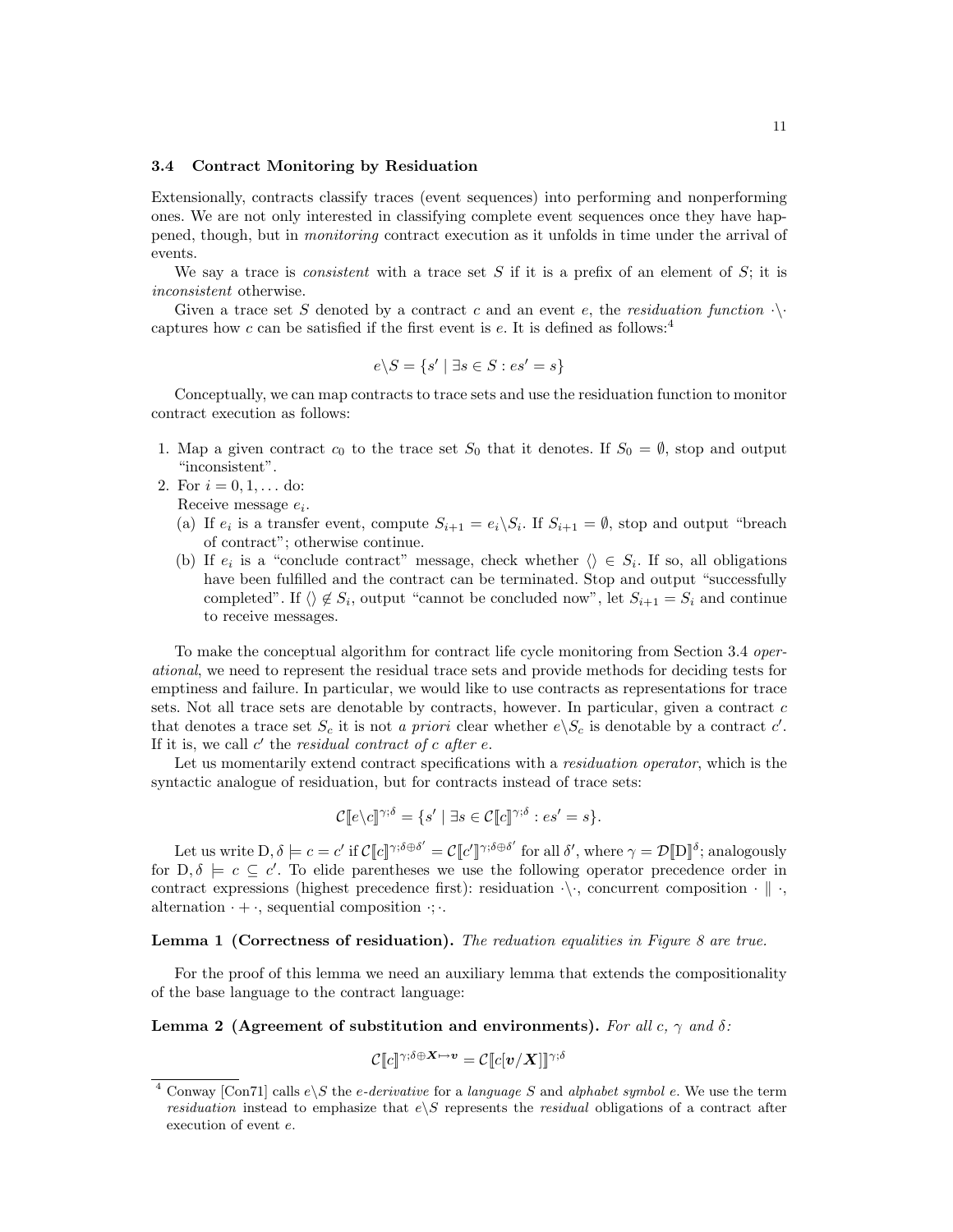### 3.4 Contract Monitoring by Residuation

Extensionally, contracts classify traces (event sequences) into performing and nonperforming ones. We are not only interested in classifying complete event sequences once they have happened, though, but in *monitoring* contract execution as it unfolds in time under the arrival of events.

We say a trace is *consistent* with a trace set $S$ if it is a prefix of an element of $S$; it is *inconsistent* otherwise.

Given a trace set $S$ denoted by a contract $c$ and an event $e$, the *residuation function* $\cdot\backslash\cdot$ captures how $c$ can be satisfied if the first event is $e$. It is defined as follows:[4]

$$e\backslash S = \{s' \mid \exists s \in S : es' = s\}$$

Conceptually, we can map contracts to trace sets and use the residuation function to monitor contract execution as follows:

1. Map a given contract $c_0$ to the trace set $S_0$ that it denotes. If $S_0 = \emptyset$, stop and output "inconsistent".
2. For $i = 0, 1, \ldots$ do:
   Receive message $e_i$.
   (a) If $e_i$ is a transfer event, compute $S_{i+1} = e_i\backslash S_i$. If $S_{i+1} = \emptyset$, stop and output "breach of contract"; otherwise continue.
   (b) If $e_i$ is a "conclude contract" message, check whether $\langle\rangle \in S_i$. If so, all obligations have been fulfilled and the contract can be terminated. Stop and output "successfully completed". If $\langle\rangle \notin S_i$, output "cannot be concluded now", let $S_{i+1} = S_i$ and continue to receive messages.

To make the conceptual algorithm for contract life cycle monitoring from Section 3.4 *operational*, we need to represent the residual trace sets and provide methods for deciding tests for emptiness and failure. In particular, we would like to use contracts as representations for trace sets. Not all trace sets are denotable by contracts, however. In particular, given a contract $c$ that denotes a trace set $S_c$ it is not *a priori* clear whether $e\backslash S_c$ is denotable by a contract $c'$. If it is, we call $c'$ the *residual contract of* $c$ *after* $e$.

Let us momentarily extend contract specifications with a *residuation operator*, which is the syntactic analogue of residuation, but for contracts instead of trace sets:

$$\mathcal{C}[\![e\backslash c]\!]^{\gamma;\delta} = \{s' \mid \exists s \in \mathcal{C}[\![c]\!]^{\gamma;\delta} : es' = s\}.$$

Let us write $\mathrm{D}, \delta \models c = c'$ if $\mathcal{C}[\![c]\!]^{\gamma;\delta\oplus\delta'} = \mathcal{C}[\![c']\!]^{\gamma;\delta\oplus\delta'}$ for all $\delta'$, where $\gamma = \mathcal{D}[\![\mathrm{D}]\!]^{\delta}$; analogously for $\mathrm{D}, \delta \models c \subseteq c'$. To elide parentheses we use the following operator precedence order in contract expressions (highest precedence first): residuation $\cdot\backslash\cdot$, concurrent composition $\cdot \parallel \cdot$, alternation $\cdot + \cdot$, sequential composition $\cdot;\cdot$.

**Lemma 1 (Correctness of residuation).** *The reduation equalities in Figure 8 are true.*

For the proof of this lemma we need an auxiliary lemma that extends the compositionality of the base language to the contract language:

**Lemma 2 (Agreement of substitution and environments).** *For all $c$, $\gamma$ and $\delta$:*

$$\mathcal{C}[\![c]\!]^{\gamma;\delta\oplus\boldsymbol{X}\mapsto\boldsymbol{v}} = \mathcal{C}[\![c[\boldsymbol{v}/\boldsymbol{X}]]\!]^{\gamma;\delta}$$

---

[4] Conway [Con71] calls $e\backslash S$ the *e-derivative* for a *language S* and *alphabet symbol e*. We use the term *residuation* instead to emphasize that $e\backslash S$ represents the *residual* obligations of a contract after execution of event $e$.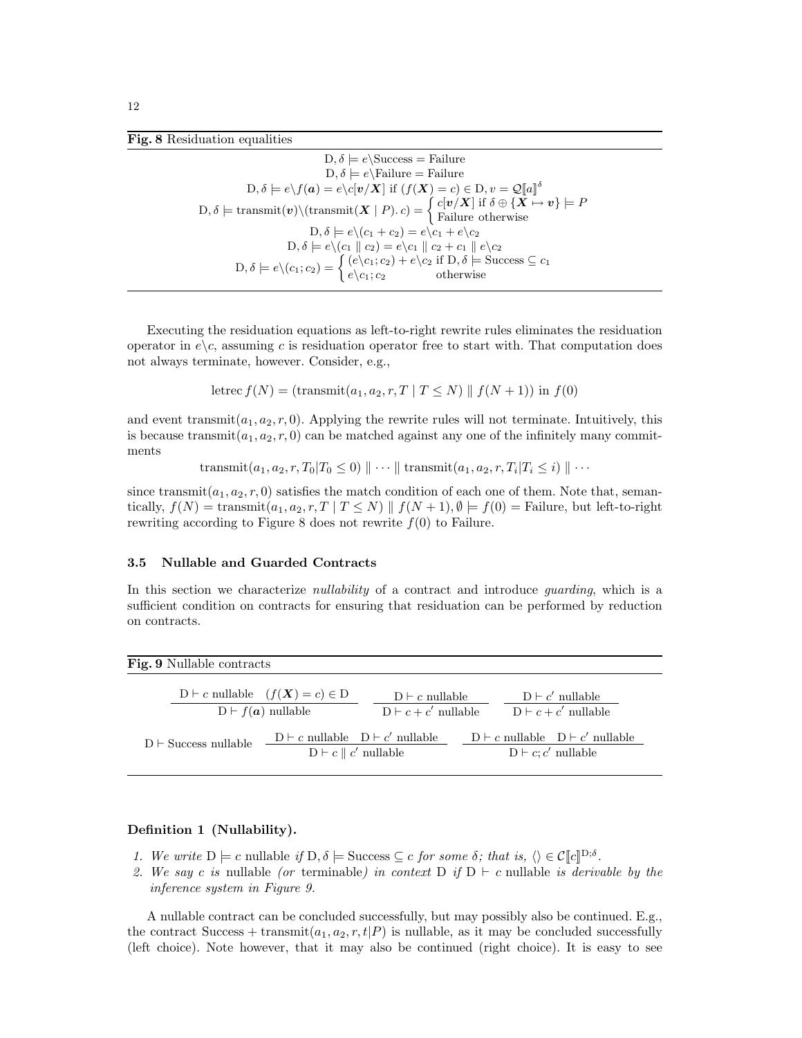**Fig. 8** Residuation equalities

$$
\begin{array}{c}
\mathrm{D}, \delta \models e \backslash \mathrm{Success} = \mathrm{Failure} \\
\mathrm{D}, \delta \models e \backslash \mathrm{Failure} = \mathrm{Failure} \\
\mathrm{D}, \delta \models e \backslash f(\boldsymbol{a}) = e \backslash c[\boldsymbol{v}/\boldsymbol{X}] \text{ if } (f(\boldsymbol{X}) = c) \in \mathrm{D}, v = \mathcal{Q}[\![a]\!]^{\delta} \\
\mathrm{D}, \delta \models \mathrm{transmit}(\boldsymbol{v}) \backslash (\mathrm{transmit}(\boldsymbol{X} \mid P).\, c) = \begin{cases} c[\boldsymbol{v}/\boldsymbol{X}] \text{ if } \delta \oplus \{\boldsymbol{X} \mapsto \boldsymbol{v}\} \models P \\ \mathrm{Failure} \text{ otherwise} \end{cases} \\
\mathrm{D}, \delta \models e \backslash (c_1 + c_2) = e \backslash c_1 + e \backslash c_2 \\
\mathrm{D}, \delta \models e \backslash (c_1 \parallel c_2) = e \backslash c_1 \parallel c_2 + c_1 \parallel e \backslash c_2 \\
\mathrm{D}, \delta \models e \backslash (c_1; c_2) = \begin{cases} (e \backslash c_1; c_2) + e \backslash c_2 \text{ if } \mathrm{D}, \delta \models \mathrm{Success} \subseteq c_1 \\ e \backslash c_1; c_2 \qquad\qquad \text{otherwise} \end{cases}
\end{array}
$$

Executing the residuation equations as left-to-right rewrite rules eliminates the residuation operator in $e \backslash c$, assuming $c$ is residuation operator free to start with. That computation does not always terminate, however. Consider, e.g.,

$$\mathrm{letrec}\, f(N) = (\mathrm{transmit}(a_1, a_2, r, T \mid T \leq N) \parallel f(N+1)) \text{ in } f(0)$$

and event $\mathrm{transmit}(a_1, a_2, r, 0)$. Applying the rewrite rules will not terminate. Intuitively, this is because $\mathrm{transmit}(a_1, a_2, r, 0)$ can be matched against any one of the infinitely many commitments

$$\mathrm{transmit}(a_1, a_2, r, T_0 | T_0 \leq 0) \parallel \cdots \parallel \mathrm{transmit}(a_1, a_2, r, T_i | T_i \leq i) \parallel \cdots$$

since $\mathrm{transmit}(a_1, a_2, r, 0)$ satisfies the match condition of each one of them. Note that, semantically, $f(N) = \mathrm{transmit}(a_1, a_2, r, T \mid T \leq N) \parallel f(N+1), \emptyset \models f(0) = \mathrm{Failure}$, but left-to-right rewriting according to Figure 8 does not rewrite $f(0)$ to Failure.

### 3.5 Nullable and Guarded Contracts

In this section we characterize *nullability* of a contract and introduce *guarding*, which is a sufficient condition on contracts for ensuring that residuation can be performed by reduction on contracts.

**Fig. 9** Nullable contracts

$$
\frac{\mathrm{D} \vdash c \text{ nullable} \quad (f(\boldsymbol{X}) = c) \in \mathrm{D}}{\mathrm{D} \vdash f(\boldsymbol{a}) \text{ nullable}} \qquad
\frac{\mathrm{D} \vdash c \text{ nullable}}{\mathrm{D} \vdash c + c' \text{ nullable}} \qquad
\frac{\mathrm{D} \vdash c' \text{ nullable}}{\mathrm{D} \vdash c + c' \text{ nullable}}
$$

$$
\mathrm{D} \vdash \mathrm{Success} \text{ nullable} \qquad
\frac{\mathrm{D} \vdash c \text{ nullable} \quad \mathrm{D} \vdash c' \text{ nullable}}{\mathrm{D} \vdash c \parallel c' \text{ nullable}} \qquad
\frac{\mathrm{D} \vdash c \text{ nullable} \quad \mathrm{D} \vdash c' \text{ nullable}}{\mathrm{D} \vdash c; c' \text{ nullable}}
$$

**Definition 1 (Nullability).**

1. *We write* $\mathrm{D} \models c$ nullable *if* $\mathrm{D}, \delta \models \mathrm{Success} \subseteq c$ *for some* $\delta$*; that is,* $\langle\rangle \in \mathcal{C}[\![c]\!]^{\mathrm{D};\delta}$.
2. *We say $c$ is* nullable *(or* terminable*) in context* D *if* $\mathrm{D} \vdash c$ nullable *is derivable by the inference system in Figure 9.*

A nullable contract can be concluded successfully, but may possibly also be continued. E.g., the contract $\mathrm{Success} + \mathrm{transmit}(a_1, a_2, r, t|P)$ is nullable, as it may be concluded successfully (left choice). Note however, that it may also be continued (right choice). It is easy to see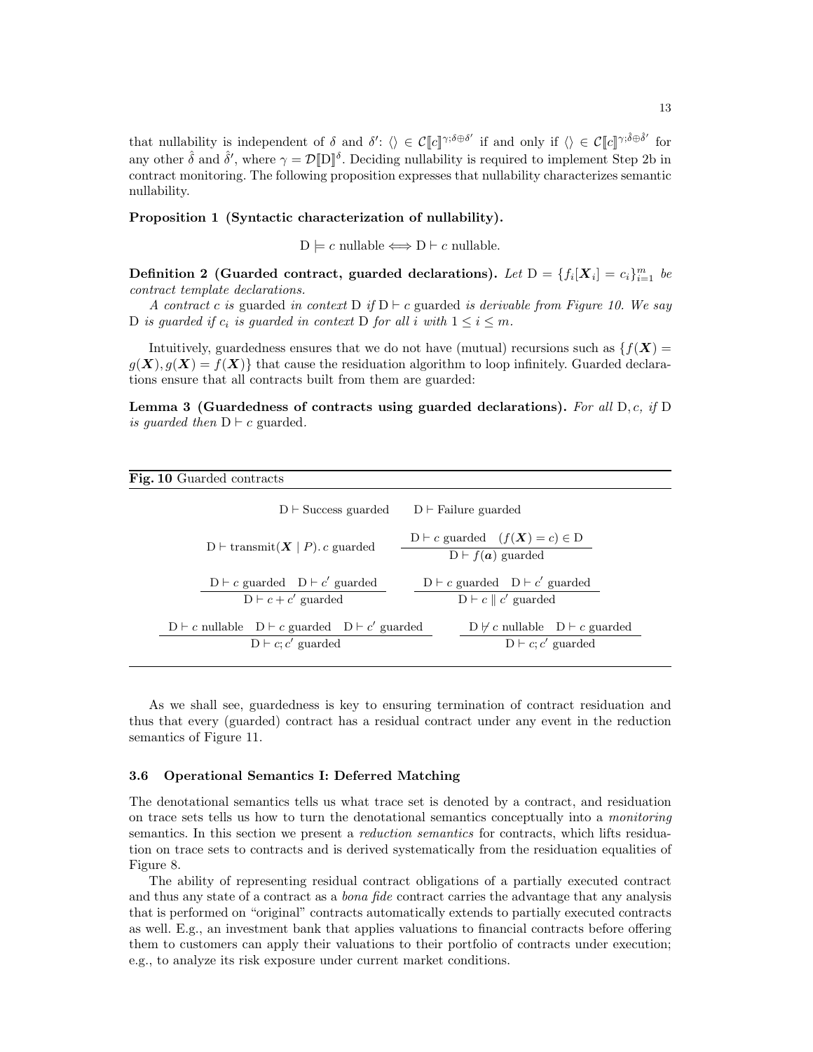that nullability is independent of $\delta$ and $\delta'$: $\langle\rangle \in \mathcal{C}[\![c]\!]^{\gamma;\delta\oplus\delta'}$ if and only if $\langle\rangle \in \mathcal{C}[\![c]\!]^{\gamma;\hat{\delta}\oplus\hat{\delta}'}$ for any other $\hat{\delta}$ and $\hat{\delta}'$, where $\gamma = \mathcal{D}[\![\mathrm{D}]\!]^{\delta}$. Deciding nullability is required to implement Step 2b in contract monitoring. The following proposition expresses that nullability characterizes semantic nullability.

**Proposition 1 (Syntactic characterization of nullability).**

$$\mathrm{D} \models c \text{ nullable} \Longleftrightarrow \mathrm{D} \vdash c \text{ nullable}.$$

**Definition 2 (Guarded contract, guarded declarations).** *Let* $\mathrm{D} = \{f_i[\boldsymbol{X}_i] = c_i\}_{i=1}^{m}$ *be contract template declarations.*

*A contract $c$ is* guarded *in context* D *if* $\mathrm{D} \vdash c$ guarded *is derivable from Figure 10. We say* D *is guarded if $c_i$ is guarded in context* D *for all $i$ with* $1 \leq i \leq m$*.*

Intuitively, guardedness ensures that we do not have (mutual) recursions such as $\{f(\boldsymbol{X}) = g(\boldsymbol{X}), g(\boldsymbol{X}) = f(\boldsymbol{X})\}$ that cause the residuation algorithm to loop infinitely. Guarded declarations ensure that all contracts built from them are guarded:

**Lemma 3 (Guardedness of contracts using guarded declarations).** *For all* $\mathrm{D}, c$*, if* D *is guarded then* $\mathrm{D} \vdash c$ guarded*.*

**Fig. 10** Guarded contracts

$$\mathrm{D} \vdash \text{Success guarded} \qquad \mathrm{D} \vdash \text{Failure guarded}$$

$$\mathrm{D} \vdash \text{transmit}(\boldsymbol{X} \mid P).\, c \text{ guarded} \qquad \frac{\mathrm{D} \vdash c \text{ guarded} \quad (f(\boldsymbol{X}) = c) \in \mathrm{D}}{\mathrm{D} \vdash f(\boldsymbol{a}) \text{ guarded}}$$

$$\frac{\mathrm{D} \vdash c \text{ guarded} \quad \mathrm{D} \vdash c' \text{ guarded}}{\mathrm{D} \vdash c + c' \text{ guarded}} \qquad \frac{\mathrm{D} \vdash c \text{ guarded} \quad \mathrm{D} \vdash c' \text{ guarded}}{\mathrm{D} \vdash c \parallel c' \text{ guarded}}$$

$$\frac{\mathrm{D} \vdash c \text{ nullable} \quad \mathrm{D} \vdash c \text{ guarded} \quad \mathrm{D} \vdash c' \text{ guarded}}{\mathrm{D} \vdash c; c' \text{ guarded}} \qquad \frac{\mathrm{D} \nvdash c \text{ nullable} \quad \mathrm{D} \vdash c \text{ guarded}}{\mathrm{D} \vdash c; c' \text{ guarded}}$$

As we shall see, guardedness is key to ensuring termination of contract residuation and thus that every (guarded) contract has a residual contract under any event in the reduction semantics of Figure 11.

### 3.6 Operational Semantics I: Deferred Matching

The denotational semantics tells us what trace set is denoted by a contract, and residuation on trace sets tells us how to turn the denotational semantics conceptually into a *monitoring* semantics. In this section we present a *reduction semantics* for contracts, which lifts residuation on trace sets to contracts and is derived systematically from the residuation equalities of Figure 8.

The ability of representing residual contract obligations of a partially executed contract and thus any state of a contract as a *bona fide* contract carries the advantage that any analysis that is performed on "original" contracts automatically extends to partially executed contracts as well. E.g., an investment bank that applies valuations to financial contracts before offering them to customers can apply their valuations to their portfolio of contracts under execution; e.g., to analyze its risk exposure under current market conditions.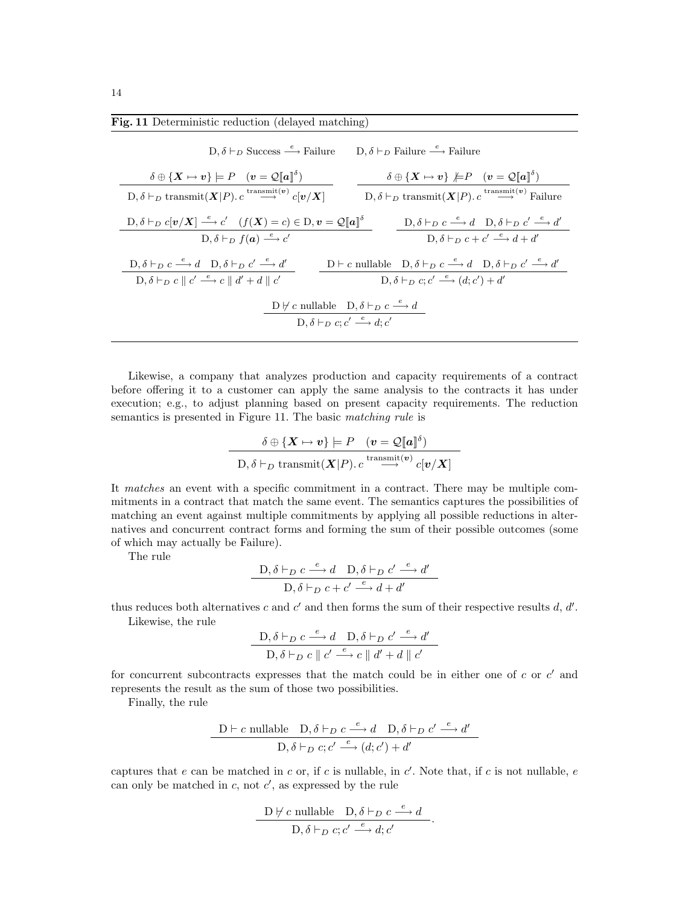**Fig. 11** Deterministic reduction (delayed matching)

$$\mathrm{D}, \delta \vdash_D \text{Success} \xrightarrow{e} \text{Failure} \qquad \mathrm{D}, \delta \vdash_D \text{Failure} \xrightarrow{e} \text{Failure}$$

$$\frac{\delta \oplus \{\boldsymbol{X} \mapsto \boldsymbol{v}\} \models P \quad (\boldsymbol{v} = \mathcal{Q}[\![\boldsymbol{a}]\!]^{\delta})}{\mathrm{D}, \delta \vdash_D \text{transmit}(\boldsymbol{X}|P).\, c \xrightarrow{\text{transmit}(\boldsymbol{v})} c[\boldsymbol{v}/\boldsymbol{X}]} \qquad \frac{\delta \oplus \{\boldsymbol{X} \mapsto \boldsymbol{v}\} \not\models P \quad (\boldsymbol{v} = \mathcal{Q}[\![\boldsymbol{a}]\!]^{\delta})}{\mathrm{D}, \delta \vdash_D \text{transmit}(\boldsymbol{X}|P).\, c \xrightarrow{\text{transmit}(\boldsymbol{v})} \text{Failure}}$$

$$\frac{\mathrm{D}, \delta \vdash_D c[\boldsymbol{v}/\boldsymbol{X}] \xrightarrow{e} c' \quad (f(\boldsymbol{X}) = c) \in \mathrm{D}, \boldsymbol{v} = \mathcal{Q}[\![\boldsymbol{a}]\!]^{\delta}}{\mathrm{D}, \delta \vdash_D f(\boldsymbol{a}) \xrightarrow{e} c'} \qquad \frac{\mathrm{D}, \delta \vdash_D c \xrightarrow{e} d \quad \mathrm{D}, \delta \vdash_D c' \xrightarrow{e} d'}{\mathrm{D}, \delta \vdash_D c + c' \xrightarrow{e} d + d'}$$

$$\frac{\mathrm{D}, \delta \vdash_D c \xrightarrow{e} d \quad \mathrm{D}, \delta \vdash_D c' \xrightarrow{e} d'}{\mathrm{D}, \delta \vdash_D c \parallel c' \xrightarrow{e} c \parallel d' + d \parallel c'} \qquad \frac{\mathrm{D} \vdash c \text{ nullable} \quad \mathrm{D}, \delta \vdash_D c \xrightarrow{e} d \quad \mathrm{D}, \delta \vdash_D c' \xrightarrow{e} d'}{\mathrm{D}, \delta \vdash_D c; c' \xrightarrow{e} (d; c') + d'}$$

$$\frac{\mathrm{D} \not\vdash c \text{ nullable} \quad \mathrm{D}, \delta \vdash_D c \xrightarrow{e} d}{\mathrm{D}, \delta \vdash_D c; c' \xrightarrow{e} d; c'}$$

Likewise, a company that analyzes production and capacity requirements of a contract before offering it to a customer can apply the same analysis to the contracts it has under execution; e.g., to adjust planning based on present capacity requirements. The reduction semantics is presented in Figure 11. The basic *matching rule* is

$$\frac{\delta \oplus \{\boldsymbol{X} \mapsto \boldsymbol{v}\} \models P \quad (\boldsymbol{v} = \mathcal{Q}[\![\boldsymbol{a}]\!]^{\delta})}{\mathrm{D}, \delta \vdash_D \text{transmit}(\boldsymbol{X}|P).\, c \xrightarrow{\text{transmit}(\boldsymbol{v})} c[\boldsymbol{v}/\boldsymbol{X}]}$$

It *matches* an event with a specific commitment in a contract. There may be multiple commitments in a contract that match the same event. The semantics captures the possibilities of matching an event against multiple commitments by applying all possible reductions in alternatives and concurrent contract forms and forming the sum of their possible outcomes (some of which may actually be Failure).

The rule

$$\frac{\mathrm{D}, \delta \vdash_D c \xrightarrow{e} d \quad \mathrm{D}, \delta \vdash_D c' \xrightarrow{e} d'}{\mathrm{D}, \delta \vdash_D c + c' \xrightarrow{e} d + d'}$$

thus reduces both alternatives $c$ and $c'$ and then forms the sum of their respective results $d$, $d'$.

Likewise, the rule

$$\frac{\mathrm{D}, \delta \vdash_D c \xrightarrow{e} d \quad \mathrm{D}, \delta \vdash_D c' \xrightarrow{e} d'}{\mathrm{D}, \delta \vdash_D c \parallel c' \xrightarrow{e} c \parallel d' + d \parallel c'}$$

for concurrent subcontracts expresses that the match could be in either one of $c$ or $c'$ and represents the result as the sum of those two possibilities.

Finally, the rule

$$\frac{\mathrm{D} \vdash c \text{ nullable} \quad \mathrm{D}, \delta \vdash_D c \xrightarrow{e} d \quad \mathrm{D}, \delta \vdash_D c' \xrightarrow{e} d'}{\mathrm{D}, \delta \vdash_D c; c' \xrightarrow{e} (d; c') + d'}$$

captures that $e$ can be matched in $c$ or, if $c$ is nullable, in $c'$. Note that, if $c$ is not nullable, $e$ can only be matched in $c$, not $c'$, as expressed by the rule

$$\frac{\mathrm{D} \not\vdash c \text{ nullable} \quad \mathrm{D}, \delta \vdash_D c \xrightarrow{e} d}{\mathrm{D}, \delta \vdash_D c; c' \xrightarrow{e} d; c'}.$$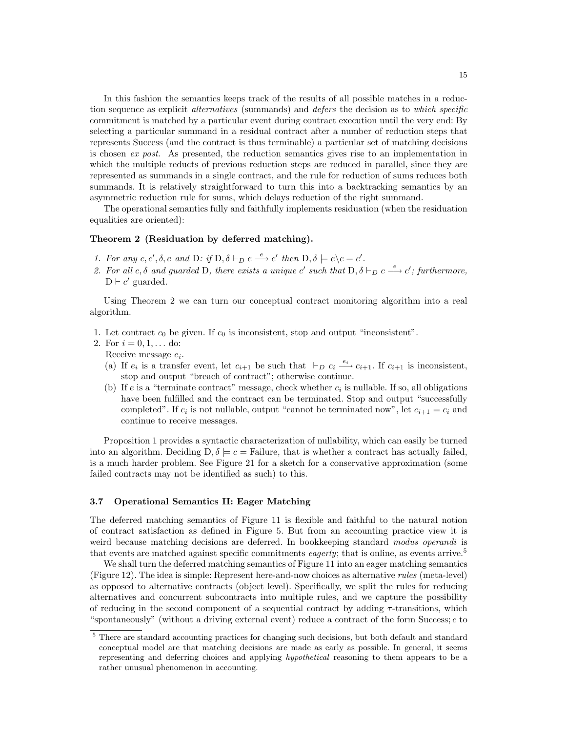In this fashion the semantics keeps track of the results of all possible matches in a reduction sequence as explicit *alternatives* (summands) and *defers* the decision as to *which specific* commitment is matched by a particular event during contract execution until the very end: By selecting a particular summand in a residual contract after a number of reduction steps that represents Success (and the contract is thus terminable) a particular set of matching decisions is chosen *ex post*. As presented, the reduction semantics gives rise to an implementation in which the multiple reducts of previous reduction steps are reduced in parallel, since they are represented as summands in a single contract, and the rule for reduction of sums reduces both summands. It is relatively straightforward to turn this into a backtracking semantics by an asymmetric reduction rule for sums, which delays reduction of the right summand.

The operational semantics fully and faithfully implements residuation (when the residuation equalities are oriented):

**Theorem 2 (Residuation by deferred matching).**

1. *For any* $c, c', \delta, e$ *and* $\mathrm{D}$*: if* $\mathrm{D}, \delta \vdash_D c \xrightarrow{e} c'$ *then* $\mathrm{D}, \delta \models e \backslash c = c'$.
2. *For all* $c, \delta$ *and guarded* $\mathrm{D}$*, there exists a unique* $c'$ *such that* $\mathrm{D}, \delta \vdash_D c \xrightarrow{e} c'$*; furthermore,* $\mathrm{D} \vdash c'$ guarded.

Using Theorem 2 we can turn our conceptual contract monitoring algorithm into a real algorithm.

1. Let contract $c_0$ be given. If $c_0$ is inconsistent, stop and output "inconsistent".
2. For $i = 0, 1, \ldots$ do:
   Receive message $e_i$.
   (a) If $e_i$ is a transfer event, let $c_{i+1}$ be such that $\vdash_D c_i \xrightarrow{e_i} c_{i+1}$. If $c_{i+1}$ is inconsistent, stop and output "breach of contract"; otherwise continue.
   (b) If $e$ is a "terminate contract" message, check whether $c_i$ is nullable. If so, all obligations have been fulfilled and the contract can be terminated. Stop and output "successfully completed". If $c_i$ is not nullable, output "cannot be terminated now", let $c_{i+1} = c_i$ and continue to receive messages.

Proposition 1 provides a syntactic characterization of nullability, which can easily be turned into an algorithm. Deciding $\mathrm{D}, \delta \models c = \mathrm{Failure}$, that is whether a contract has actually failed, is a much harder problem. See Figure 21 for a sketch for a conservative approximation (some failed contracts may not be identified as such) to this.

### 3.7 Operational Semantics II: Eager Matching

The deferred matching semantics of Figure 11 is flexible and faithful to the natural notion of contract satisfaction as defined in Figure 5. But from an accounting practice view it is weird because matching decisions are deferred. In bookkeeping standard *modus operandi* is that events are matched against specific commitments *eagerly*; that is online, as events arrive.[5]

We shall turn the deferred matching semantics of Figure 11 into an eager matching semantics (Figure 12). The idea is simple: Represent here-and-now choices as alternative *rules* (meta-level) as opposed to alternative contracts (object level). Specifically, we split the rules for reducing alternatives and concurrent subcontracts into multiple rules, and we capture the possibility of reducing in the second component of a sequential contract by adding $\tau$-transitions, which "spontaneously" (without a driving external event) reduce a contract of the form Success; $c$ to

---

[5] There are standard accounting practices for changing such decisions, but both default and standard conceptual model are that matching decisions are made as early as possible. In general, it seems representing and deferring choices and applying *hypothetical* reasoning to them appears to be a rather unusual phenomenon in accounting.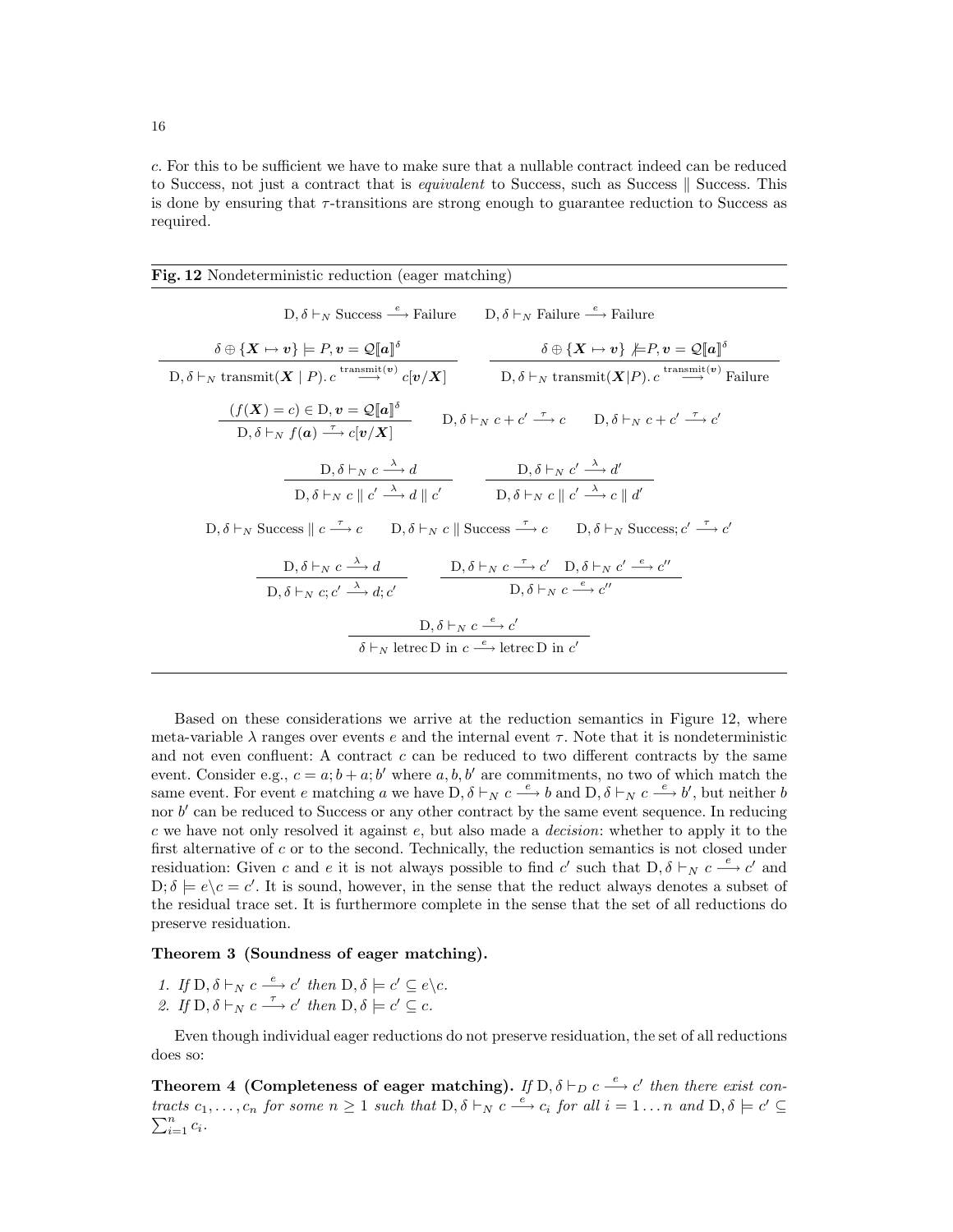$c$. For this to be sufficient we have to make sure that a nullable contract indeed can be reduced to Success, not just a contract that is *equivalent* to Success, such as Success $\|$ Success. This is done by ensuring that $\tau$-transitions are strong enough to guarantee reduction to Success as required.

**Fig. 12** Nondeterministic reduction (eager matching)

$$\mathrm{D}, \delta \vdash_N \text{Success} \xrightarrow{e} \text{Failure} \qquad \mathrm{D}, \delta \vdash_N \text{Failure} \xrightarrow{e} \text{Failure}$$

$$\frac{\delta \oplus \{\boldsymbol{X} \mapsto \boldsymbol{v}\} \models P, \boldsymbol{v} = \mathcal{Q}[\![\boldsymbol{a}]\!]^\delta}{\mathrm{D}, \delta \vdash_N \text{transmit}(\boldsymbol{X} \mid P).\, c \xrightarrow{\text{transmit}(\boldsymbol{v})} c[\boldsymbol{v}/\boldsymbol{X}]} \qquad \frac{\delta \oplus \{\boldsymbol{X} \mapsto \boldsymbol{v}\} \not\models P, \boldsymbol{v} = \mathcal{Q}[\![\boldsymbol{a}]\!]^\delta}{\mathrm{D}, \delta \vdash_N \text{transmit}(\boldsymbol{X} | P).\, c \xrightarrow{\text{transmit}(\boldsymbol{v})} \text{Failure}}$$

$$\frac{(f(\boldsymbol{X}) = c) \in \mathrm{D}, \boldsymbol{v} = \mathcal{Q}[\![\boldsymbol{a}]\!]^\delta}{\mathrm{D}, \delta \vdash_N f(\boldsymbol{a}) \xrightarrow{\tau} c[\boldsymbol{v}/\boldsymbol{X}]} \qquad \mathrm{D}, \delta \vdash_N c + c' \xrightarrow{\tau} c \qquad \mathrm{D}, \delta \vdash_N c + c' \xrightarrow{\tau} c'$$

$$\frac{\mathrm{D}, \delta \vdash_N c \xrightarrow{\lambda} d}{\mathrm{D}, \delta \vdash_N c \parallel c' \xrightarrow{\lambda} d \parallel c'} \qquad \frac{\mathrm{D}, \delta \vdash_N c' \xrightarrow{\lambda} d'}{\mathrm{D}, \delta \vdash_N c \parallel c' \xrightarrow{\lambda} c \parallel d'}$$

$$\mathrm{D}, \delta \vdash_N \text{Success} \parallel c \xrightarrow{\tau} c \qquad \mathrm{D}, \delta \vdash_N c \parallel \text{Success} \xrightarrow{\tau} c \qquad \mathrm{D}, \delta \vdash_N \text{Success}; c' \xrightarrow{\tau} c'$$

$$\frac{\mathrm{D}, \delta \vdash_N c \xrightarrow{\lambda} d}{\mathrm{D}, \delta \vdash_N c; c' \xrightarrow{\lambda} d; c'} \qquad \frac{\mathrm{D}, \delta \vdash_N c \xrightarrow{\tau} c' \quad \mathrm{D}, \delta \vdash_N c' \xrightarrow{e} c''}{\mathrm{D}, \delta \vdash_N c \xrightarrow{e} c''}$$

$$\frac{\mathrm{D}, \delta \vdash_N c \xrightarrow{e} c'}{\delta \vdash_N \text{letrec}\,\mathrm{D} \text{ in } c \xrightarrow{e} \text{letrec}\,\mathrm{D} \text{ in } c'}$$

Based on these considerations we arrive at the reduction semantics in Figure 12, where meta-variable $\lambda$ ranges over events $e$ and the internal event $\tau$. Note that it is nondeterministic and not even confluent: A contract $c$ can be reduced to two different contracts by the same event. Consider e.g., $c = a; b + a; b'$ where $a, b, b'$ are commitments, no two of which match the same event. For event $e$ matching $a$ we have $\mathrm{D}, \delta \vdash_N c \xrightarrow{e} b$ and $\mathrm{D}, \delta \vdash_N c \xrightarrow{e} b'$, but neither $b$ nor $b'$ can be reduced to Success or any other contract by the same event sequence. In reducing $c$ we have not only resolved it against $e$, but also made a *decision*: whether to apply it to the first alternative of $c$ or to the second. Technically, the reduction semantics is not closed under residuation: Given $c$ and $e$ it is not always possible to find $c'$ such that $\mathrm{D}, \delta \vdash_N c \xrightarrow{e} c'$ and $\mathrm{D}; \delta \models e \backslash c = c'$. It is sound, however, in the sense that the reduct always denotes a subset of the residual trace set. It is furthermore complete in the sense that the set of all reductions do preserve residuation.

**Theorem 3 (Soundness of eager matching).**

1. *If* $\mathrm{D}, \delta \vdash_N c \xrightarrow{e} c'$ *then* $\mathrm{D}, \delta \models c' \subseteq e \backslash c$.
2. *If* $\mathrm{D}, \delta \vdash_N c \xrightarrow{\tau} c'$ *then* $\mathrm{D}, \delta \models c' \subseteq c$.

Even though individual eager reductions do not preserve residuation, the set of all reductions does so:

**Theorem 4 (Completeness of eager matching).** *If* $\mathrm{D}, \delta \vdash_D c \xrightarrow{e} c'$ *then there exist contracts* $c_1, \ldots, c_n$ *for some* $n \geq 1$ *such that* $\mathrm{D}, \delta \vdash_N c \xrightarrow{e} c_i$ *for all* $i = 1 \ldots n$ *and* $\mathrm{D}, \delta \models c' \subseteq \sum_{i=1}^{n} c_i$.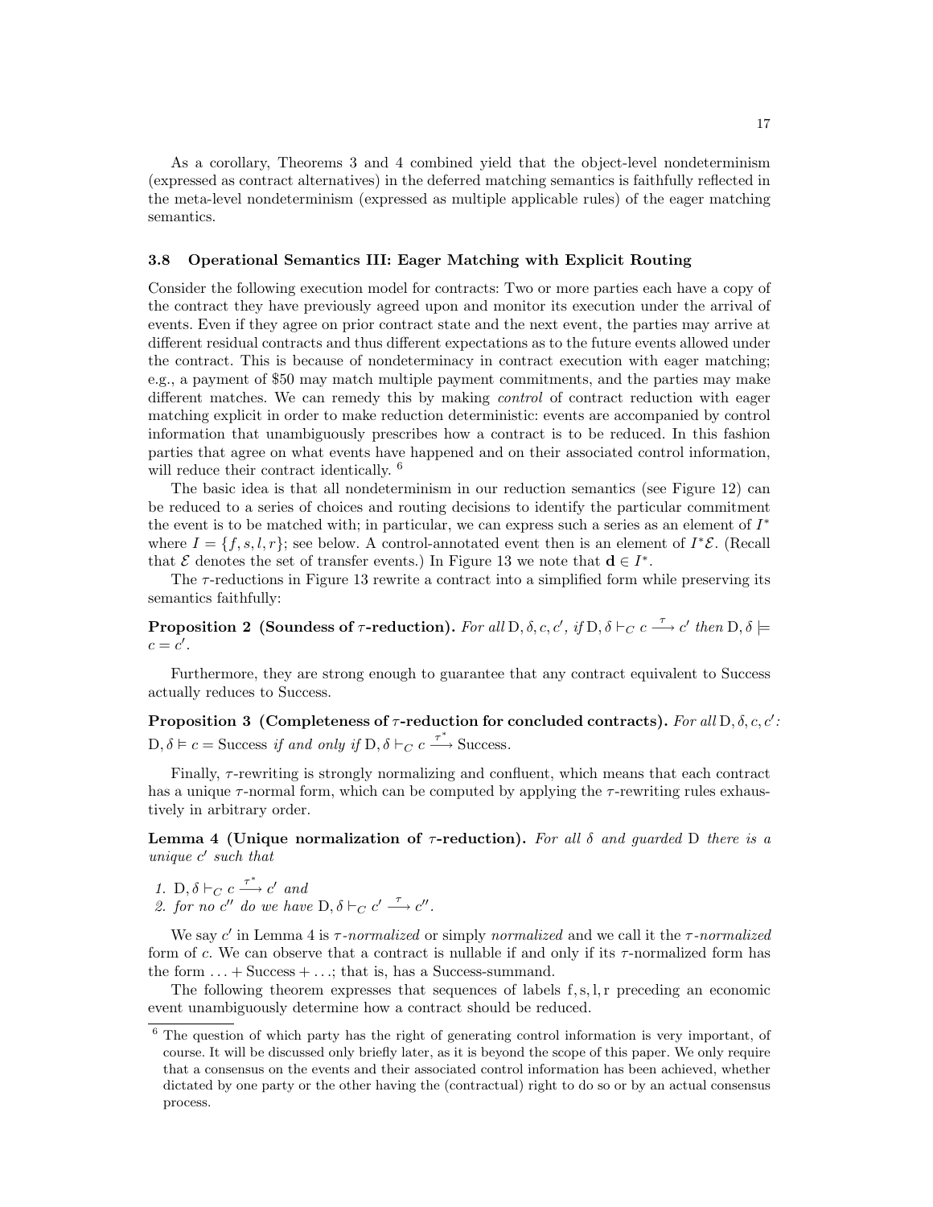As a corollary, Theorems 3 and 4 combined yield that the object-level nondeterminism (expressed as contract alternatives) in the deferred matching semantics is faithfully reflected in the meta-level nondeterminism (expressed as multiple applicable rules) of the eager matching semantics.

### 3.8 Operational Semantics III: Eager Matching with Explicit Routing

Consider the following execution model for contracts: Two or more parties each have a copy of the contract they have previously agreed upon and monitor its execution under the arrival of events. Even if they agree on prior contract state and the next event, the parties may arrive at different residual contracts and thus different expectations as to the future events allowed under the contract. This is because of nondeterminacy in contract execution with eager matching; e.g., a payment of \$50 may match multiple payment commitments, and the parties may make different matches. We can remedy this by making *control* of contract reduction with eager matching explicit in order to make reduction deterministic: events are accompanied by control information that unambiguously prescribes how a contract is to be reduced. In this fashion parties that agree on what events have happened and on their associated control information, will reduce their contract identically. [6]

The basic idea is that all nondeterminism in our reduction semantics (see Figure 12) can be reduced to a series of choices and routing decisions to identify the particular commitment the event is to be matched with; in particular, we can express such a series as an element of $I^*$ where $I = \{f, s, l, r\}$; see below. A control-annotated event then is an element of $I^*\mathcal{E}$. (Recall that $\mathcal{E}$ denotes the set of transfer events.) In Figure 13 we note that $\mathbf{d} \in I^*$.

The $\tau$-reductions in Figure 13 rewrite a contract into a simplified form while preserving its semantics faithfully:

**Proposition 2 (Soundess of $\tau$-reduction).** *For all* $\mathrm{D}, \delta, c, c'$, *if* $\mathrm{D}, \delta \vdash_C c \xrightarrow{\tau} c'$ *then* $\mathrm{D}, \delta \models c = c'$.

Furthermore, they are strong enough to guarantee that any contract equivalent to Success actually reduces to Success.

**Proposition 3 (Completeness of $\tau$-reduction for concluded contracts).** *For all* $\mathrm{D}, \delta, c, c'$: $\mathrm{D}, \delta \vDash c = \mathrm{Success}$ *if and only if* $\mathrm{D}, \delta \vdash_C c \xrightarrow{\tau^*} \mathrm{Success}$.

Finally, $\tau$-rewriting is strongly normalizing and confluent, which means that each contract has a unique $\tau$-normal form, which can be computed by applying the $\tau$-rewriting rules exhaustively in arbitrary order.

**Lemma 4 (Unique normalization of $\tau$-reduction).** *For all $\delta$ and guarded* $\mathrm{D}$ *there is a unique $c'$ such that*

1. $\mathrm{D}, \delta \vdash_C c \xrightarrow{\tau^*} c'$ *and*
2. *for no $c''$ do we have* $\mathrm{D}, \delta \vdash_C c' \xrightarrow{\tau} c''$.

We say $c'$ in Lemma 4 is *$\tau$-normalized* or simply *normalized* and we call it the *$\tau$-normalized* form of $c$. We can observe that a contract is nullable if and only if its $\tau$-normalized form has the form $\ldots + \mathrm{Success} + \ldots$; that is, has a Success-summand.

The following theorem expresses that sequences of labels f, s, l, r preceding an economic event unambiguously determine how a contract should be reduced.

[6] The question of which party has the right of generating control information is very important, of course. It will be discussed only briefly later, as it is beyond the scope of this paper. We only require that a consensus on the events and their associated control information has been achieved, whether dictated by one party or the other having the (contractual) right to do so or by an actual consensus process.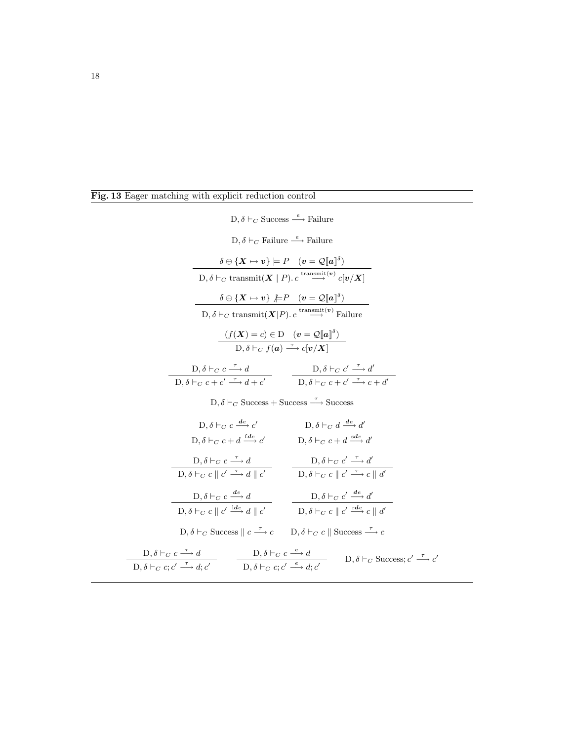**Fig. 13** Eager matching with explicit reduction control

$$\mathrm{D}, \delta \vdash_C \text{Success} \xrightarrow{e} \text{Failure}$$

$$\mathrm{D}, \delta \vdash_C \text{Failure} \xrightarrow{e} \text{Failure}$$

$$\frac{\delta \oplus \{\boldsymbol{X} \mapsto \boldsymbol{v}\} \models P \quad (\boldsymbol{v} = \mathcal{Q}[\![\boldsymbol{a}]\!]^{\delta})}{\mathrm{D}, \delta \vdash_C \text{transmit}(\boldsymbol{X} \mid P).\, c \xrightarrow{\text{transmit}(\boldsymbol{v})} c[\boldsymbol{v}/\boldsymbol{X}]}$$

$$\frac{\delta \oplus \{\boldsymbol{X} \mapsto \boldsymbol{v}\} \not\models P \quad (\boldsymbol{v} = \mathcal{Q}[\![\boldsymbol{a}]\!]^{\delta})}{\mathrm{D}, \delta \vdash_C \text{transmit}(\boldsymbol{X} | P).\, c \xrightarrow{\text{transmit}(\boldsymbol{v})} \text{Failure}}$$

$$\frac{(f(\boldsymbol{X}) = c) \in \mathrm{D} \quad (\boldsymbol{v} = \mathcal{Q}[\![\boldsymbol{a}]\!]^{\delta})}{\mathrm{D}, \delta \vdash_C f(\boldsymbol{a}) \xrightarrow{\tau} c[\boldsymbol{v}/\boldsymbol{X}]}$$

$$\frac{\mathrm{D}, \delta \vdash_C c \xrightarrow{\tau} d}{\mathrm{D}, \delta \vdash_C c + c' \xrightarrow{\tau} d + c'} \qquad \frac{\mathrm{D}, \delta \vdash_C c' \xrightarrow{\tau} d'}{\mathrm{D}, \delta \vdash_C c + c' \xrightarrow{\tau} c + d'}$$

$$\mathrm{D}, \delta \vdash_C \text{Success} + \text{Success} \xrightarrow{\tau} \text{Success}$$

$$\frac{\mathrm{D}, \delta \vdash_C c \xrightarrow{\boldsymbol{de}} c'}{\mathrm{D}, \delta \vdash_C c + d \xrightarrow{\mathtt{f}\boldsymbol{de}} c'} \qquad \frac{\mathrm{D}, \delta \vdash_C d \xrightarrow{\boldsymbol{de}} d'}{\mathrm{D}, \delta \vdash_C c + d \xrightarrow{\boldsymbol{sde}} d'}$$

$$\frac{\mathrm{D}, \delta \vdash_C c \xrightarrow{\tau} d}{\mathrm{D}, \delta \vdash_C c \parallel c' \xrightarrow{\tau} d \parallel c'} \qquad \frac{\mathrm{D}, \delta \vdash_C c' \xrightarrow{\tau} d'}{\mathrm{D}, \delta \vdash_C c \parallel c' \xrightarrow{\tau} c \parallel d'}$$

$$\frac{\mathrm{D}, \delta \vdash_C c \xrightarrow{\boldsymbol{de}} d}{\mathrm{D}, \delta \vdash_C c \parallel c' \xrightarrow{\mathtt{l}\boldsymbol{de}} d \parallel c'} \qquad \frac{\mathrm{D}, \delta \vdash_C c' \xrightarrow{\boldsymbol{de}} d'}{\mathrm{D}, \delta \vdash_C c \parallel c' \xrightarrow{\mathtt{r}\boldsymbol{de}} c \parallel d'}$$

$$\mathrm{D}, \delta \vdash_C \text{Success} \parallel c \xrightarrow{\tau} c \qquad \mathrm{D}, \delta \vdash_C c \parallel \text{Success} \xrightarrow{\tau} c$$

$$\frac{\mathrm{D}, \delta \vdash_C c \xrightarrow{\tau} d}{\mathrm{D}, \delta \vdash_C c; c' \xrightarrow{\tau} d; c'} \qquad \frac{\mathrm{D}, \delta \vdash_C c \xrightarrow{e} d}{\mathrm{D}, \delta \vdash_C c; c' \xrightarrow{e} d; c'} \qquad \mathrm{D}, \delta \vdash_C \text{Success}; c' \xrightarrow{\tau} c'$$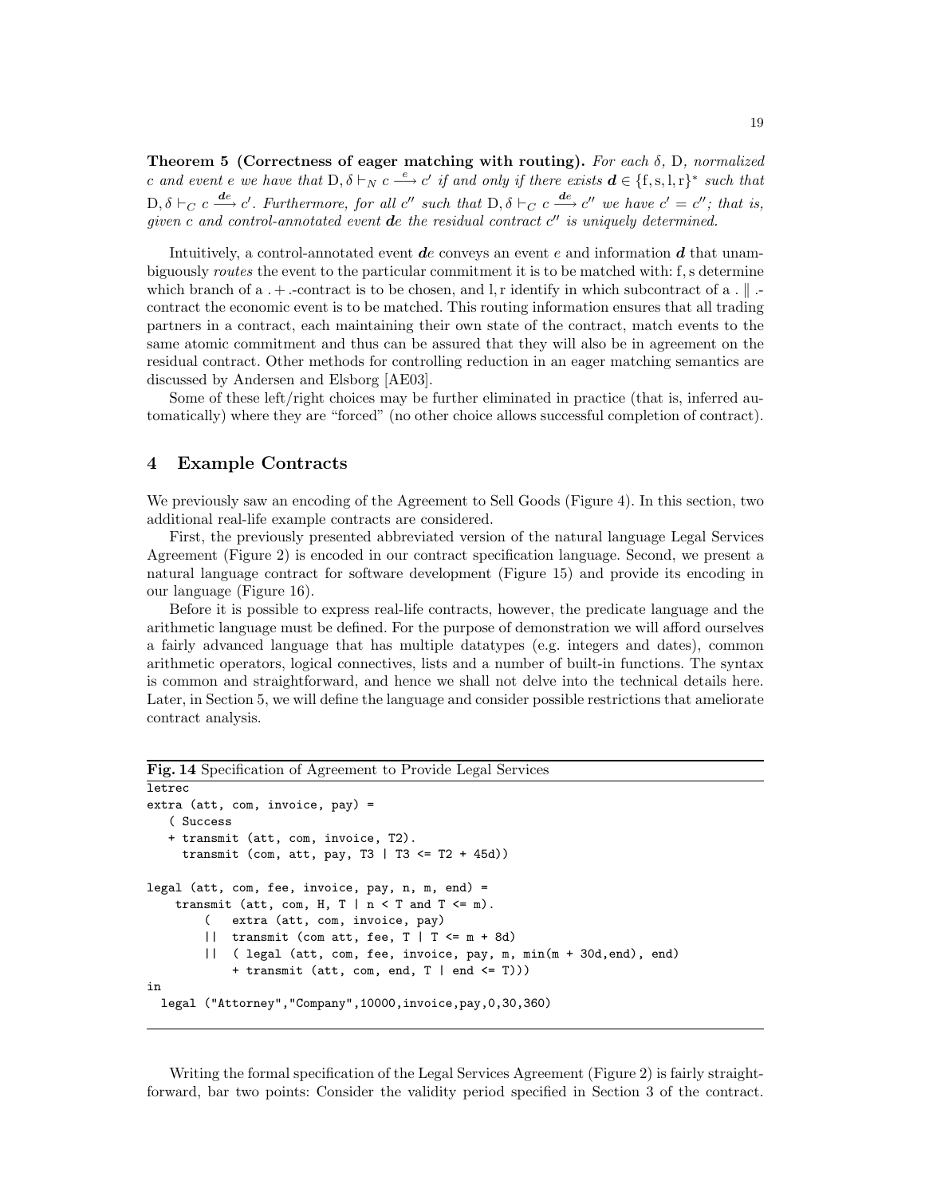**Theorem 5 (Correctness of eager matching with routing).** *For each $\delta$, D, normalized $c$ and event $e$ we have that $\mathrm{D}, \delta \vdash_N c \xrightarrow{e} c'$ if and only if there exists $\boldsymbol{d} \in \{\mathrm{f}, \mathrm{s}, \mathrm{l}, \mathrm{r}\}^*$ such that $\mathrm{D}, \delta \vdash_C c \xrightarrow{\boldsymbol{d}e} c'$. Furthermore, for all $c''$ such that $\mathrm{D}, \delta \vdash_C c \xrightarrow{\boldsymbol{d}e} c''$ we have $c' = c''$; that is, given $c$ and control-annotated event $\boldsymbol{d}e$ the residual contract $c''$ is uniquely determined.*

Intuitively, a control-annotated event $\boldsymbol{d}e$ conveys an event $e$ and information $\boldsymbol{d}$ that unambiguously *routes* the event to the particular commitment it is to be matched with: f, s determine which branch of a $. + .$-contract is to be chosen, and l, r identify in which subcontract of a $. \parallel .$-contract the economic event is to be matched. This routing information ensures that all trading partners in a contract, each maintaining their own state of the contract, match events to the same atomic commitment and thus can be assured that they will also be in agreement on the residual contract. Other methods for controlling reduction in an eager matching semantics are discussed by Andersen and Elsborg [AE03].

Some of these left/right choices may be further eliminated in practice (that is, inferred automatically) where they are "forced" (no other choice allows successful completion of contract).

## 4 Example Contracts

We previously saw an encoding of the Agreement to Sell Goods (Figure 4). In this section, two additional real-life example contracts are considered.

First, the previously presented abbreviated version of the natural language Legal Services Agreement (Figure 2) is encoded in our contract specification language. Second, we present a natural language contract for software development (Figure 15) and provide its encoding in our language (Figure 16).

Before it is possible to express real-life contracts, however, the predicate language and the arithmetic language must be defined. For the purpose of demonstration we will afford ourselves a fairly advanced language that has multiple datatypes (e.g. integers and dates), common arithmetic operators, logical connectives, lists and a number of built-in functions. The syntax is common and straightforward, and hence we shall not delve into the technical details here. Later, in Section 5, we will define the language and consider possible restrictions that ameliorate contract analysis.

**Fig. 14** Specification of Agreement to Provide Legal Services

```
letrec
extra (att, com, invoice, pay) =
   ( Success
   + transmit (att, com, invoice, T2).
     transmit (com, att, pay, T3 | T3 <= T2 + 45d))

legal (att, com, fee, invoice, pay, n, m, end) =
    transmit (att, com, H, T | n < T and T <= m).
        (   extra (att, com, invoice, pay)
        ||  transmit (com att, fee, T | T <= m + 8d)
        ||  ( legal (att, com, fee, invoice, pay, m, min(m + 30d,end), end)
            + transmit (att, com, end, T | end <= T)))
in
  legal ("Attorney","Company",10000,invoice,pay,0,30,360)
```

Writing the formal specification of the Legal Services Agreement (Figure 2) is fairly straightforward, bar two points: Consider the validity period specified in Section 3 of the contract.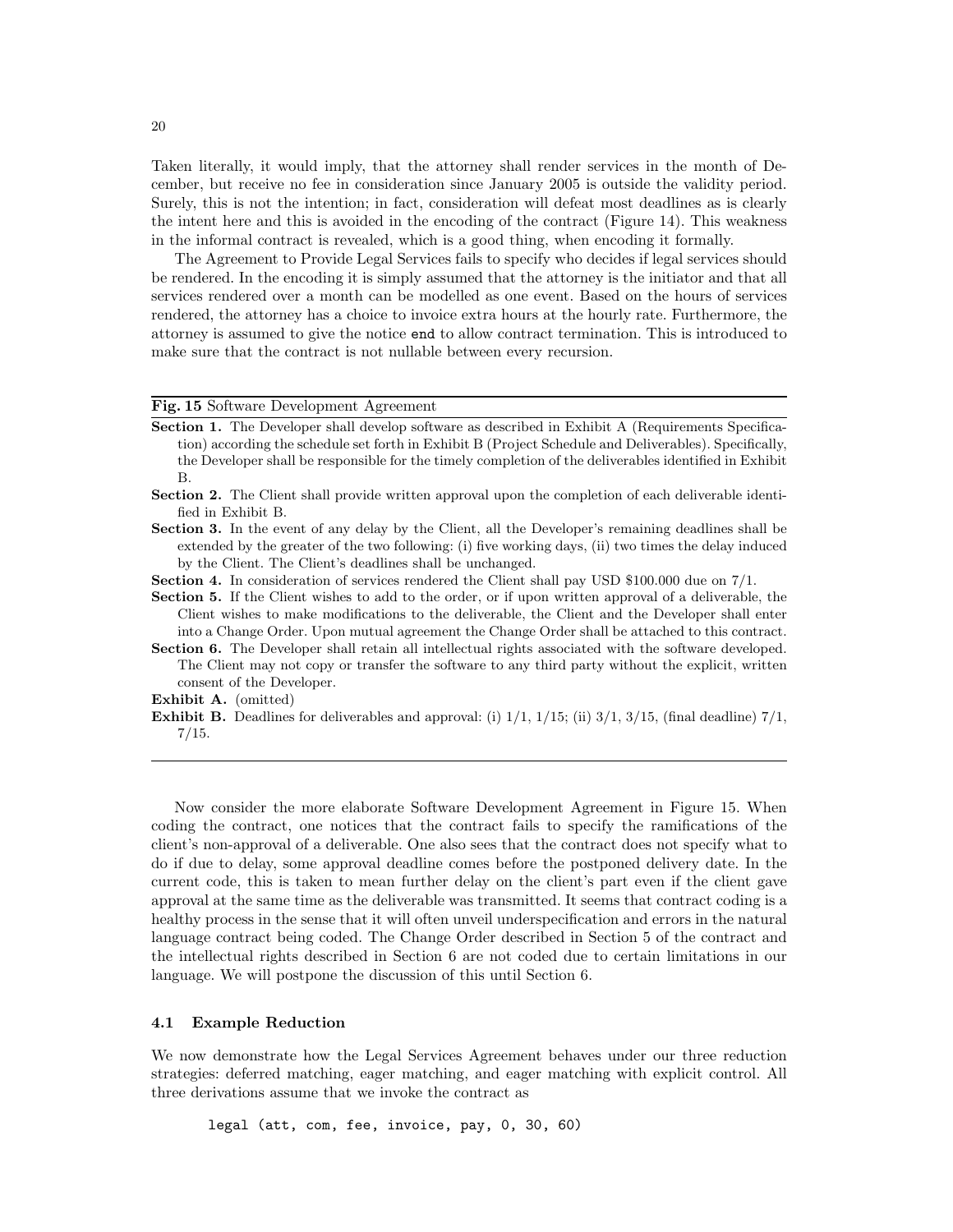Taken literally, it would imply, that the attorney shall render services in the month of December, but receive no fee in consideration since January 2005 is outside the validity period. Surely, this is not the intention; in fact, consideration will defeat most deadlines as is clearly the intent here and this is avoided in the encoding of the contract (Figure 14). This weakness in the informal contract is revealed, which is a good thing, when encoding it formally.

The Agreement to Provide Legal Services fails to specify who decides if legal services should be rendered. In the encoding it is simply assumed that the attorney is the initiator and that all services rendered over a month can be modelled as one event. Based on the hours of services rendered, the attorney has a choice to invoice extra hours at the hourly rate. Furthermore, the attorney is assumed to give the notice `end` to allow contract termination. This is introduced to make sure that the contract is not nullable between every recursion.

---

**Fig. 15** Software Development Agreement

**Section 1.** The Developer shall develop software as described in Exhibit A (Requirements Specification) according the schedule set forth in Exhibit B (Project Schedule and Deliverables). Specifically, the Developer shall be responsible for the timely completion of the deliverables identified in Exhibit B.

**Section 2.** The Client shall provide written approval upon the completion of each deliverable identified in Exhibit B.

**Section 3.** In the event of any delay by the Client, all the Developer's remaining deadlines shall be extended by the greater of the two following: (i) five working days, (ii) two times the delay induced by the Client. The Client's deadlines shall be unchanged.

**Section 4.** In consideration of services rendered the Client shall pay USD \$100.000 due on 7/1.

**Section 5.** If the Client wishes to add to the order, or if upon written approval of a deliverable, the Client wishes to make modifications to the deliverable, the Client and the Developer shall enter into a Change Order. Upon mutual agreement the Change Order shall be attached to this contract.

**Section 6.** The Developer shall retain all intellectual rights associated with the software developed. The Client may not copy or transfer the software to any third party without the explicit, written consent of the Developer.

**Exhibit A.** (omitted)

**Exhibit B.** Deadlines for deliverables and approval: (i) 1/1, 1/15; (ii) 3/1, 3/15, (final deadline) 7/1, 7/15.

---

Now consider the more elaborate Software Development Agreement in Figure 15. When coding the contract, one notices that the contract fails to specify the ramifications of the client's non-approval of a deliverable. One also sees that the contract does not specify what to do if due to delay, some approval deadline comes before the postponed delivery date. In the current code, this is taken to mean further delay on the client's part even if the client gave approval at the same time as the deliverable was transmitted. It seems that contract coding is a healthy process in the sense that it will often unveil underspecification and errors in the natural language contract being coded. The Change Order described in Section 5 of the contract and the intellectual rights described in Section 6 are not coded due to certain limitations in our language. We will postpone the discussion of this until Section 6.

### 4.1 Example Reduction

We now demonstrate how the Legal Services Agreement behaves under our three reduction strategies: deferred matching, eager matching, and eager matching with explicit control. All three derivations assume that we invoke the contract as

```
legal (att, com, fee, invoice, pay, 0, 30, 60)
```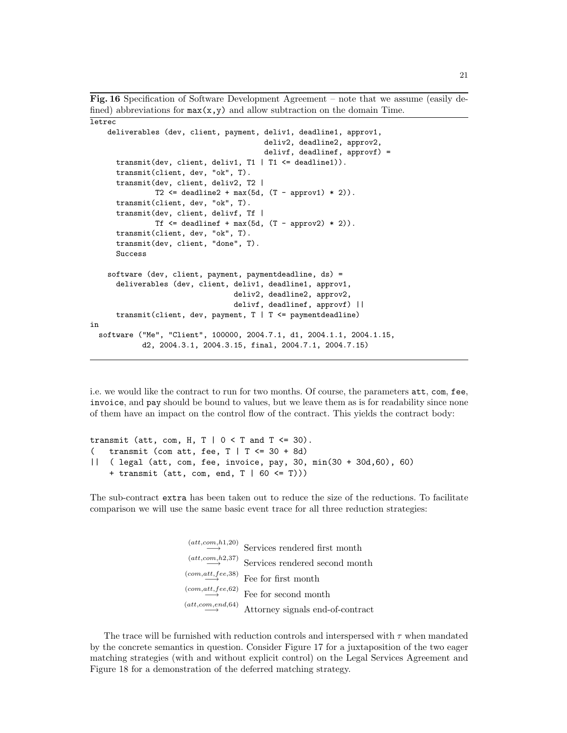**Fig. 16** Specification of Software Development Agreement – note that we assume (easily defined) abbreviations for `max(x,y)` and allow subtraction on the domain Time.

```
letrec
    deliverables (dev, client, payment, deliv1, deadline1, approv1,
                                        deliv2, deadline2, approv2,
                                        delivf, deadlinef, approvf) =
      transmit(dev, client, deliv1, T1 | T1 <= deadline1)).
      transmit(client, dev, "ok", T).
      transmit(dev, client, deliv2, T2 |
              T2 <= deadline2 + max(5d, (T - approv1) * 2)).
      transmit(client, dev, "ok", T).
      transmit(dev, client, delivf, Tf |
              Tf <= deadlinef + max(5d, (T - approv2) * 2)).
      transmit(client, dev, "ok", T).
      transmit(dev, client, "done", T).
      Success

    software (dev, client, payment, paymentdeadline, ds) =
      deliverables (dev, client, deliv1, deadline1, approv1,
                                 deliv2, deadline2, approv2,
                                 delivf, deadlinef, approvf) ||
      transmit(client, dev, payment, T | T <= paymentdeadline)
in
  software ("Me", "Client", 100000, 2004.7.1, d1, 2004.1.1, 2004.1.15,
           d2, 2004.3.1, 2004.3.15, final, 2004.7.1, 2004.7.15)
```

i.e. we would like the contract to run for two months. Of course, the parameters `att`, `com`, `fee`, `invoice`, and `pay` should be bound to values, but we leave them as is for readability since none of them have an impact on the control flow of the contract. This yields the contract body:

```
transmit (att, com, H, T | 0 < T and T <= 30).
(   transmit (com att, fee, T | T <= 30 + 8d)
||  ( legal (att, com, fee, invoice, pay, 30, min(30 + 30d,60), 60)
    + transmit (att, com, end, T | 60 <= T)))
```

The sub-contract `extra` has been taken out to reduce the size of the reductions. To facilitate comparison we will use the same basic event trace for all three reduction strategies:

$$\begin{array}{ll}
\stackrel{(att,com,h1,20)}{\longrightarrow} & \text{Services rendered first month} \\
\stackrel{(att,com,h2,37)}{\longrightarrow} & \text{Services rendered second month} \\
\stackrel{(com,att,fee,38)}{\longrightarrow} & \text{Fee for first month} \\
\stackrel{(com,att,fee,62)}{\longrightarrow} & \text{Fee for second month} \\
\stackrel{(att,com,end,64)}{\longrightarrow} & \text{Attorney signals end-of-contract}
\end{array}$$

The trace will be furnished with reduction controls and interspersed with $\tau$ when mandated by the concrete semantics in question. Consider Figure 17 for a juxtaposition of the two eager matching strategies (with and without explicit control) on the Legal Services Agreement and Figure 18 for a demonstration of the deferred matching strategy.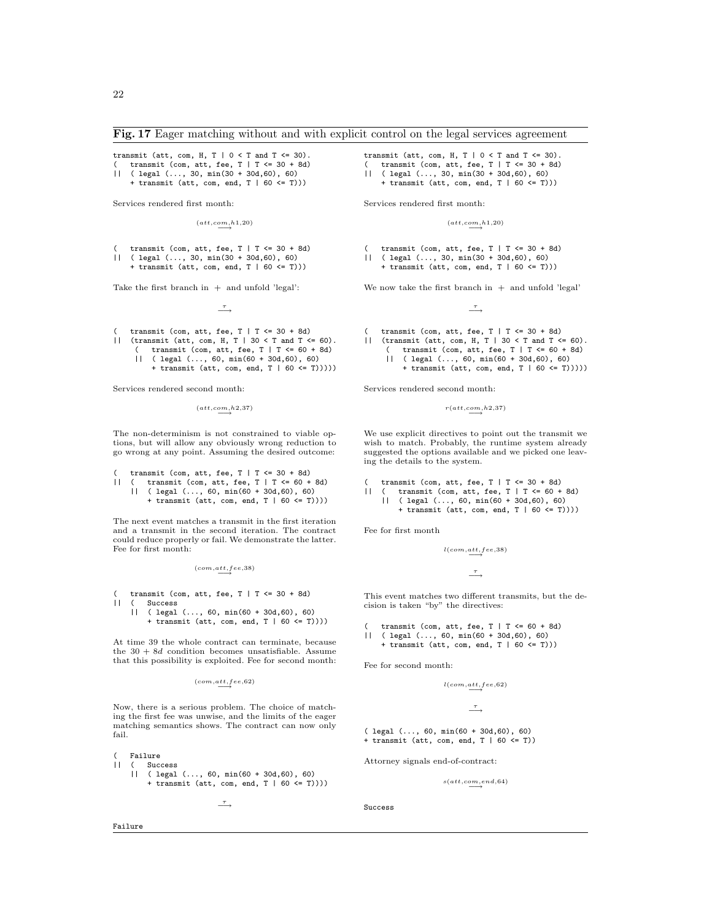**Fig. 17** Eager matching without and with explicit control on the legal services agreement

```
transmit (att, com, H, T | 0 < T and T <= 30).
(   transmit (com, att, fee, T | T <= 30 + 8d)
||  ( legal (..., 30, min(30 + 30d,60), 60)
    + transmit (att, com, end, T | 60 <= T)))
```

Services rendered first month:

$$\xrightarrow{(att,com,h1,20)}$$

```
(   transmit (com, att, fee, T | T <= 30 + 8d)
||  ( legal (..., 30, min(30 + 30d,60), 60)
    + transmit (att, com, end, T | 60 <= T)))
```

Take the first branch in + and unfold 'legal':

$$\xrightarrow{\tau}$$

```
(   transmit (com, att, fee, T | T <= 30 + 8d)
||  (transmit (att, com, H, T | 30 < T and T <= 60).
     (   transmit (com, att, fee, T | T <= 60 + 8d)
     ||  ( legal (..., 60, min(60 + 30d,60), 60)
         + transmit (att, com, end, T | 60 <= T)))))
```

Services rendered second month:

$$\xrightarrow{(att,com,h2,37)}$$

The non-determinism is not constrained to viable options, but will allow any obviously wrong reduction to go wrong at any point. Assuming the desired outcome:

```
(   transmit (com, att, fee, T | T <= 30 + 8d)
||  (   transmit (com, att, fee, T | T <= 60 + 8d)
    ||  ( legal (..., 60, min(60 + 30d,60), 60)
        + transmit (att, com, end, T | 60 <= T))))
```

The next event matches a transmit in the first iteration and a transmit in the second iteration. The contract could reduce properly or fail. We demonstrate the latter. Fee for first month:

$$\xrightarrow{(com,att,fee,38)}$$

```
(   transmit (com, att, fee, T | T <= 30 + 8d)
||  (   Success
    ||  ( legal (..., 60, min(60 + 30d,60), 60)
        + transmit (att, com, end, T | 60 <= T))))
```

At time 39 the whole contract can terminate, because the $30 + 8d$ condition becomes unsatisfiable. Assume that this possibility is exploited. Fee for second month:

$$\xrightarrow{(com,att,fee,62)}$$

Now, there is a serious problem. The choice of matching the first fee was unwise, and the limits of the eager matching semantics shows. The contract can now only fail.

```
(   Failure
||  (   Success
    ||  ( legal (..., 60, min(60 + 30d,60), 60)
        + transmit (att, com, end, T | 60 <= T))))
```

$$\xrightarrow{\tau}$$

```
Failure
```

---

```
transmit (att, com, H, T | 0 < T and T <= 30).
(   transmit (com, att, fee, T | T <= 30 + 8d)
||  ( legal (..., 30, min(30 + 30d,60), 60)
    + transmit (att, com, end, T | 60 <= T)))
```

Services rendered first month:

$$\xrightarrow{(att,com,h1,20)}$$

```
(   transmit (com, att, fee, T | T <= 30 + 8d)
||  ( legal (..., 30, min(30 + 30d,60), 60)
    + transmit (att, com, end, T | 60 <= T)))
```

We now take the first branch in + and unfold 'legal'

$$\xrightarrow{\tau}$$

```
(   transmit (com, att, fee, T | T <= 30 + 8d)
||  (transmit (att, com, H, T | 30 < T and T <= 60).
     (   transmit (com, att, fee, T | T <= 60 + 8d)
     ||  ( legal (..., 60, min(60 + 30d,60), 60)
         + transmit (att, com, end, T | 60 <= T)))))
```

Services rendered second month:

$$\xrightarrow{r(att,com,h2,37)}$$

We use explicit directives to point out the transmit we wish to match. Probably, the runtime system already suggested the options available and we picked one leaving the details to the system.

```
(   transmit (com, att, fee, T | T <= 30 + 8d)
||  (   transmit (com, att, fee, T | T <= 60 + 8d)
    ||  ( legal (..., 60, min(60 + 30d,60), 60)
        + transmit (att, com, end, T | 60 <= T))))
```

Fee for first month

$$\xrightarrow{l(com,att,fee,38)}$$

$$\xrightarrow{\tau}$$

This event matches two different transmits, but the decision is taken "by" the directives:

```
(   transmit (com, att, fee, T | T <= 60 + 8d)
||  ( legal (..., 60, min(60 + 30d,60), 60)
    + transmit (att, com, end, T | 60 <= T)))
```

Fee for second month:

$$\xrightarrow{l(com,att,fee,62)}$$

$$\xrightarrow{\tau}$$

```
( legal (..., 60, min(60 + 30d,60), 60)
+ transmit (att, com, end, T | 60 <= T))
```

Attorney signals end-of-contract:

$$\xrightarrow{s(att,com,end,64)}$$

```
Success
```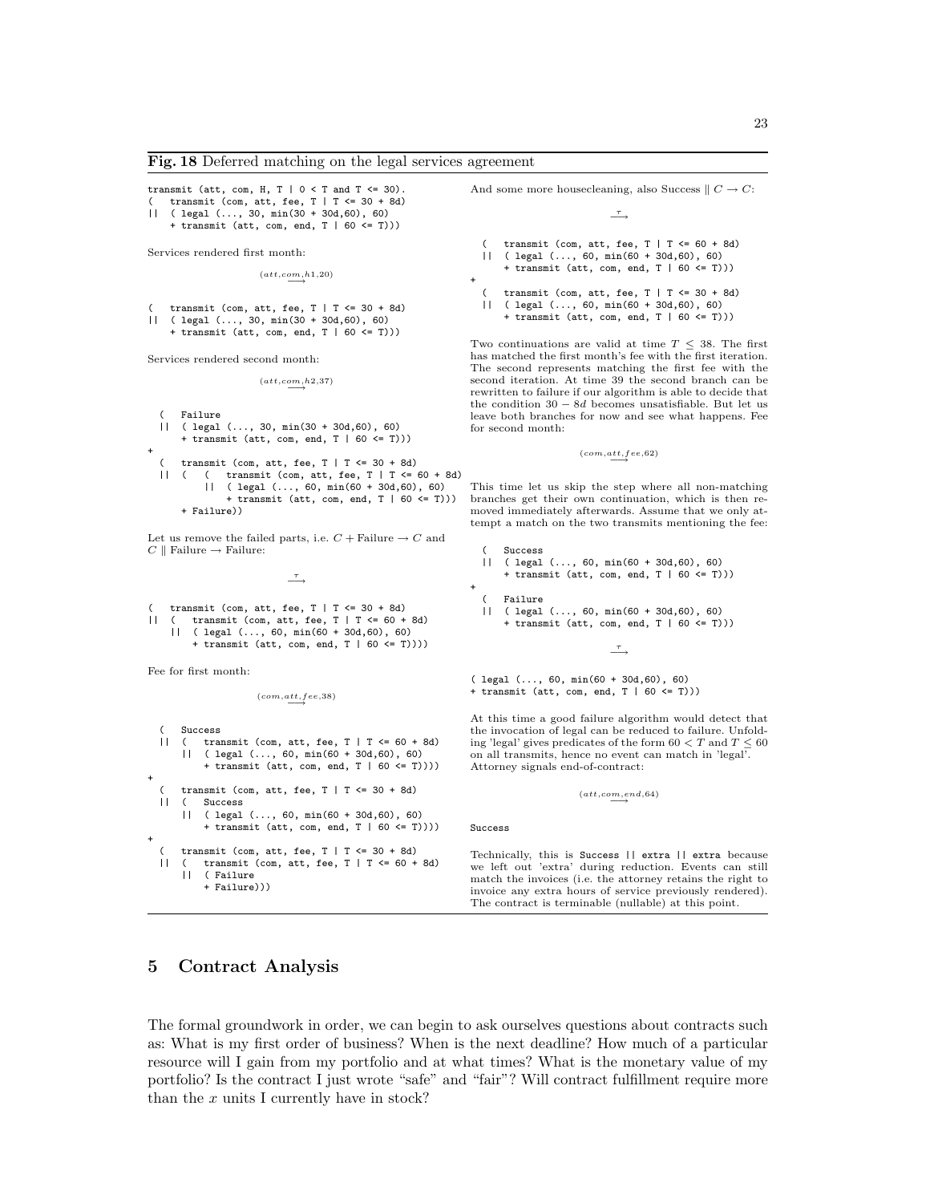**Fig. 18** Deferred matching on the legal services agreement

```
transmit (att, com, H, T | 0 < T and T <= 30).
(   transmit (com, att, fee, T | T <= 30 + 8d)
||  ( legal (..., 30, min(30 + 30d,60), 60)
    + transmit (att, com, end, T | 60 <= T)))
```

Services rendered first month:

$$\xrightarrow{(att,com,h1,20)}$$

```
(   transmit (com, att, fee, T | T <= 30 + 8d)
||  ( legal (..., 30, min(30 + 30d,60), 60)
    + transmit (att, com, end, T | 60 <= T)))
```

Services rendered second month:

$$\xrightarrow{(att,com,h2,37)}$$

```
  (   Failure
  ||  ( legal (..., 30, min(30 + 30d,60), 60)
      + transmit (att, com, end, T | 60 <= T)))
+
  (   transmit (com, att, fee, T | T <= 30 + 8d)
  ||  (   (   transmit (com, att, fee, T | T <= 60 + 8d)
          ||  ( legal (..., 60, min(60 + 30d,60), 60)
              + transmit (att, com, end, T | 60 <= T)))
      + Failure))
```

Let us remove the failed parts, i.e. $C + \text{Failure} \rightarrow C$ and $C \parallel \text{Failure} \rightarrow \text{Failure}$:

$$\xrightarrow{\tau}$$

```
(   transmit (com, att, fee, T | T <= 30 + 8d)
||  (   transmit (com, att, fee, T | T <= 60 + 8d)
    ||  ( legal (..., 60, min(60 + 30d,60), 60)
        + transmit (att, com, end, T | 60 <= T))))
```

Fee for first month:

$$\xrightarrow{(com,att,fee,38)}$$

```
  (   Success
  ||  (   transmit (com, att, fee, T | T <= 60 + 8d)
      ||  ( legal (..., 60, min(60 + 30d,60), 60)
          + transmit (att, com, end, T | 60 <= T))))
+
  (   transmit (com, att, fee, T | T <= 30 + 8d)
  ||  (   Success
      ||  ( legal (..., 60, min(60 + 30d,60), 60)
          + transmit (att, com, end, T | 60 <= T))))
+
  (   transmit (com, att, fee, T | T <= 30 + 8d)
  ||  (   transmit (com, att, fee, T | T <= 60 + 8d)
      ||  ( Failure
          + Failure)))
```

And some more housecleaning, also $\text{Success} \parallel C \rightarrow C$:

$$\xrightarrow{\tau}$$

```
  (   transmit (com, att, fee, T | T <= 60 + 8d)
  ||  ( legal (..., 60, min(60 + 30d,60), 60)
      + transmit (att, com, end, T | 60 <= T)))
+
  (   transmit (com, att, fee, T | T <= 30 + 8d)
  ||  ( legal (..., 60, min(60 + 30d,60), 60)
      + transmit (att, com, end, T | 60 <= T)))
```

Two continuations are valid at time $T \leq 38$. The first has matched the first month's fee with the first iteration. The second represents matching the first fee with the second iteration. At time 39 the second branch can be rewritten to failure if our algorithm is able to decide that the condition $30 - 8d$ becomes unsatisfiable. But let us leave both branches for now and see what happens. Fee for second month:

$$\xrightarrow{(com,att,fee,62)}$$

This time let us skip the step where all non-matching branches get their own continuation, which is then removed immediately afterwards. Assume that we only attempt a match on the two transmits mentioning the fee:

```
  (   Success
  ||  ( legal (..., 60, min(60 + 30d,60), 60)
      + transmit (att, com, end, T | 60 <= T)))
+
  (   Failure
  ||  ( legal (..., 60, min(60 + 30d,60), 60)
      + transmit (att, com, end, T | 60 <= T)))
```

$$\xrightarrow{\tau}$$

```
( legal (..., 60, min(60 + 30d,60), 60)
+ transmit (att, com, end, T | 60 <= T)))
```

At this time a good failure algorithm would detect that the invocation of legal can be reduced to failure. Unfolding 'legal' gives predicates of the form $60 < T$ and $T \leq 60$ on all transmits, hence no event can match in 'legal'. Attorney signals end-of-contract:

$$\xrightarrow{(att,com,end,64)}$$

```
Success
```

Technically, this is `Success || extra || extra` because we left out 'extra' during reduction. Events can still match the invoices (i.e. the attorney retains the right to invoice any extra hours of service previously rendered). The contract is terminable (nullable) at this point.

## 5 Contract Analysis

The formal groundwork in order, we can begin to ask ourselves questions about contracts such as: What is my first order of business? When is the next deadline? How much of a particular resource will I gain from my portfolio and at what times? What is the monetary value of my portfolio? Is the contract I just wrote "safe" and "fair"? Will contract fulfillment require more than the $x$ units I currently have in stock?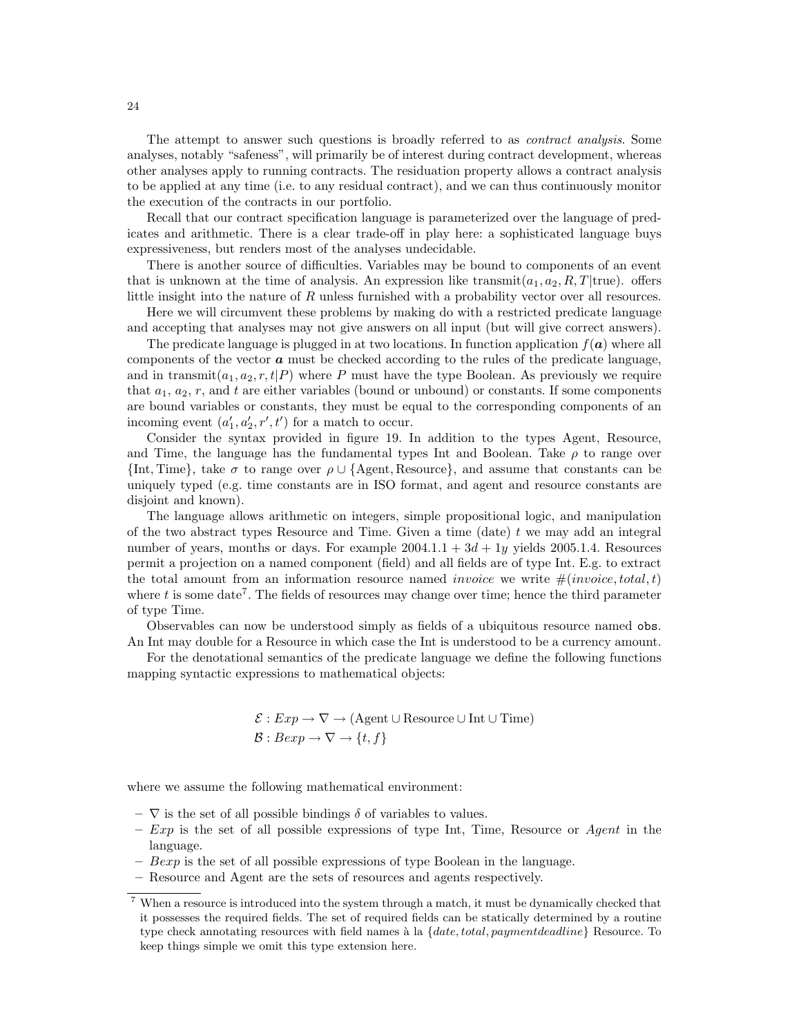The attempt to answer such questions is broadly referred to as *contract analysis*. Some analyses, notably "safeness", will primarily be of interest during contract development, whereas other analyses apply to running contracts. The residuation property allows a contract analysis to be applied at any time (i.e. to any residual contract), and we can thus continuously monitor the execution of the contracts in our portfolio.

Recall that our contract specification language is parameterized over the language of predicates and arithmetic. There is a clear trade-off in play here: a sophisticated language buys expressiveness, but renders most of the analyses undecidable.

There is another source of difficulties. Variables may be bound to components of an event that is unknown at the time of analysis. An expression like $\text{transmit}(a_1, a_2, R, T|\text{true})$. offers little insight into the nature of $R$ unless furnished with a probability vector over all resources.

Here we will circumvent these problems by making do with a restricted predicate language and accepting that analyses may not give answers on all input (but will give correct answers).

The predicate language is plugged in at two locations. In function application $f(\boldsymbol{a})$ where all components of the vector $\boldsymbol{a}$ must be checked according to the rules of the predicate language, and in $\text{transmit}(a_1, a_2, r, t|P)$ where $P$ must have the type Boolean. As previously we require that $a_1$, $a_2$, $r$, and $t$ are either variables (bound or unbound) or constants. If some components are bound variables or constants, they must be equal to the corresponding components of an incoming event $(a_1', a_2', r', t')$ for a match to occur.

Consider the syntax provided in figure 19. In addition to the types Agent, Resource, and Time, the language has the fundamental types Int and Boolean. Take $\rho$ to range over $\{\text{Int}, \text{Time}\}$, take $\sigma$ to range over $\rho \cup \{\text{Agent}, \text{Resource}\}$, and assume that constants can be uniquely typed (e.g. time constants are in ISO format, and agent and resource constants are disjoint and known).

The language allows arithmetic on integers, simple propositional logic, and manipulation of the two abstract types Resource and Time. Given a time (date) $t$ we may add an integral number of years, months or days. For example $2004.1.1 + 3d + 1y$ yields 2005.1.4. Resources permit a projection on a named component (field) and all fields are of type Int. E.g. to extract the total amount from an information resource named *invoice* we write $\#(invoice, total, t)$ where $t$ is some date[7]. The fields of resources may change over time; hence the third parameter of type Time.

Observables can now be understood simply as fields of a ubiquitous resource named `obs`. An Int may double for a Resource in which case the Int is understood to be a currency amount.

For the denotational semantics of the predicate language we define the following functions mapping syntactic expressions to mathematical objects:

$$\mathcal{E} : Exp \rightarrow \nabla \rightarrow (\text{Agent} \cup \text{Resource} \cup \text{Int} \cup \text{Time})$$
$$\mathcal{B} : Bexp \rightarrow \nabla \rightarrow \{t, f\}$$

where we assume the following mathematical environment:

- $\nabla$ is the set of all possible bindings $\delta$ of variables to values.
- $Exp$ is the set of all possible expressions of type Int, Time, Resource or *Agent* in the language.
- $Bexp$ is the set of all possible expressions of type Boolean in the language.
- Resource and Agent are the sets of resources and agents respectively.

[7] When a resource is introduced into the system through a match, it must be dynamically checked that it possesses the required fields. The set of required fields can be statically determined by a routine type check annotating resources with field names à la $\{date, total, paymentdeadline\}$ Resource. To keep things simple we omit this type extension here.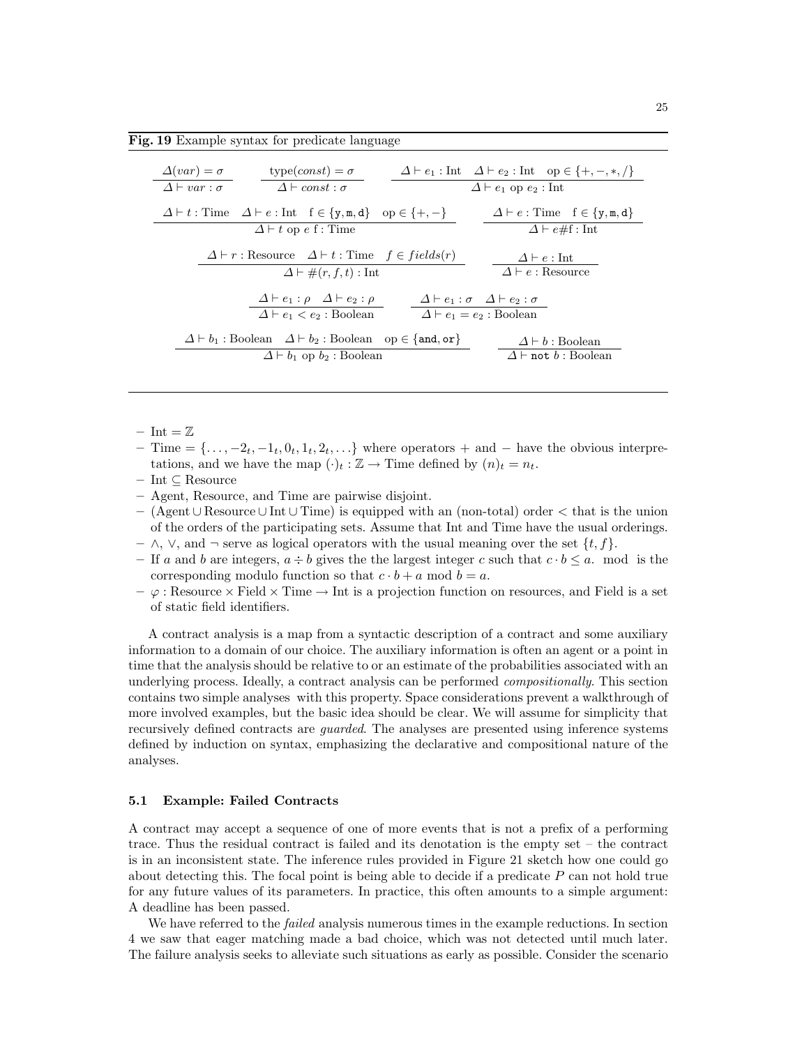**Fig. 19** Example syntax for predicate language

$$\frac{\Delta(var) = \sigma}{\Delta \vdash var : \sigma} \qquad \frac{\text{type}(const) = \sigma}{\Delta \vdash const : \sigma} \qquad \frac{\Delta \vdash e_1 : \text{Int} \quad \Delta \vdash e_2 : \text{Int} \quad \text{op} \in \{+, -, *, /\}}{\Delta \vdash e_1 \text{ op } e_2 : \text{Int}}$$

$$\frac{\Delta \vdash t : \text{Time} \quad \Delta \vdash e : \text{Int} \quad \text{f} \in \{\texttt{y}, \texttt{m}, \texttt{d}\} \quad \text{op} \in \{+, -\}}{\Delta \vdash t \text{ op } e \text{ f} : \text{Time}} \qquad \frac{\Delta \vdash e : \text{Time} \quad \text{f} \in \{\texttt{y}, \texttt{m}, \texttt{d}\}}{\Delta \vdash e\#\text{f} : \text{Int}}$$

$$\frac{\Delta \vdash r : \text{Resource} \quad \Delta \vdash t : \text{Time} \quad f \in fields(r)}{\Delta \vdash \#(r, f, t) : \text{Int}} \qquad \frac{\Delta \vdash e : \text{Int}}{\Delta \vdash e : \text{Resource}}$$

$$\frac{\Delta \vdash e_1 : \rho \quad \Delta \vdash e_2 : \rho}{\Delta \vdash e_1 < e_2 : \text{Boolean}} \qquad \frac{\Delta \vdash e_1 : \sigma \quad \Delta \vdash e_2 : \sigma}{\Delta \vdash e_1 = e_2 : \text{Boolean}}$$

$$\frac{\Delta \vdash b_1 : \text{Boolean} \quad \Delta \vdash b_2 : \text{Boolean} \quad \text{op} \in \{\texttt{and}, \texttt{or}\}}{\Delta \vdash b_1 \text{ op } b_2 : \text{Boolean}} \qquad \frac{\Delta \vdash b : \text{Boolean}}{\Delta \vdash \texttt{not } b : \text{Boolean}}$$

- Int $= \mathbb{Z}$
- Time $= \{\ldots, -2_t, -1_t, 0_t, 1_t, 2_t, \ldots\}$ where operators + and − have the obvious interpretations, and we have the map $(\cdot)_t : \mathbb{Z} \to \text{Time}$ defined by $(n)_t = n_t$.
- Int $\subseteq$ Resource
- Agent, Resource, and Time are pairwise disjoint.
- (Agent $\cup$ Resource $\cup$ Int $\cup$ Time) is equipped with an (non-total) order $<$ that is the union of the orders of the participating sets. Assume that Int and Time have the usual orderings.
- $\wedge$, $\vee$, and $\neg$ serve as logical operators with the usual meaning over the set $\{t, f\}$.
- If $a$ and $b$ are integers, $a \div b$ gives the the largest integer $c$ such that $c \cdot b \leq a$. mod is the corresponding modulo function so that $c \cdot b + a \bmod b = a$.
- $\varphi$ : Resource $\times$ Field $\times$ Time $\to$ Int is a projection function on resources, and Field is a set of static field identifiers.

A contract analysis is a map from a syntactic description of a contract and some auxiliary information to a domain of our choice. The auxiliary information is often an agent or a point in time that the analysis should be relative to or an estimate of the probabilities associated with an underlying process. Ideally, a contract analysis can be performed *compositionally*. This section contains two simple analyses with this property. Space considerations prevent a walkthrough of more involved examples, but the basic idea should be clear. We will assume for simplicity that recursively defined contracts are *guarded*. The analyses are presented using inference systems defined by induction on syntax, emphasizing the declarative and compositional nature of the analyses.

### 5.1 Example: Failed Contracts

A contract may accept a sequence of one of more events that is not a prefix of a performing trace. Thus the residual contract is failed and its denotation is the empty set – the contract is in an inconsistent state. The inference rules provided in Figure 21 sketch how one could go about detecting this. The focal point is being able to decide if a predicate $P$ can not hold true for any future values of its parameters. In practice, this often amounts to a simple argument: A deadline has been passed.

We have referred to the *failed* analysis numerous times in the example reductions. In section 4 we saw that eager matching made a bad choice, which was not detected until much later. The failure analysis seeks to alleviate such situations as early as possible. Consider the scenario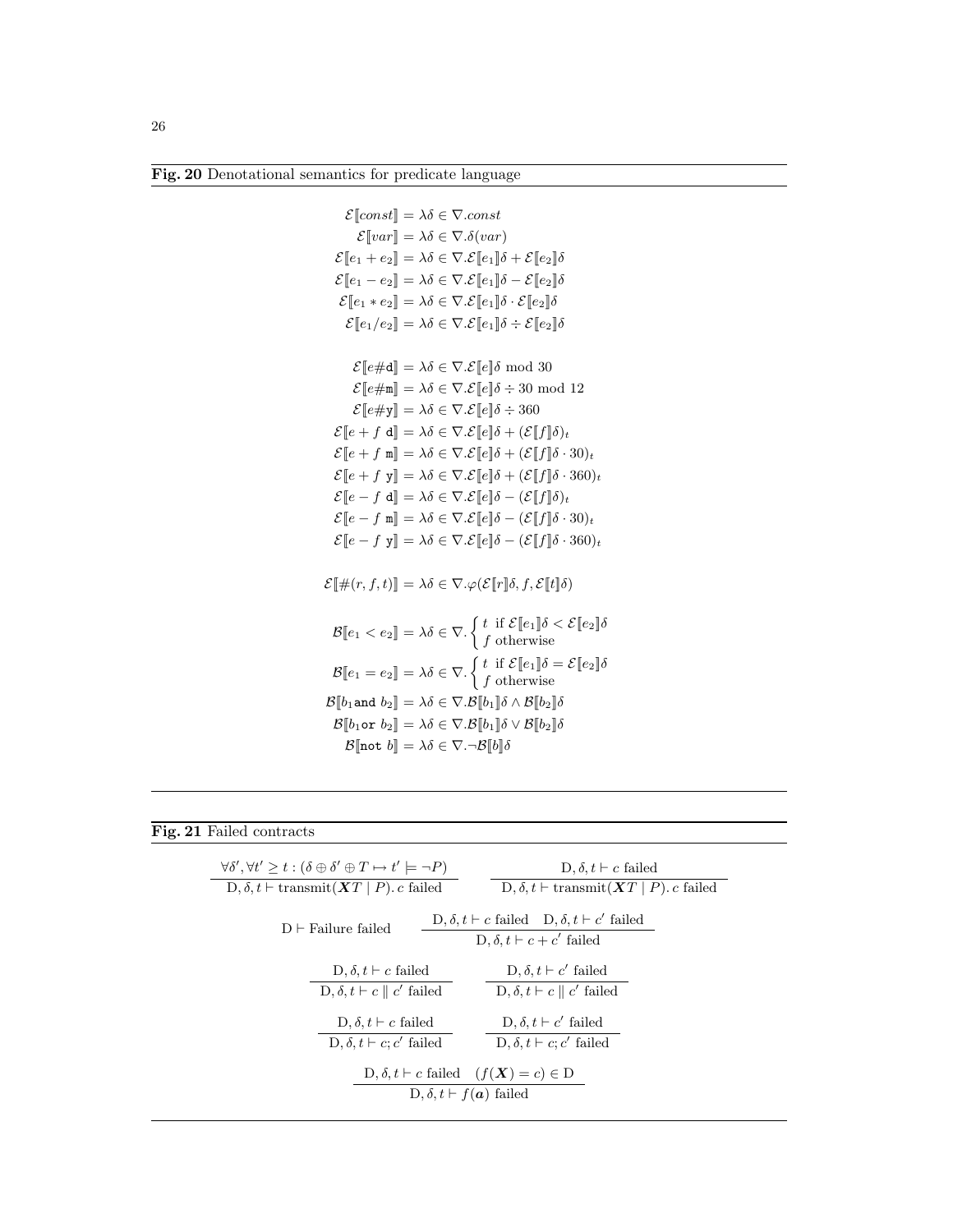**Fig. 20** Denotational semantics for predicate language

$$
\begin{aligned}
\mathcal{E}[\![const]\!] &= \lambda\delta \in \nabla.const \\
\mathcal{E}[\![var]\!] &= \lambda\delta \in \nabla.\delta(var) \\
\mathcal{E}[\![e_1 + e_2]\!] &= \lambda\delta \in \nabla.\mathcal{E}[\![e_1]\!]\delta + \mathcal{E}[\![e_2]\!]\delta \\
\mathcal{E}[\![e_1 - e_2]\!] &= \lambda\delta \in \nabla.\mathcal{E}[\![e_1]\!]\delta - \mathcal{E}[\![e_2]\!]\delta \\
\mathcal{E}[\![e_1 * e_2]\!] &= \lambda\delta \in \nabla.\mathcal{E}[\![e_1]\!]\delta \cdot \mathcal{E}[\![e_2]\!]\delta \\
\mathcal{E}[\![e_1 / e_2]\!] &= \lambda\delta \in \nabla.\mathcal{E}[\![e_1]\!]\delta \div \mathcal{E}[\![e_2]\!]\delta
\end{aligned}
$$

$$
\begin{aligned}
\mathcal{E}[\![e\#\mathtt{d}]\!] &= \lambda\delta \in \nabla.\mathcal{E}[\![e]\!]\delta \bmod 30 \\
\mathcal{E}[\![e\#\mathtt{m}]\!] &= \lambda\delta \in \nabla.\mathcal{E}[\![e]\!]\delta \div 30 \bmod 12 \\
\mathcal{E}[\![e\#\mathtt{y}]\!] &= \lambda\delta \in \nabla.\mathcal{E}[\![e]\!]\delta \div 360 \\
\mathcal{E}[\![e + f\ \mathtt{d}]\!] &= \lambda\delta \in \nabla.\mathcal{E}[\![e]\!]\delta + (\mathcal{E}[\![f]\!]\delta)_t \\
\mathcal{E}[\![e + f\ \mathtt{m}]\!] &= \lambda\delta \in \nabla.\mathcal{E}[\![e]\!]\delta + (\mathcal{E}[\![f]\!]\delta \cdot 30)_t \\
\mathcal{E}[\![e + f\ \mathtt{y}]\!] &= \lambda\delta \in \nabla.\mathcal{E}[\![e]\!]\delta + (\mathcal{E}[\![f]\!]\delta \cdot 360)_t \\
\mathcal{E}[\![e - f\ \mathtt{d}]\!] &= \lambda\delta \in \nabla.\mathcal{E}[\![e]\!]\delta - (\mathcal{E}[\![f]\!]\delta)_t \\
\mathcal{E}[\![e - f\ \mathtt{m}]\!] &= \lambda\delta \in \nabla.\mathcal{E}[\![e]\!]\delta - (\mathcal{E}[\![f]\!]\delta \cdot 30)_t \\
\mathcal{E}[\![e - f\ \mathtt{y}]\!] &= \lambda\delta \in \nabla.\mathcal{E}[\![e]\!]\delta - (\mathcal{E}[\![f]\!]\delta \cdot 360)_t
\end{aligned}
$$

$$
\mathcal{E}[\![\#(r, f, t)]\!] = \lambda\delta \in \nabla.\varphi(\mathcal{E}[\![r]\!]\delta, f, \mathcal{E}[\![t]\!]\delta)
$$

$$
\begin{aligned}
\mathcal{B}[\![e_1 < e_2]\!] &= \lambda\delta \in \nabla.\begin{cases} t & \text{if } \mathcal{E}[\![e_1]\!]\delta < \mathcal{E}[\![e_2]\!]\delta \\ f & \text{otherwise} \end{cases} \\
\mathcal{B}[\![e_1 = e_2]\!] &= \lambda\delta \in \nabla.\begin{cases} t & \text{if } \mathcal{E}[\![e_1]\!]\delta = \mathcal{E}[\![e_2]\!]\delta \\ f & \text{otherwise} \end{cases} \\
\mathcal{B}[\![b_1 \mathtt{and}\ b_2]\!] &= \lambda\delta \in \nabla.\mathcal{B}[\![b_1]\!]\delta \wedge \mathcal{B}[\![b_2]\!]\delta \\
\mathcal{B}[\![b_1 \mathtt{or}\ b_2]\!] &= \lambda\delta \in \nabla.\mathcal{B}[\![b_1]\!]\delta \vee \mathcal{B}[\![b_2]\!]\delta \\
\mathcal{B}[\![\mathtt{not}\ b]\!] &= \lambda\delta \in \nabla.\neg\mathcal{B}[\![b]\!]\delta
\end{aligned}
$$

**Fig. 21** Failed contracts

$$
\frac{\forall \delta', \forall t' \geq t : (\delta \oplus \delta' \oplus T \mapsto t' \models \neg P)}{\mathrm{D}, \delta, t \vdash \mathrm{transmit}(\boldsymbol{X}T \mid P).\, c \text{ failed}}
\qquad
\frac{\mathrm{D}, \delta, t \vdash c \text{ failed}}{\mathrm{D}, \delta, t \vdash \mathrm{transmit}(\boldsymbol{X}T \mid P).\, c \text{ failed}}
$$

$$
\mathrm{D} \vdash \text{Failure failed}
\qquad
\frac{\mathrm{D}, \delta, t \vdash c \text{ failed} \quad \mathrm{D}, \delta, t \vdash c' \text{ failed}}{\mathrm{D}, \delta, t \vdash c + c' \text{ failed}}
$$

$$
\frac{\mathrm{D}, \delta, t \vdash c \text{ failed}}{\mathrm{D}, \delta, t \vdash c \parallel c' \text{ failed}}
\qquad
\frac{\mathrm{D}, \delta, t \vdash c' \text{ failed}}{\mathrm{D}, \delta, t \vdash c \parallel c' \text{ failed}}
$$

$$
\frac{\mathrm{D}, \delta, t \vdash c \text{ failed}}{\mathrm{D}, \delta, t \vdash c; c' \text{ failed}}
\qquad
\frac{\mathrm{D}, \delta, t \vdash c' \text{ failed}}{\mathrm{D}, \delta, t \vdash c; c' \text{ failed}}
$$

$$
\frac{\mathrm{D}, \delta, t \vdash c \text{ failed} \quad (f(\boldsymbol{X}) = c) \in \mathrm{D}}{\mathrm{D}, \delta, t \vdash f(\boldsymbol{a}) \text{ failed}}
$$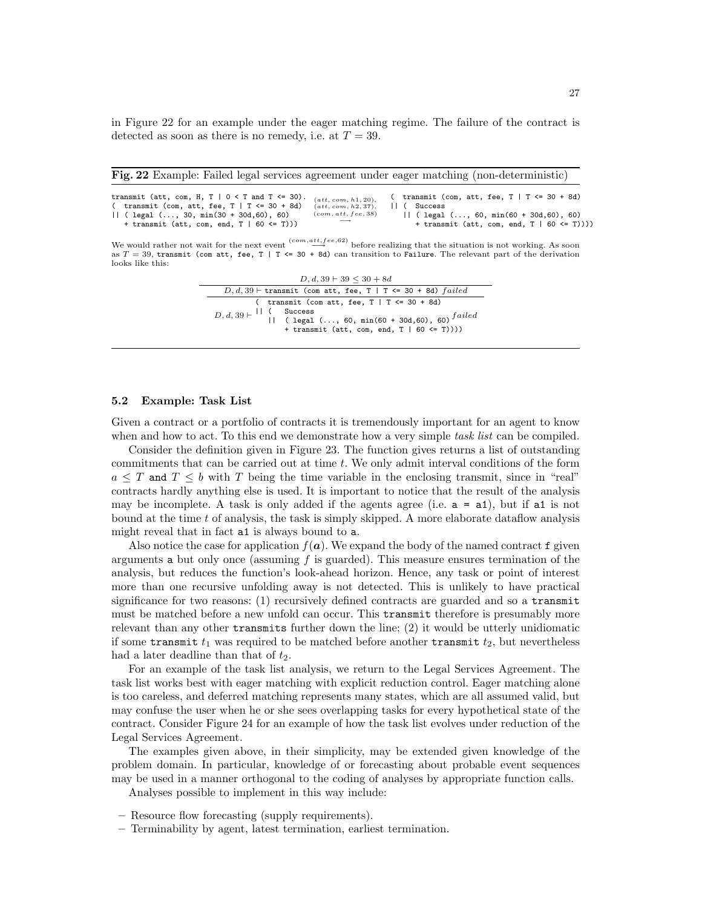in Figure 22 for an example under the eager matching regime. The failure of the contract is detected as soon as there is no remedy, i.e. at $T = 39$.

**Fig. 22** Example: Failed legal services agreement under eager matching (non-deterministic)

```
transmit (att, com, H, T | 0 < T and T <= 30).
(  transmit (com, att, fee, T | T <= 30 + 8d)
|| ( legal (..., 30, min(30 + 30d,60), 60)
   + transmit (att, com, end, T | 60 <= T)))
```

$\xrightarrow{(att,com,h1,20),\ (att,com,h2,37),\ (com,att,fee,38)}$

```
(  transmit (com, att, fee, T | T <= 30 + 8d)
|| (  Success
   || ( legal (..., 60, min(60 + 30d,60), 60)
      + transmit (att, com, end, T | 60 <= T))))
```

We would rather not wait for the next event $\xrightarrow{(com,att,fee,62)}$ before realizing that the situation is not working. As soon as $T = 39$, `transmit (com att, fee, T | T <= 30 + 8d)` can transition to `Failure`. The relevant part of the derivation looks like this:

$$\dfrac{\dfrac{D, d, 39 \vdash 39 \le 30 + 8d}{D, d, 39 \vdash \texttt{transmit (com att, fee, T | T <= 30 + 8d)}\ failed}}{D, d, 39 \vdash \begin{array}{l}\texttt{(  transmit (com att, fee, T | T <= 30 + 8d)}\\ \texttt{|| (  Success}\\ \texttt{   || ( legal (..., 60, min(60 + 30d,60), 60)}\\ \texttt{      + transmit (att, com, end, T | 60 <= T))))}\end{array} failed}$$

### 5.2 Example: Task List

Given a contract or a portfolio of contracts it is tremendously important for an agent to know when and how to act. To this end we demonstrate how a very simple *task list* can be compiled.

Consider the definition given in Figure 23. The function gives returns a list of outstanding commitments that can be carried out at time $t$. We only admit interval conditions of the form $a \le T$ and $T \le b$ with $T$ being the time variable in the enclosing transmit, since in "real" contracts hardly anything else is used. It is important to notice that the result of the analysis may be incomplete. A task is only added if the agents agree (i.e. `a = a1`), but if `a1` is not bound at the time $t$ of analysis, the task is simply skipped. A more elaborate dataflow analysis might reveal that in fact `a1` is always bound to `a`.

Also notice the case for application $f(\boldsymbol{a})$. We expand the body of the named contract `f` given arguments `a` but only once (assuming $f$ is guarded). This measure ensures termination of the analysis, but reduces the function's look-ahead horizon. Hence, any task or point of interest more than one recursive unfolding away is not detected. This is unlikely to have practical significance for two reasons: (1) recursively defined contracts are guarded and so a `transmit` must be matched before a new unfold can occur. This `transmit` therefore is presumably more relevant than any other `transmits` further down the line; (2) it would be utterly unidiomatic if some `transmit` $t_1$ was required to be matched before another `transmit` $t_2$, but nevertheless had a later deadline than that of $t_2$.

For an example of the task list analysis, we return to the Legal Services Agreement. The task list works best with eager matching with explicit reduction control. Eager matching alone is too careless, and deferred matching represents many states, which are all assumed valid, but may confuse the user when he or she sees overlapping tasks for every hypothetical state of the contract. Consider Figure 24 for an example of how the task list evolves under reduction of the Legal Services Agreement.

The examples given above, in their simplicity, may be extended given knowledge of the problem domain. In particular, knowledge of or forecasting about probable event sequences may be used in a manner orthogonal to the coding of analyses by appropriate function calls.

Analyses possible to implement in this way include:

- Resource flow forecasting (supply requirements).
- Terminability by agent, latest termination, earliest termination.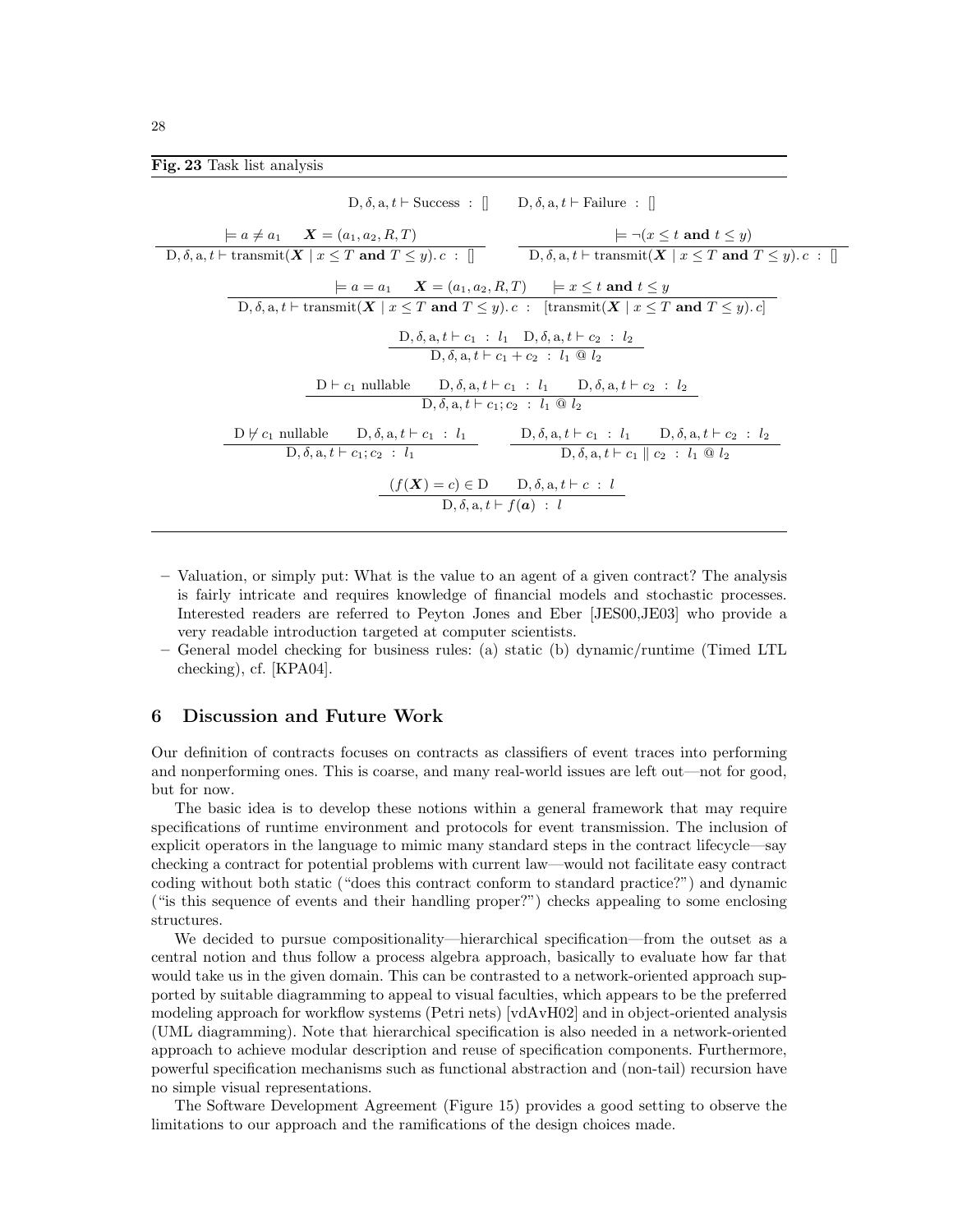**Fig. 23** Task list analysis

$$\mathrm{D}, \delta, \mathrm{a}, t \vdash \text{Success} \;:\; [] \qquad \mathrm{D}, \delta, \mathrm{a}, t \vdash \text{Failure} \;:\; []$$

$$\frac{\models a \neq a_1 \qquad \boldsymbol{X} = (a_1, a_2, R, T)}{\mathrm{D}, \delta, \mathrm{a}, t \vdash \text{transmit}(\boldsymbol{X} \mid x \leq T \textbf{ and } T \leq y).\, c \;:\; []} \qquad \frac{\models \neg(x \leq t \textbf{ and } t \leq y)}{\mathrm{D}, \delta, \mathrm{a}, t \vdash \text{transmit}(\boldsymbol{X} \mid x \leq T \textbf{ and } T \leq y).\, c \;:\; []}$$

$$\frac{\models a = a_1 \qquad \boldsymbol{X} = (a_1, a_2, R, T) \qquad \models x \leq t \textbf{ and } t \leq y}{\mathrm{D}, \delta, \mathrm{a}, t \vdash \text{transmit}(\boldsymbol{X} \mid x \leq T \textbf{ and } T \leq y).\, c \;:\; [\text{transmit}(\boldsymbol{X} \mid x \leq T \textbf{ and } T \leq y).\, c]}$$

$$\frac{\mathrm{D}, \delta, \mathrm{a}, t \vdash c_1 \;:\; l_1 \quad \mathrm{D}, \delta, \mathrm{a}, t \vdash c_2 \;:\; l_2}{\mathrm{D}, \delta, \mathrm{a}, t \vdash c_1 + c_2 \;:\; l_1 \mathbin{@} l_2}$$

$$\frac{\mathrm{D} \vdash c_1 \text{ nullable} \qquad \mathrm{D}, \delta, \mathrm{a}, t \vdash c_1 \;:\; l_1 \qquad \mathrm{D}, \delta, \mathrm{a}, t \vdash c_2 \;:\; l_2}{\mathrm{D}, \delta, \mathrm{a}, t \vdash c_1; c_2 \;:\; l_1 \mathbin{@} l_2}$$

$$\frac{\mathrm{D} \not\vdash c_1 \text{ nullable} \qquad \mathrm{D}, \delta, \mathrm{a}, t \vdash c_1 \;:\; l_1}{\mathrm{D}, \delta, \mathrm{a}, t \vdash c_1; c_2 \;:\; l_1} \qquad \frac{\mathrm{D}, \delta, \mathrm{a}, t \vdash c_1 \;:\; l_1 \qquad \mathrm{D}, \delta, \mathrm{a}, t \vdash c_2 \;:\; l_2}{\mathrm{D}, \delta, \mathrm{a}, t \vdash c_1 \parallel c_2 \;:\; l_1 \mathbin{@} l_2}$$

$$\frac{(f(\boldsymbol{X}) = c) \in \mathrm{D} \qquad \mathrm{D}, \delta, \mathrm{a}, t \vdash c \;:\; l}{\mathrm{D}, \delta, \mathrm{a}, t \vdash f(\boldsymbol{a}) \;:\; l}$$

- Valuation, or simply put: What is the value to an agent of a given contract? The analysis is fairly intricate and requires knowledge of financial models and stochastic processes. Interested readers are referred to Peyton Jones and Eber [JES00,JE03] who provide a very readable introduction targeted at computer scientists.
- General model checking for business rules: (a) static (b) dynamic/runtime (Timed LTL checking), cf. [KPA04].

## 6 Discussion and Future Work

Our definition of contracts focuses on contracts as classifiers of event traces into performing and nonperforming ones. This is coarse, and many real-world issues are left out—not for good, but for now.

The basic idea is to develop these notions within a general framework that may require specifications of runtime environment and protocols for event transmission. The inclusion of explicit operators in the language to mimic many standard steps in the contract lifecycle—say checking a contract for potential problems with current law—would not facilitate easy contract coding without both static ("does this contract conform to standard practice?") and dynamic ("is this sequence of events and their handling proper?") checks appealing to some enclosing structures.

We decided to pursue compositionality—hierarchical specification—from the outset as a central notion and thus follow a process algebra approach, basically to evaluate how far that would take us in the given domain. This can be contrasted to a network-oriented approach supported by suitable diagramming to appeal to visual faculties, which appears to be the preferred modeling approach for workflow systems (Petri nets) [vdAvH02] and in object-oriented analysis (UML diagramming). Note that hierarchical specification is also needed in a network-oriented approach to achieve modular description and reuse of specification components. Furthermore, powerful specification mechanisms such as functional abstraction and (non-tail) recursion have no simple visual representations.

The Software Development Agreement (Figure 15) provides a good setting to observe the limitations to our approach and the ramifications of the design choices made.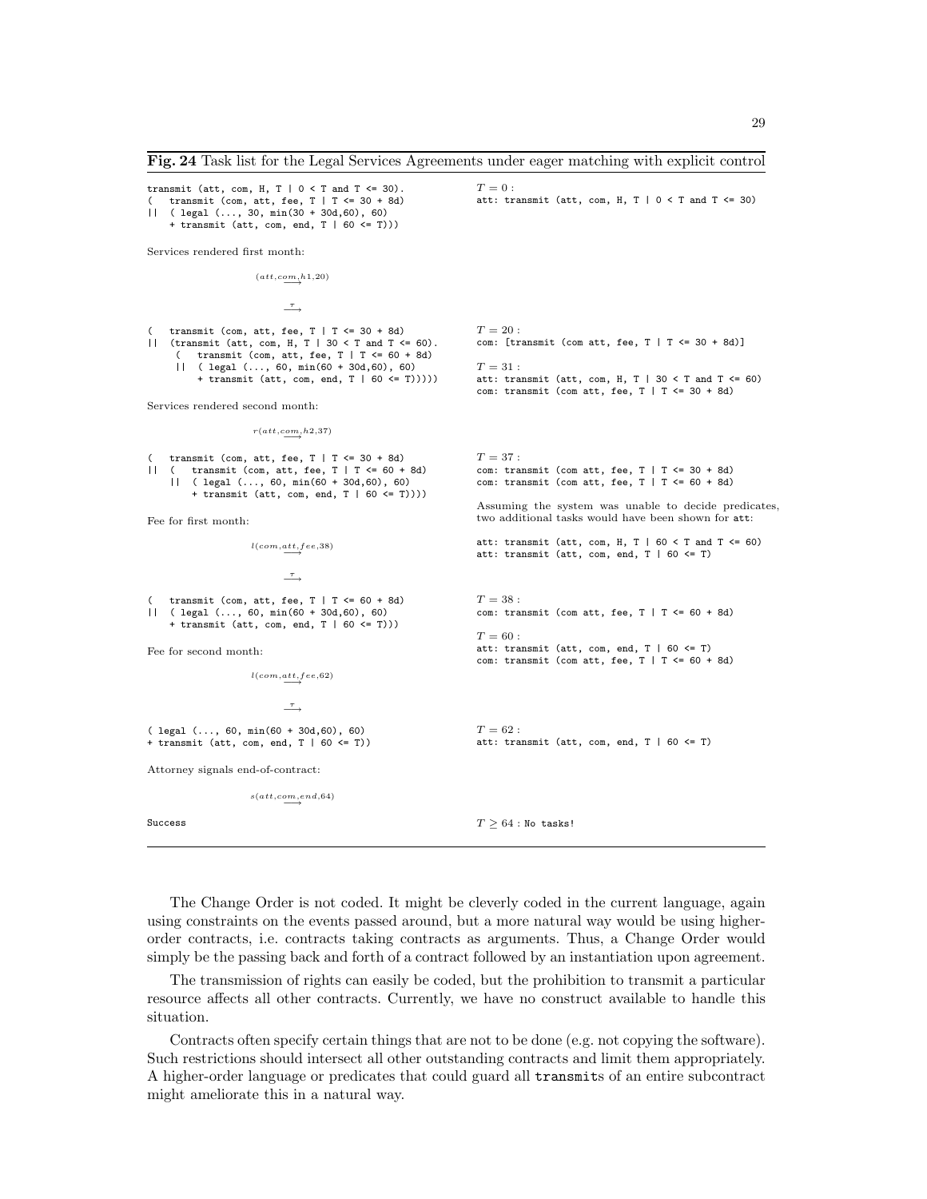**Fig. 24** Task list for the Legal Services Agreements under eager matching with explicit control

```
transmit (att, com, H, T | 0 < T and T <= 30).
(   transmit (com, att, fee, T | T <= 30 + 8d)
||  ( legal (..., 30, min(30 + 30d,60), 60)
    + transmit (att, com, end, T | 60 <= T)))
```

$T = 0$ :
`att: transmit (att, com, H, T | 0 < T and T <= 30)`

Services rendered first month:

$$\xrightarrow{(att, com, h1, 20)}$$

$$\xrightarrow{\tau}$$

```
(   transmit (com, att, fee, T | T <= 30 + 8d)
||  (transmit (att, com, H, T | 30 < T and T <= 60).
     (   transmit (com, att, fee, T | T <= 60 + 8d)
     ||  ( legal (..., 60, min(60 + 30d,60), 60)
         + transmit (att, com, end, T | 60 <= T)))))
```

$T = 20$ :
`com: [transmit (com att, fee, T | T <= 30 + 8d)]`

$T = 31$ :
`att: transmit (att, com, H, T | 30 < T and T <= 60)`
`com: transmit (com att, fee, T | T <= 30 + 8d)`

Services rendered second month:

$$\xrightarrow{r(att, com, h2, 37)}$$

```
(   transmit (com, att, fee, T | T <= 30 + 8d)
||  (   transmit (com, att, fee, T | T <= 60 + 8d)
    ||  ( legal (..., 60, min(60 + 30d,60), 60)
        + transmit (att, com, end, T | 60 <= T))))
```

$T = 37$ :
`com: transmit (com att, fee, T | T <= 30 + 8d)`
`com: transmit (com att, fee, T | T <= 60 + 8d)`

Assuming the system was unable to decide predicates, two additional tasks would have been shown for `att`:

`att: transmit (att, com, H, T | 60 < T and T <= 60)`
`att: transmit (att, com, end, T | 60 <= T)`

Fee for first month:

$$\xrightarrow{l(com, att, fee, 38)}$$

$$\xrightarrow{\tau}$$

```
(   transmit (com, att, fee, T | T <= 60 + 8d)
||  ( legal (..., 60, min(60 + 30d,60), 60)
    + transmit (att, com, end, T | 60 <= T)))
```

$T = 38$ :
`com: transmit (com att, fee, T | T <= 60 + 8d)`

$T = 60$ :
`att: transmit (att, com, end, T | 60 <= T)`
`com: transmit (com att, fee, T | T <= 60 + 8d)`

Fee for second month:

$$\xrightarrow{l(com, att, fee, 62)}$$

$$\xrightarrow{\tau}$$

```
( legal (..., 60, min(60 + 30d,60), 60)
+ transmit (att, com, end, T | 60 <= T))
```

$T = 62$ :
`att: transmit (att, com, end, T | 60 <= T)`

Attorney signals end-of-contract:

$$\xrightarrow{s(att, com, end, 64)}$$

`Success`

$T \geq 64$ : `No tasks!`

---

The Change Order is not coded. It might be cleverly coded in the current language, again using constraints on the events passed around, but a more natural way would be using higher-order contracts, i.e. contracts taking contracts as arguments. Thus, a Change Order would simply be the passing back and forth of a contract followed by an instantiation upon agreement.

The transmission of rights can easily be coded, but the prohibition to transmit a particular resource affects all other contracts. Currently, we have no construct available to handle this situation.

Contracts often specify certain things that are not to be done (e.g. not copying the software). Such restrictions should intersect all other outstanding contracts and limit them appropriately. A higher-order language or predicates that could guard all `transmit`s of an entire subcontract might ameliorate this in a natural way.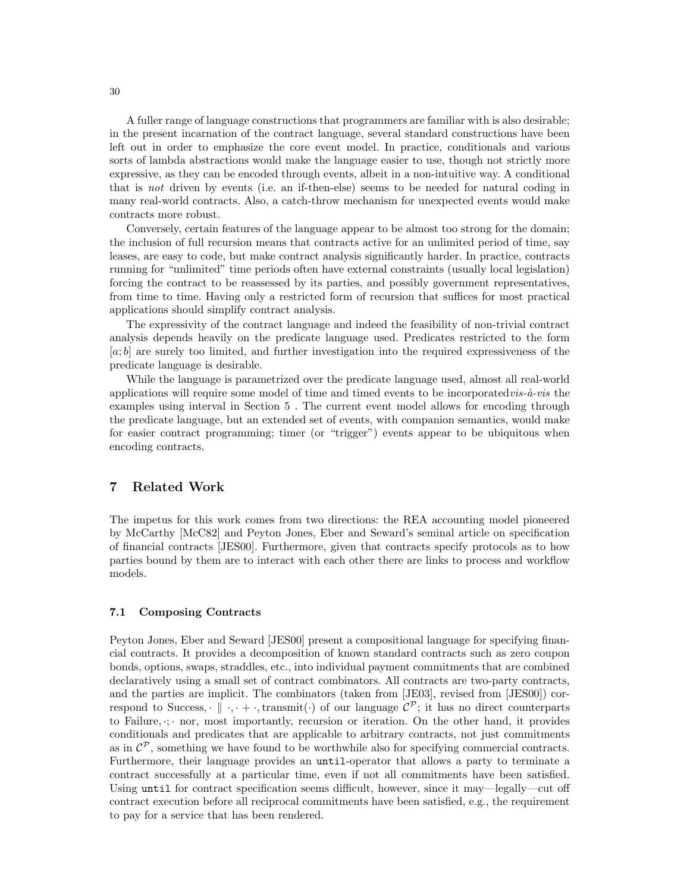A fuller range of language constructions that programmers are familiar with is also desirable; in the present incarnation of the contract language, several standard constructions have been left out in order to emphasize the core event model. In practice, conditionals and various sorts of lambda abstractions would make the language easier to use, though not strictly more expressive, as they can be encoded through events, albeit in a non-intuitive way. A conditional that is *not* driven by events (i.e. an if-then-else) seems to be needed for natural coding in many real-world contracts. Also, a catch-throw mechanism for unexpected events would make contracts more robust.

Conversely, certain features of the language appear to be almost too strong for the domain; the inclusion of full recursion means that contracts active for an unlimited period of time, say leases, are easy to code, but make contract analysis significantly harder. In practice, contracts running for "unlimited" time periods often have external constraints (usually local legislation) forcing the contract to be reassessed by its parties, and possibly government representatives, from time to time. Having only a restricted form of recursion that suffices for most practical applications should simplify contract analysis.

The expressivity of the contract language and indeed the feasibility of non-trivial contract analysis depends heavily on the predicate language used. Predicates restricted to the form $[a; b]$ are surely too limited, and further investigation into the required expressiveness of the predicate language is desirable.

While the language is parametrized over the predicate language used, almost all real-world applications will require some model of time and timed events to be incorporated*vis-à-vis* the examples using interval in Section 5 . The current event model allows for encoding through the predicate language, but an extended set of events, with companion semantics, would make for easier contract programming; timer (or "trigger") events appear to be ubiquitous when encoding contracts.

## 7 Related Work

The impetus for this work comes from two directions: the REA accounting model pioneered by McCarthy [McC82] and Peyton Jones, Eber and Seward's seminal article on specification of financial contracts [JES00]. Furthermore, given that contracts specify protocols as to how parties bound by them are to interact with each other there are links to process and workflow models.

### 7.1 Composing Contracts

Peyton Jones, Eber and Seward [JES00] present a compositional language for specifying financial contracts. It provides a decomposition of known standard contracts such as zero coupon bonds, options, swaps, straddles, etc., into individual payment commitments that are combined declaratively using a small set of contract combinators. All contracts are two-party contracts, and the parties are implicit. The combinators (taken from [JE03], revised from [JES00]) correspond to Success, $\cdot \parallel \cdot, \cdot + \cdot, \text{transmit}(\cdot)$ of our language $\mathcal{C}^{\mathcal{P}}$; it has no direct counterparts to Failure, $\cdot ; \cdot$ nor, most importantly, recursion or iteration. On the other hand, it provides conditionals and predicates that are applicable to arbitrary contracts, not just commitments as in $\mathcal{C}^{\mathcal{P}}$, something we have found to be worthwhile also for specifying commercial contracts. Furthermore, their language provides an `until`-operator that allows a party to terminate a contract successfully at a particular time, even if not all commitments have been satisfied. Using `until` for contract specification seems difficult, however, since it may—legally—cut off contract execution before all reciprocal commitments have been satisfied, e.g., the requirement to pay for a service that has been rendered.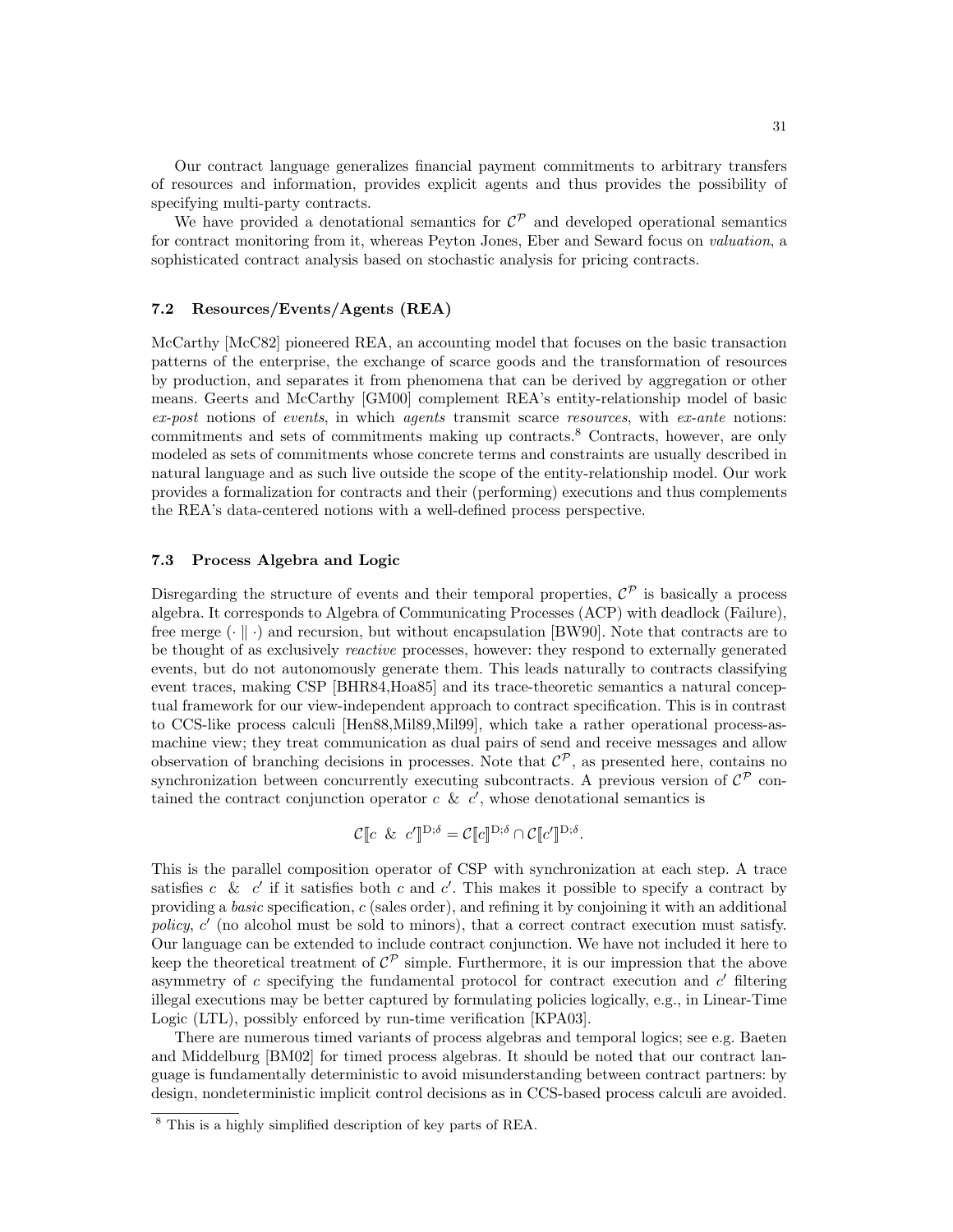Our contract language generalizes financial payment commitments to arbitrary transfers of resources and information, provides explicit agents and thus provides the possibility of specifying multi-party contracts.

We have provided a denotational semantics for $\mathcal{C}^{\mathcal{P}}$ and developed operational semantics for contract monitoring from it, whereas Peyton Jones, Eber and Seward focus on *valuation*, a sophisticated contract analysis based on stochastic analysis for pricing contracts.

### 7.2 Resources/Events/Agents (REA)

McCarthy [McC82] pioneered REA, an accounting model that focuses on the basic transaction patterns of the enterprise, the exchange of scarce goods and the transformation of resources by production, and separates it from phenomena that can be derived by aggregation or other means. Geerts and McCarthy [GM00] complement REA's entity-relationship model of basic *ex-post* notions of *events*, in which *agents* transmit scarce *resources*, with *ex-ante* notions: commitments and sets of commitments making up contracts.[8] Contracts, however, are only modeled as sets of commitments whose concrete terms and constraints are usually described in natural language and as such live outside the scope of the entity-relationship model. Our work provides a formalization for contracts and their (performing) executions and thus complements the REA's data-centered notions with a well-defined process perspective.

### 7.3 Process Algebra and Logic

Disregarding the structure of events and their temporal properties, $\mathcal{C}^{\mathcal{P}}$ is basically a process algebra. It corresponds to Algebra of Communicating Processes (ACP) with deadlock (Failure), free merge $(\cdot \parallel \cdot)$ and recursion, but without encapsulation [BW90]. Note that contracts are to be thought of as exclusively *reactive* processes, however: they respond to externally generated events, but do not autonomously generate them. This leads naturally to contracts classifying event traces, making CSP [BHR84,Hoa85] and its trace-theoretic semantics a natural conceptual framework for our view-independent approach to contract specification. This is in contrast to CCS-like process calculi [Hen88,Mil89,Mil99], which take a rather operational process-as-machine view; they treat communication as dual pairs of send and receive messages and allow observation of branching decisions in processes. Note that $\mathcal{C}^{\mathcal{P}}$, as presented here, contains no synchronization between concurrently executing subcontracts. A previous version of $\mathcal{C}^{\mathcal{P}}$ contained the contract conjunction operator $c \ \& \ c'$, whose denotational semantics is

$$\mathcal{C}[\![c \ \& \ c']\!]^{\mathrm{D};\delta} = \mathcal{C}[\![c]\!]^{\mathrm{D};\delta} \cap \mathcal{C}[\![c']\!]^{\mathrm{D};\delta}.$$

This is the parallel composition operator of CSP with synchronization at each step. A trace satisfies $c \ \& \ c'$ if it satisfies both $c$ and $c'$. This makes it possible to specify a contract by providing a *basic* specification, $c$ (sales order), and refining it by conjoining it with an additional *policy*, $c'$ (no alcohol must be sold to minors), that a correct contract execution must satisfy. Our language can be extended to include contract conjunction. We have not included it here to keep the theoretical treatment of $\mathcal{C}^{\mathcal{P}}$ simple. Furthermore, it is our impression that the above asymmetry of $c$ specifying the fundamental protocol for contract execution and $c'$ filtering illegal executions may be better captured by formulating policies logically, e.g., in Linear-Time Logic (LTL), possibly enforced by run-time verification [KPA03].

There are numerous timed variants of process algebras and temporal logics; see e.g. Baeten and Middelburg [BM02] for timed process algebras. It should be noted that our contract language is fundamentally deterministic to avoid misunderstanding between contract partners: by design, nondeterministic implicit control decisions as in CCS-based process calculi are avoided.

---

[8] This is a highly simplified description of key parts of REA.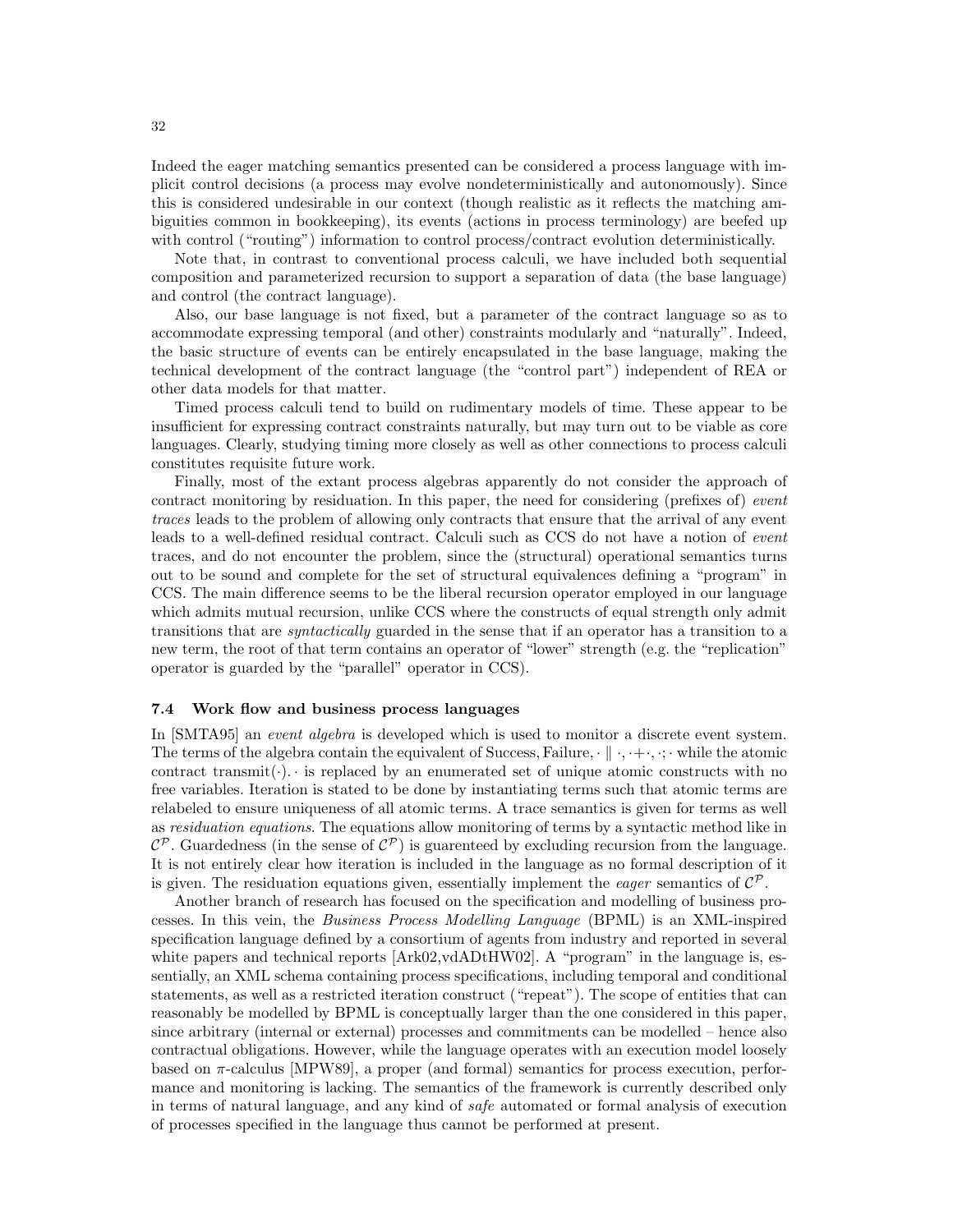Indeed the eager matching semantics presented can be considered a process language with implicit control decisions (a process may evolve nondeterministically and autonomously). Since this is considered undesirable in our context (though realistic as it reflects the matching ambiguities common in bookkeeping), its events (actions in process terminology) are beefed up with control ("routing") information to control process/contract evolution deterministically.

Note that, in contrast to conventional process calculi, we have included both sequential composition and parameterized recursion to support a separation of data (the base language) and control (the contract language).

Also, our base language is not fixed, but a parameter of the contract language so as to accommodate expressing temporal (and other) constraints modularly and "naturally". Indeed, the basic structure of events can be entirely encapsulated in the base language, making the technical development of the contract language (the "control part") independent of REA or other data models for that matter.

Timed process calculi tend to build on rudimentary models of time. These appear to be insufficient for expressing contract constraints naturally, but may turn out to be viable as core languages. Clearly, studying timing more closely as well as other connections to process calculi constitutes requisite future work.

Finally, most of the extant process algebras apparently do not consider the approach of contract monitoring by residuation. In this paper, the need for considering (prefixes of) *event traces* leads to the problem of allowing only contracts that ensure that the arrival of any event leads to a well-defined residual contract. Calculi such as CCS do not have a notion of *event* traces, and do not encounter the problem, since the (structural) operational semantics turns out to be sound and complete for the set of structural equivalences defining a "program" in CCS. The main difference seems to be the liberal recursion operator employed in our language which admits mutual recursion, unlike CCS where the constructs of equal strength only admit transitions that are *syntactically* guarded in the sense that if an operator has a transition to a new term, the root of that term contains an operator of "lower" strength (e.g. the "replication" operator is guarded by the "parallel" operator in CCS).

### 7.4 Work flow and business process languages

In [SMTA95] an *event algebra* is developed which is used to monitor a discrete event system. The terms of the algebra contain the equivalent of Success, Failure, $\cdot \parallel \cdot, \cdot + \cdot, \cdot ; \cdot$ while the atomic contract transmit$(\cdot).\cdot$ is replaced by an enumerated set of unique atomic constructs with no free variables. Iteration is stated to be done by instantiating terms such that atomic terms are relabeled to ensure uniqueness of all atomic terms. A trace semantics is given for terms as well as *residuation equations*. The equations allow monitoring of terms by a syntactic method like in $\mathcal{C}^{\mathcal{P}}$. Guardedness (in the sense of $\mathcal{C}^{\mathcal{P}}$) is guarenteed by excluding recursion from the language. It is not entirely clear how iteration is included in the language as no formal description of it is given. The residuation equations given, essentially implement the *eager* semantics of $\mathcal{C}^{\mathcal{P}}$.

Another branch of research has focused on the specification and modelling of business processes. In this vein, the *Business Process Modelling Language* (BPML) is an XML-inspired specification language defined by a consortium of agents from industry and reported in several white papers and technical reports [Ark02,vdADtHW02]. A "program" in the language is, essentially, an XML schema containing process specifications, including temporal and conditional statements, as well as a restricted iteration construct ("repeat"). The scope of entities that can reasonably be modelled by BPML is conceptually larger than the one considered in this paper, since arbitrary (internal or external) processes and commitments can be modelled – hence also contractual obligations. However, while the language operates with an execution model loosely based on $\pi$-calculus [MPW89], a proper (and formal) semantics for process execution, performance and monitoring is lacking. The semantics of the framework is currently described only in terms of natural language, and any kind of *safe* automated or formal analysis of execution of processes specified in the language thus cannot be performed at present.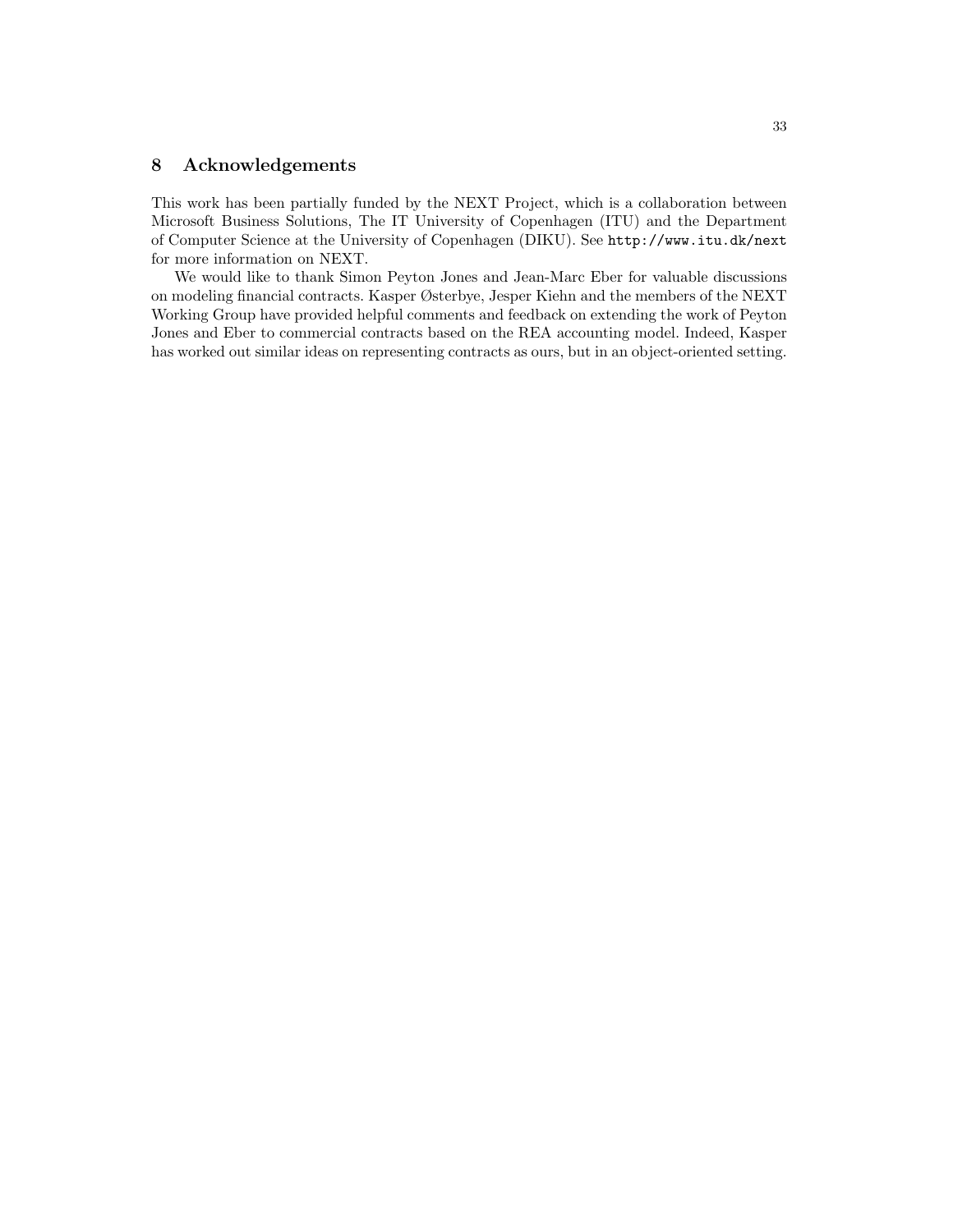## 8 Acknowledgements

This work has been partially funded by the NEXT Project, which is a collaboration between Microsoft Business Solutions, The IT University of Copenhagen (ITU) and the Department of Computer Science at the University of Copenhagen (DIKU). See `http://www.itu.dk/next` for more information on NEXT.

We would like to thank Simon Peyton Jones and Jean-Marc Eber for valuable discussions on modeling financial contracts. Kasper Østerbye, Jesper Kiehn and the members of the NEXT Working Group have provided helpful comments and feedback on extending the work of Peyton Jones and Eber to commercial contracts based on the REA accounting model. Indeed, Kasper has worked out similar ideas on representing contracts as ours, but in an object-oriented setting.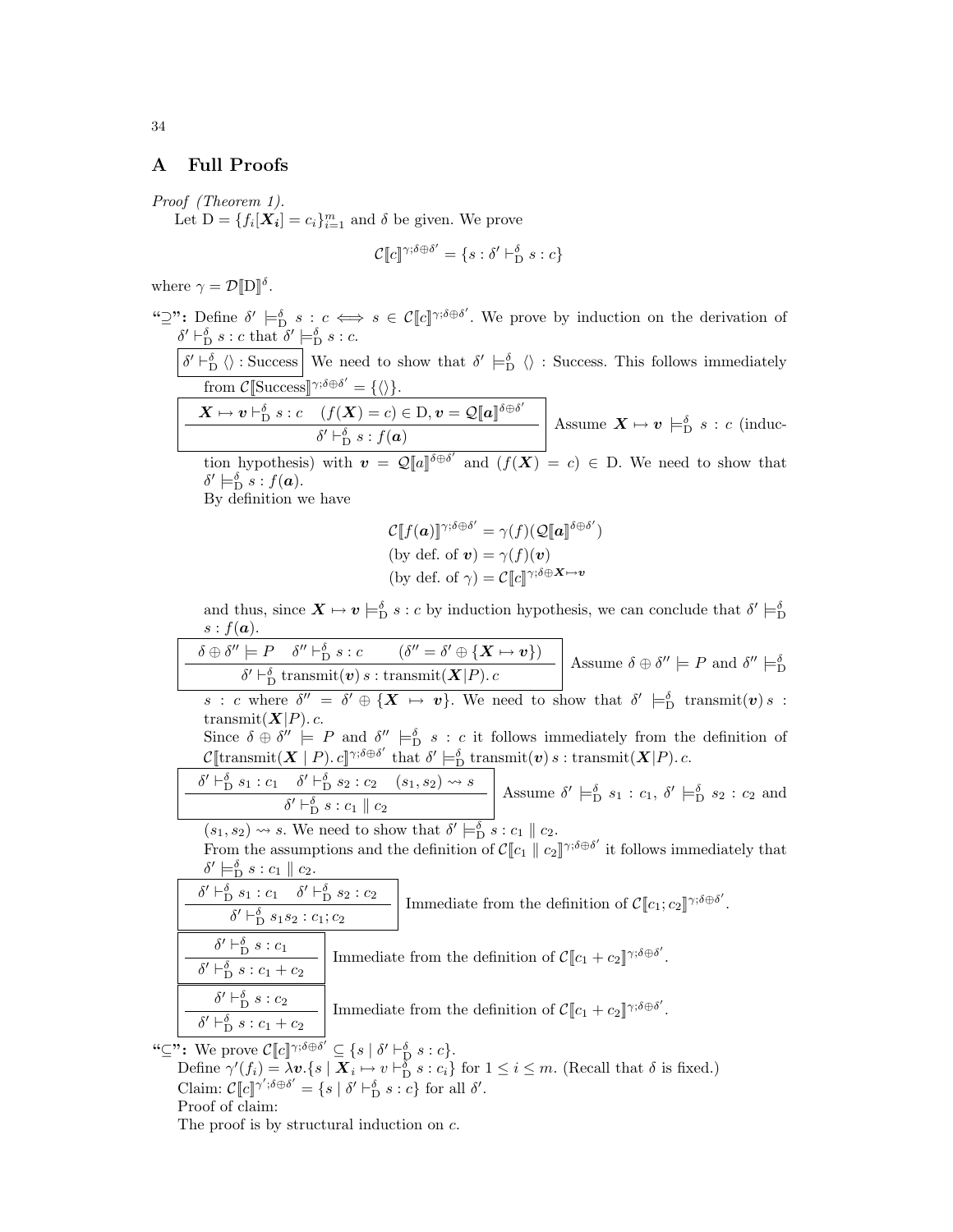# A Full Proofs

*Proof (Theorem 1).*

Let $\mathrm{D} = \{f_i[\boldsymbol{X_i}] = c_i\}_{i=1}^m$ and $\delta$ be given. We prove

$$\mathcal{C}[\![c]\!]^{\gamma;\delta\oplus\delta'} = \{s : \delta' \vdash^{\delta}_{\mathrm{D}} s : c\}$$

where $\gamma = \mathcal{D}[\![\mathrm{D}]\!]^{\delta}$.

**"$\supseteq$":** Define $\delta' \models^{\delta}_{\mathrm{D}} s : c \iff s \in \mathcal{C}[\![c]\!]^{\gamma;\delta\oplus\delta'}$. We prove by induction on the derivation of $\delta' \vdash^{\delta}_{\mathrm{D}} s : c$ that $\delta' \models^{\delta}_{\mathrm{D}} s : c$.

$\boxed{\delta' \vdash^{\delta}_{\mathrm{D}} \langle\rangle : \mathrm{Success}}$ We need to show that $\delta' \models^{\delta}_{\mathrm{D}} \langle\rangle : \mathrm{Success}$. This follows immediately from $\mathcal{C}[\![\mathrm{Success}]\!]^{\gamma;\delta\oplus\delta'} = \{\langle\rangle\}$.

$$\boxed{\dfrac{\boldsymbol{X} \mapsto \boldsymbol{v} \vdash^{\delta}_{\mathrm{D}} s : c \quad (f(\boldsymbol{X}) = c) \in \mathrm{D}, \boldsymbol{v} = \mathcal{Q}[\![\boldsymbol{a}]\!]^{\delta\oplus\delta'}}{\delta' \vdash^{\delta}_{\mathrm{D}} s : f(\boldsymbol{a})}}$$

Assume $\boldsymbol{X} \mapsto \boldsymbol{v} \models^{\delta}_{\mathrm{D}} s : c$ (induction hypothesis) with $\boldsymbol{v} = \mathcal{Q}[\![a]\!]^{\delta\oplus\delta'}$ and $(f(\boldsymbol{X}) = c) \in \mathrm{D}$. We need to show that $\delta' \models^{\delta}_{\mathrm{D}} s : f(\boldsymbol{a})$.

By definition we have

$$\begin{aligned}
&\mathcal{C}[\![f(\boldsymbol{a})]\!]^{\gamma;\delta\oplus\delta'} = \gamma(f)(\mathcal{Q}[\![\boldsymbol{a}]\!]^{\delta\oplus\delta'})\\
&\text{(by def. of } \boldsymbol{v}) = \gamma(f)(\boldsymbol{v})\\
&\text{(by def. of } \gamma) = \mathcal{C}[\![c]\!]^{\gamma;\delta\oplus\boldsymbol{X}\mapsto\boldsymbol{v}}
\end{aligned}$$

and thus, since $\boldsymbol{X} \mapsto \boldsymbol{v} \models^{\delta}_{\mathrm{D}} s : c$ by induction hypothesis, we can conclude that $\delta' \models^{\delta}_{\mathrm{D}} s : f(\boldsymbol{a})$.

$$\boxed{\dfrac{\delta \oplus \delta'' \models P \quad \delta'' \vdash^{\delta}_{\mathrm{D}} s : c \qquad (\delta'' = \delta' \oplus \{\boldsymbol{X} \mapsto \boldsymbol{v}\})}{\delta' \vdash^{\delta}_{\mathrm{D}} \mathrm{transmit}(\boldsymbol{v})\, s : \mathrm{transmit}(\boldsymbol{X}|P).\, c}}$$

Assume $\delta \oplus \delta'' \models P$ and $\delta'' \models^{\delta}_{\mathrm{D}} s : c$ where $\delta'' = \delta' \oplus \{\boldsymbol{X} \mapsto \boldsymbol{v}\}$. We need to show that $\delta' \models^{\delta}_{\mathrm{D}} \mathrm{transmit}(\boldsymbol{v})\, s : \mathrm{transmit}(\boldsymbol{X}|P).\, c$.

Since $\delta \oplus \delta'' \models P$ and $\delta'' \models^{\delta}_{\mathrm{D}} s : c$ it follows immediately from the definition of $\mathcal{C}[\![\mathrm{transmit}(\boldsymbol{X} \mid P).\, c]\!]^{\gamma;\delta\oplus\delta'}$ that $\delta' \models^{\delta}_{\mathrm{D}} \mathrm{transmit}(\boldsymbol{v})\, s : \mathrm{transmit}(\boldsymbol{X}|P).\, c$.

$$\boxed{\dfrac{\delta' \vdash^{\delta}_{\mathrm{D}} s_1 : c_1 \quad \delta' \vdash^{\delta}_{\mathrm{D}} s_2 : c_2 \quad (s_1, s_2) \rightsquigarrow s}{\delta' \vdash^{\delta}_{\mathrm{D}} s : c_1 \parallel c_2}}$$

Assume $\delta' \models^{\delta}_{\mathrm{D}} s_1 : c_1$, $\delta' \models^{\delta}_{\mathrm{D}} s_2 : c_2$ and $(s_1, s_2) \rightsquigarrow s$. We need to show that $\delta' \models^{\delta}_{\mathrm{D}} s : c_1 \parallel c_2$.

From the assumptions and the definition of $\mathcal{C}[\![c_1 \parallel c_2]\!]^{\gamma;\delta\oplus\delta'}$ it follows immediately that $\delta' \models^{\delta}_{\mathrm{D}} s : c_1 \parallel c_2$.

$$\boxed{\dfrac{\delta' \vdash^{\delta}_{\mathrm{D}} s_1 : c_1 \quad \delta' \vdash^{\delta}_{\mathrm{D}} s_2 : c_2}{\delta' \vdash^{\delta}_{\mathrm{D}} s_1 s_2 : c_1; c_2}}$$

Immediate from the definition of $\mathcal{C}[\![c_1; c_2]\!]^{\gamma;\delta\oplus\delta'}$.

$$\boxed{\dfrac{\delta' \vdash^{\delta}_{\mathrm{D}} s : c_1}{\delta' \vdash^{\delta}_{\mathrm{D}} s : c_1 + c_2}}$$

Immediate from the definition of $\mathcal{C}[\![c_1 + c_2]\!]^{\gamma;\delta\oplus\delta'}$.

$$\boxed{\dfrac{\delta' \vdash^{\delta}_{\mathrm{D}} s : c_2}{\delta' \vdash^{\delta}_{\mathrm{D}} s : c_1 + c_2}}$$

Immediate from the definition of $\mathcal{C}[\![c_1 + c_2]\!]^{\gamma;\delta\oplus\delta'}$.

**"$\subseteq$":** We prove $\mathcal{C}[\![c]\!]^{\gamma;\delta\oplus\delta'} \subseteq \{s \mid \delta' \vdash^{\delta}_{\mathrm{D}} s : c\}$.

Define $\gamma'(f_i) = \lambda\boldsymbol{v}.\{s \mid \boldsymbol{X}_i \mapsto v \vdash^{\delta}_{\mathrm{D}} s : c_i\}$ for $1 \leq i \leq m$. (Recall that $\delta$ is fixed.)

Claim: $\mathcal{C}[\![c]\!]^{\gamma';\delta\oplus\delta'} = \{s \mid \delta' \vdash^{\delta}_{\mathrm{D}} s : c\}$ for all $\delta'$.

Proof of claim:

The proof is by structural induction on $c$.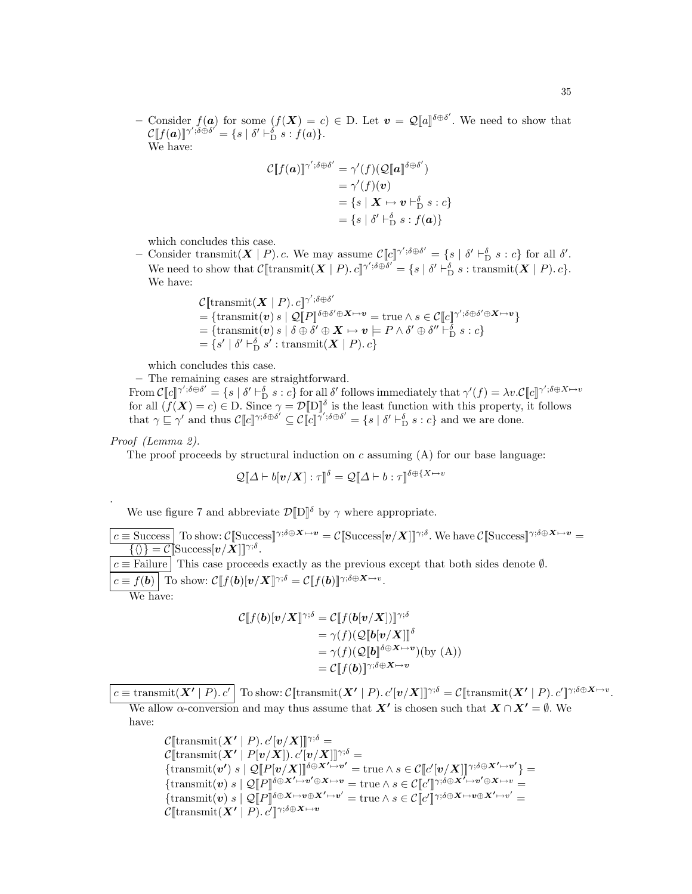– Consider $f(\boldsymbol{a})$ for some $(f(\boldsymbol{X}) = c) \in \mathrm{D}$. Let $\boldsymbol{v} = \mathcal{Q}[\![a]\!]^{\delta \oplus \delta'}$. We need to show that $\mathcal{C}[\![f(\boldsymbol{a})]\!]^{\gamma';\delta\oplus\delta'} = \{s \mid \delta' \vdash^{\delta}_{\mathrm{D}} s : f(a)\}$.
We have:

$$
\begin{aligned}
\mathcal{C}[\![f(\boldsymbol{a})]\!]^{\gamma';\delta\oplus\delta'} &= \gamma'(f)(\mathcal{Q}[\![\boldsymbol{a}]\!]^{\delta\oplus\delta'}) \\
&= \gamma'(f)(\boldsymbol{v}) \\
&= \{s \mid \boldsymbol{X} \mapsto \boldsymbol{v} \vdash^{\delta}_{\mathrm{D}} s : c\} \\
&= \{s \mid \delta' \vdash^{\delta}_{\mathrm{D}} s : f(\boldsymbol{a})\}
\end{aligned}
$$

which concludes this case.

– Consider $\mathrm{transmit}(\boldsymbol{X} \mid P).\, c$. We may assume $\mathcal{C}[\![c]\!]^{\gamma';\delta\oplus\delta'} = \{s \mid \delta' \vdash^{\delta}_{\mathrm{D}} s : c\}$ for all $\delta'$. We need to show that $\mathcal{C}[\![\mathrm{transmit}(\boldsymbol{X} \mid P).\, c]\!]^{\gamma';\delta\oplus\delta'} = \{s \mid \delta' \vdash^{\delta}_{\mathrm{D}} s : \mathrm{transmit}(\boldsymbol{X} \mid P).\, c\}$.
We have:

$$
\begin{aligned}
&\mathcal{C}[\![\mathrm{transmit}(\boldsymbol{X} \mid P).\, c]\!]^{\gamma';\delta\oplus\delta'} \\
&= \{\mathrm{transmit}(\boldsymbol{v})\, s \mid \mathcal{Q}[\![P]\!]^{\delta\oplus\delta'\oplus\boldsymbol{X}\mapsto\boldsymbol{v}} = \mathrm{true} \wedge s \in \mathcal{C}[\![c]\!]^{\gamma';\delta\oplus\delta'\oplus\boldsymbol{X}\mapsto\boldsymbol{v}}\} \\
&= \{\mathrm{transmit}(\boldsymbol{v})\, s \mid \delta \oplus \delta' \oplus \boldsymbol{X} \mapsto \boldsymbol{v} \models P \wedge \delta' \oplus \delta'' \vdash^{\delta}_{\mathrm{D}} s : c\} \\
&= \{s' \mid \delta' \vdash^{\delta}_{\mathrm{D}} s' : \mathrm{transmit}(\boldsymbol{X} \mid P).\, c\}
\end{aligned}
$$

which concludes this case.

– The remaining cases are straightforward.

From $\mathcal{C}[\![c]\!]^{\gamma';\delta\oplus\delta'} = \{s \mid \delta' \vdash^{\delta}_{\mathrm{D}} s : c\}$ for all $\delta'$ follows immediately that $\gamma'(f) = \lambda v.\mathcal{C}[\![c]\!]^{\gamma';\delta\oplus X\mapsto v}$ for all $(f(\boldsymbol{X}) = c) \in \mathrm{D}$. Since $\gamma = \mathcal{D}[\![\mathrm{D}]\!]^{\delta}$ is the least function with this property, it follows that $\gamma \sqsubseteq \gamma'$ and thus $\mathcal{C}[\![c]\!]^{\gamma;\delta\oplus\delta'} \subseteq \mathcal{C}[\![c]\!]^{\gamma';\delta\oplus\delta'} = \{s \mid \delta' \vdash^{\delta}_{\mathrm{D}} s : c\}$ and we are done.

*Proof (Lemma 2).*
The proof proceeds by structural induction on $c$ assuming (A) for our base language:

$$
\mathcal{Q}[\![\Delta \vdash b[\boldsymbol{v}/\boldsymbol{X}] : \tau]\!]^{\delta} = \mathcal{Q}[\![\Delta \vdash b : \tau]\!]^{\delta\oplus\{X\mapsto v}
$$

.

We use figure 7 and abbreviate $\mathcal{D}[\![\mathrm{D}]\!]^{\delta}$ by $\gamma$ where appropriate.

$c \equiv \mathrm{Success}$ To show: $\mathcal{C}[\![\mathrm{Success}]\!]^{\gamma;\delta\oplus\boldsymbol{X}\mapsto\boldsymbol{v}} = \mathcal{C}[\![\mathrm{Success}[\boldsymbol{v}/\boldsymbol{X}]]\!]^{\gamma;\delta}$. We have $\mathcal{C}[\![\mathrm{Success}]\!]^{\gamma;\delta\oplus\boldsymbol{X}\mapsto\boldsymbol{v}} = \{\langle\rangle\} = \mathcal{C}[\![\mathrm{Success}[\boldsymbol{v}/\boldsymbol{X}]]\!]^{\gamma;\delta}$.

$c \equiv \mathrm{Failure}$ This case proceeds exactly as the previous except that both sides denote $\emptyset$.

$c \equiv f(\boldsymbol{b})$ To show: $\mathcal{C}[\![f(\boldsymbol{b})[\boldsymbol{v}/\boldsymbol{X}]]\!]^{\gamma;\delta} = \mathcal{C}[\![f(\boldsymbol{b})]\!]^{\gamma;\delta\oplus\boldsymbol{X}\mapsto v}$.
We have:

$$
\begin{aligned}
\mathcal{C}[\![f(\boldsymbol{b})[\boldsymbol{v}/\boldsymbol{X}]]\!]^{\gamma;\delta} &= \mathcal{C}[\![f(\boldsymbol{b}[\boldsymbol{v}/\boldsymbol{X}])]\!]^{\gamma;\delta} \\
&= \gamma(f)(\mathcal{Q}[\![\boldsymbol{b}[\boldsymbol{v}/\boldsymbol{X}]]\!]^{\delta} \\
&= \gamma(f)(\mathcal{Q}[\![\boldsymbol{b}]\!]^{\delta\oplus\boldsymbol{X}\mapsto\boldsymbol{v}})(\text{by (A)}) \\
&= \mathcal{C}[\![f(\boldsymbol{b})]\!]^{\gamma;\delta\oplus\boldsymbol{X}\mapsto\boldsymbol{v}}
\end{aligned}
$$

$c \equiv \mathrm{transmit}(\boldsymbol{X'} \mid P).\, c'$ To show: $\mathcal{C}[\![\mathrm{transmit}(\boldsymbol{X'} \mid P).\, c'[\boldsymbol{v}/\boldsymbol{X}]]\!]^{\gamma;\delta} = \mathcal{C}[\![\mathrm{transmit}(\boldsymbol{X'} \mid P).\, c']\!]^{\gamma;\delta\oplus\boldsymbol{X}\mapsto v}$.
We allow $\alpha$-conversion and may thus assume that $\boldsymbol{X'}$ is chosen such that $\boldsymbol{X} \cap \boldsymbol{X'} = \emptyset$. We have:

$$
\begin{aligned}
&\mathcal{C}[\![\mathrm{transmit}(\boldsymbol{X'} \mid P).\, c'[\boldsymbol{v}/\boldsymbol{X}]]\!]^{\gamma;\delta} = \\
&\mathcal{C}[\![\mathrm{transmit}(\boldsymbol{X'} \mid P[\boldsymbol{v}/\boldsymbol{X}]).\, c'[\boldsymbol{v}/\boldsymbol{X}]]\!]^{\gamma;\delta} = \\
&\{\mathrm{transmit}(\boldsymbol{v'})\ s \mid \mathcal{Q}[\![P[\boldsymbol{v}/\boldsymbol{X}]]\!]^{\delta\oplus\boldsymbol{X'}\mapsto\boldsymbol{v'}} = \mathrm{true} \wedge s \in \mathcal{C}[\![c'[\boldsymbol{v}/\boldsymbol{X}]]\!]^{\gamma;\delta\oplus\boldsymbol{X'}\mapsto\boldsymbol{v'}}\} = \\
&\{\mathrm{transmit}(\boldsymbol{v})\ s \mid \mathcal{Q}[\![P]\!]^{\delta\oplus\boldsymbol{X'}\mapsto\boldsymbol{v'}\oplus\boldsymbol{X}\mapsto\boldsymbol{v}} = \mathrm{true} \wedge s \in \mathcal{C}[\![c']\!]^{\gamma;\delta\oplus\boldsymbol{X'}\mapsto\boldsymbol{v'}\oplus\boldsymbol{X}\mapsto v} = \\
&\{\mathrm{transmit}(\boldsymbol{v})\ s \mid \mathcal{Q}[\![P]\!]^{\delta\oplus\boldsymbol{X}\mapsto\boldsymbol{v}\oplus\boldsymbol{X'}\mapsto\boldsymbol{v'}} = \mathrm{true} \wedge s \in \mathcal{C}[\![c']\!]^{\gamma;\delta\oplus\boldsymbol{X}\mapsto\boldsymbol{v}\oplus\boldsymbol{X'}\mapsto v'} = \\
&\mathcal{C}[\![\mathrm{transmit}(\boldsymbol{X'} \mid P).\, c']\!]^{\gamma;\delta\oplus\boldsymbol{X}\mapsto\boldsymbol{v}}
\end{aligned}
$$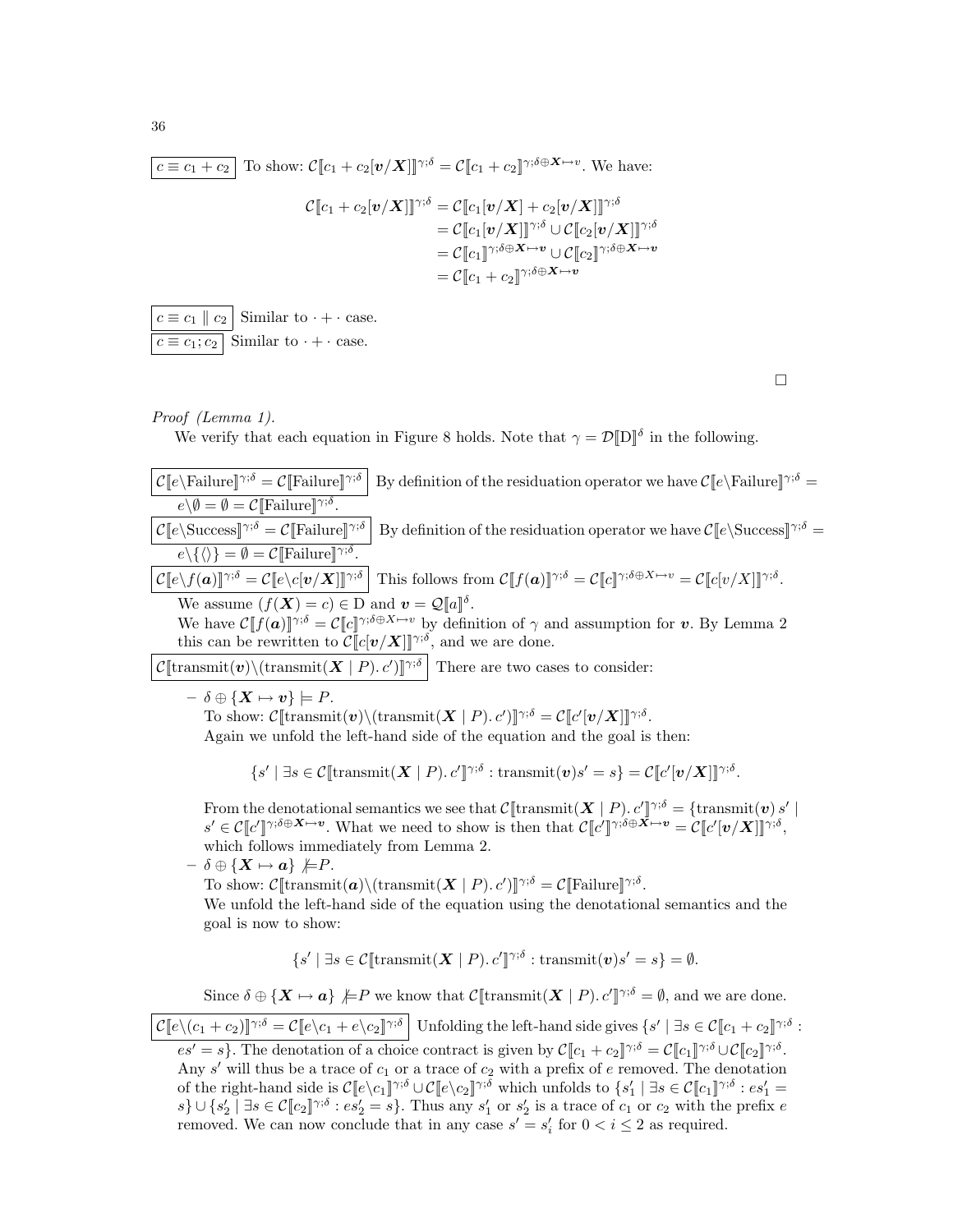$\boxed{c \equiv c_1 + c_2}$ To show: $\mathcal{C}[\![c_1 + c_2[\boldsymbol{v}/\boldsymbol{X}]]\!]^{\gamma;\delta} = \mathcal{C}[\![c_1 + c_2]\!]^{\gamma;\delta \oplus \boldsymbol{X} \mapsto v}$. We have:

$$
\begin{aligned}
\mathcal{C}[\![c_1 + c_2[\boldsymbol{v}/\boldsymbol{X}]]\!]^{\gamma;\delta} &= \mathcal{C}[\![c_1[\boldsymbol{v}/\boldsymbol{X}] + c_2[\boldsymbol{v}/\boldsymbol{X}]]\!]^{\gamma;\delta} \\
&= \mathcal{C}[\![c_1[\boldsymbol{v}/\boldsymbol{X}]]\!]^{\gamma;\delta} \cup \mathcal{C}[\![c_2[\boldsymbol{v}/\boldsymbol{X}]]\!]^{\gamma;\delta} \\
&= \mathcal{C}[\![c_1]\!]^{\gamma;\delta \oplus \boldsymbol{X} \mapsto \boldsymbol{v}} \cup \mathcal{C}[\![c_2]\!]^{\gamma;\delta \oplus \boldsymbol{X} \mapsto \boldsymbol{v}} \\
&= \mathcal{C}[\![c_1 + c_2]\!]^{\gamma;\delta \oplus \boldsymbol{X} \mapsto \boldsymbol{v}}
\end{aligned}
$$

$\boxed{c \equiv c_1 \parallel c_2}$ Similar to $\cdot + \cdot$ case.

$\boxed{c \equiv c_1 ; c_2}$ Similar to $\cdot + \cdot$ case.

$\square$

*Proof (Lemma 1).*

We verify that each equation in Figure 8 holds. Note that $\gamma = \mathcal{D}[\![\mathrm{D}]\!]^{\delta}$ in the following.

$\boxed{\mathcal{C}[\![e \backslash \mathrm{Failure}]\!]^{\gamma;\delta} = \mathcal{C}[\![\mathrm{Failure}]\!]^{\gamma;\delta}}$ By definition of the residuation operator we have $\mathcal{C}[\![e \backslash \mathrm{Failure}]\!]^{\gamma;\delta} = e \backslash \emptyset = \emptyset = \mathcal{C}[\![\mathrm{Failure}]\!]^{\gamma;\delta}$.

$\boxed{\mathcal{C}[\![e \backslash \mathrm{Success}]\!]^{\gamma;\delta} = \mathcal{C}[\![\mathrm{Failure}]\!]^{\gamma;\delta}}$ By definition of the residuation operator we have $\mathcal{C}[\![e \backslash \mathrm{Success}]\!]^{\gamma;\delta} = e \backslash \{\langle\rangle\} = \emptyset = \mathcal{C}[\![\mathrm{Failure}]\!]^{\gamma;\delta}$.

$\boxed{\mathcal{C}[\![e \backslash f(\boldsymbol{a})]\!]^{\gamma;\delta} = \mathcal{C}[\![e \backslash c[\boldsymbol{v}/\boldsymbol{X}]]\!]^{\gamma;\delta}}$ This follows from $\mathcal{C}[\![f(\boldsymbol{a})]\!]^{\gamma;\delta} = \mathcal{C}[\![c]\!]^{\gamma;\delta \oplus X \mapsto v} = \mathcal{C}[\![c[v/X]]\!]^{\gamma;\delta}$.
We assume $(f(\boldsymbol{X}) = c) \in \mathrm{D}$ and $\boldsymbol{v} = \mathcal{Q}[\![a]\!]^{\delta}$.
We have $\mathcal{C}[\![f(\boldsymbol{a})]\!]^{\gamma;\delta} = \mathcal{C}[\![c]\!]^{\gamma;\delta \oplus X \mapsto v}$ by definition of $\gamma$ and assumption for $\boldsymbol{v}$. By Lemma 2 this can be rewritten to $\mathcal{C}[\![c[\boldsymbol{v}/\boldsymbol{X}]]\!]^{\gamma;\delta}$, and we are done.

$\boxed{\mathcal{C}[\![\mathrm{transmit}(\boldsymbol{v}) \backslash (\mathrm{transmit}(\boldsymbol{X} \mid P).\, c')]\!]^{\gamma;\delta}}$ There are two cases to consider:

- $\delta \oplus \{\boldsymbol{X} \mapsto \boldsymbol{v}\} \models P$.
  To show: $\mathcal{C}[\![\mathrm{transmit}(\boldsymbol{v}) \backslash (\mathrm{transmit}(\boldsymbol{X} \mid P).\, c')]\!]^{\gamma;\delta} = \mathcal{C}[\![c'[\boldsymbol{v}/\boldsymbol{X}]]\!]^{\gamma;\delta}$.
  Again we unfold the left-hand side of the equation and the goal is then:

$$\{s' \mid \exists s \in \mathcal{C}[\![\mathrm{transmit}(\boldsymbol{X} \mid P).\, c']\!]^{\gamma;\delta} : \mathrm{transmit}(\boldsymbol{v}) s' = s\} = \mathcal{C}[\![c'[\boldsymbol{v}/\boldsymbol{X}]]\!]^{\gamma;\delta}.$$

  From the denotational semantics we see that $\mathcal{C}[\![\mathrm{transmit}(\boldsymbol{X} \mid P).\, c']\!]^{\gamma;\delta} = \{\mathrm{transmit}(\boldsymbol{v})\, s' \mid s' \in \mathcal{C}[\![c']\!]^{\gamma;\delta \oplus \boldsymbol{X} \mapsto \boldsymbol{v}}$. What we need to show is then that $\mathcal{C}[\![c']\!]^{\gamma;\delta \oplus \boldsymbol{X} \mapsto \boldsymbol{v}} = \mathcal{C}[\![c'[\boldsymbol{v}/\boldsymbol{X}]]\!]^{\gamma;\delta}$, which follows immediately from Lemma 2.
- $\delta \oplus \{\boldsymbol{X} \mapsto \boldsymbol{a}\} \not\models P$.
  To show: $\mathcal{C}[\![\mathrm{transmit}(\boldsymbol{a}) \backslash (\mathrm{transmit}(\boldsymbol{X} \mid P).\, c')]\!]^{\gamma;\delta} = \mathcal{C}[\![\mathrm{Failure}]\!]^{\gamma;\delta}$.
  We unfold the left-hand side of the equation using the denotational semantics and the goal is now to show:

$$\{s' \mid \exists s \in \mathcal{C}[\![\mathrm{transmit}(\boldsymbol{X} \mid P).\, c']\!]^{\gamma;\delta} : \mathrm{transmit}(\boldsymbol{v}) s' = s\} = \emptyset.$$

  Since $\delta \oplus \{\boldsymbol{X} \mapsto \boldsymbol{a}\} \not\models P$ we know that $\mathcal{C}[\![\mathrm{transmit}(\boldsymbol{X} \mid P).\, c']\!]^{\gamma;\delta} = \emptyset$, and we are done.

$\boxed{\mathcal{C}[\![e \backslash (c_1 + c_2)]\!]^{\gamma;\delta} = \mathcal{C}[\![e \backslash c_1 + e \backslash c_2]\!]^{\gamma;\delta}}$ Unfolding the left-hand side gives $\{s' \mid \exists s \in \mathcal{C}[\![c_1 + c_2]\!]^{\gamma;\delta} : es' = s\}$. The denotation of a choice contract is given by $\mathcal{C}[\![c_1 + c_2]\!]^{\gamma;\delta} = \mathcal{C}[\![c_1]\!]^{\gamma;\delta} \cup \mathcal{C}[\![c_2]\!]^{\gamma;\delta}$. Any $s'$ will thus be a trace of $c_1$ or a trace of $c_2$ with a prefix of $e$ removed. The denotation of the right-hand side is $\mathcal{C}[\![e \backslash c_1]\!]^{\gamma;\delta} \cup \mathcal{C}[\![e \backslash c_2]\!]^{\gamma;\delta}$ which unfolds to $\{s_1' \mid \exists s \in \mathcal{C}[\![c_1]\!]^{\gamma;\delta} : es_1' = s\} \cup \{s_2' \mid \exists s \in \mathcal{C}[\![c_2]\!]^{\gamma;\delta} : es_2' = s\}$. Thus any $s_1'$ or $s_2'$ is a trace of $c_1$ or $c_2$ with the prefix $e$ removed. We can now conclude that in any case $s' = s_i'$ for $0 < i \leq 2$ as required.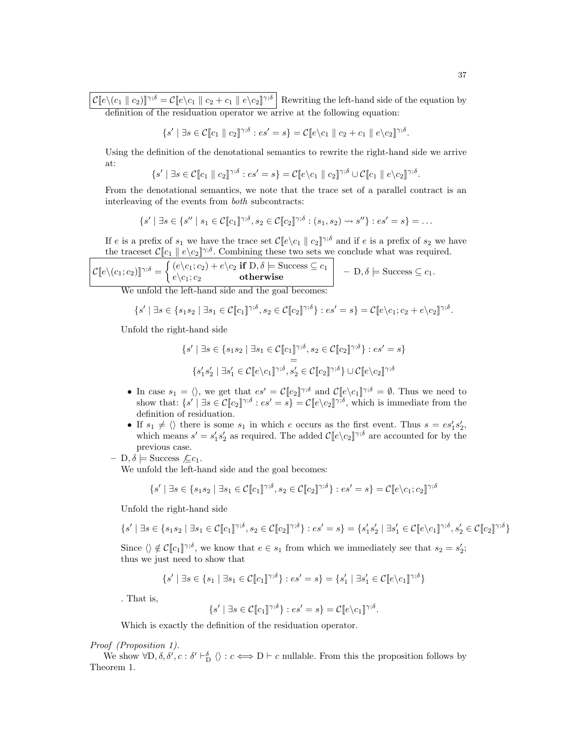$\mathcal{C}[\![e\backslash(c_1 \parallel c_2)]\!]^{\gamma;\delta} = \mathcal{C}[\![e\backslash c_1 \parallel c_2 + c_1 \parallel e\backslash c_2]\!]^{\gamma;\delta}$ Rewriting the left-hand side of the equation by definition of the residuation operator we arrive at the following equation:

$$\{s' \mid \exists s \in \mathcal{C}[\![c_1 \parallel c_2]\!]^{\gamma;\delta} : es' = s\} = \mathcal{C}[\![e\backslash c_1 \parallel c_2 + c_1 \parallel e\backslash c_2]\!]^{\gamma;\delta}.$$

Using the definition of the denotational semantics to rewrite the right-hand side we arrive at:

$$\{s' \mid \exists s \in \mathcal{C}[\![c_1 \parallel c_2]\!]^{\gamma;\delta} : es' = s\} = \mathcal{C}[\![e\backslash c_1 \parallel c_2]\!]^{\gamma;\delta} \cup \mathcal{C}[\![c_1 \parallel e\backslash c_2]\!]^{\gamma;\delta}.$$

From the denotational semantics, we note that the trace set of a parallel contract is an interleaving of the events from *both* subcontracts:

$$\{s' \mid \exists s \in \{s'' \mid s_1 \in \mathcal{C}[\![c_1]\!]^{\gamma;\delta}, s_2 \in \mathcal{C}[\![c_2]\!]^{\gamma;\delta} : (s_1, s_2) \rightsquigarrow s''\} : es' = s\} = \ldots$$

If $e$ is a prefix of $s_1$ we have the trace set $\mathcal{C}[\![e\backslash c_1 \parallel c_2]\!]^{\gamma;\delta}$ and if $e$ is a prefix of $s_2$ we have the traceset $\mathcal{C}[\![c_1 \parallel e\backslash c_2]\!]^{\gamma;\delta}$. Combining these two sets we conclude what was required.

$\mathcal{C}[\![e\backslash(c_1; c_2)]\!]^{\gamma;\delta} = \begin{cases} (e\backslash c_1; c_2) + e\backslash c_2 \textbf{ if } \mathrm{D}, \delta \models \mathrm{Success} \subseteq c_1 \\ e\backslash c_1; c_2 \qquad\qquad \textbf{otherwise} \end{cases}$

– $\mathrm{D}, \delta \models \mathrm{Success} \subseteq c_1$.

We unfold the left-hand side and the goal becomes:

$$\{s' \mid \exists s \in \{s_1 s_2 \mid \exists s_1 \in \mathcal{C}[\![c_1]\!]^{\gamma;\delta}, s_2 \in \mathcal{C}[\![c_2]\!]^{\gamma;\delta}\} : es' = s\} = \mathcal{C}[\![e\backslash c_1; c_2 + e\backslash c_2]\!]^{\gamma;\delta}.$$

Unfold the right-hand side

$$\begin{gathered}\{s' \mid \exists s \in \{s_1 s_2 \mid \exists s_1 \in \mathcal{C}[\![c_1]\!]^{\gamma;\delta}, s_2 \in \mathcal{C}[\![c_2]\!]^{\gamma;\delta}\} : es' = s\} \\ = \\ \{s'_1 s'_2 \mid \exists s'_1 \in \mathcal{C}[\![e\backslash c_1]\!]^{\gamma;\delta}, s'_2 \in \mathcal{C}[\![c_2]\!]^{\gamma;\delta}\} \cup \mathcal{C}[\![e\backslash c_2]\!]^{\gamma;\delta}\end{gathered}$$

- In case $s_1 = \langle\rangle$, we get that $es' = \mathcal{C}[\![c_2]\!]^{\gamma;\delta}$ and $\mathcal{C}[\![e\backslash c_1]\!]^{\gamma;\delta} = \emptyset$. Thus we need to show that: $\{s' \mid \exists s \in \mathcal{C}[\![c_2]\!]^{\gamma;\delta} : es' = s\} = \mathcal{C}[\![e\backslash c_2]\!]^{\gamma;\delta}$, which is immediate from the definition of residuation.
- If $s_1 \neq \langle\rangle$ there is some $s_1$ in which $e$ occurs as the first event. Thus $s = es'_1 s'_2$, which means $s' = s'_1 s'_2$ as required. The added $\mathcal{C}[\![e\backslash c_2]\!]^{\gamma;\delta}$ are accounted for by the previous case.

– $\mathrm{D}, \delta \models \mathrm{Success} \not\subseteq c_1$.

We unfold the left-hand side and the goal becomes:

$$\{s' \mid \exists s \in \{s_1 s_2 \mid \exists s_1 \in \mathcal{C}[\![c_1]\!]^{\gamma;\delta}, s_2 \in \mathcal{C}[\![c_2]\!]^{\gamma;\delta}\} : es' = s\} = \mathcal{C}[\![e\backslash c_1; c_2]\!]^{\gamma;\delta}$$

Unfold the right-hand side

$$\{s' \mid \exists s \in \{s_1 s_2 \mid \exists s_1 \in \mathcal{C}[\![c_1]\!]^{\gamma;\delta}, s_2 \in \mathcal{C}[\![c_2]\!]^{\gamma;\delta}\} : es' = s\} = \{s'_1 s'_2 \mid \exists s'_1 \in \mathcal{C}[\![e\backslash c_1]\!]^{\gamma;\delta}, s'_2 \in \mathcal{C}[\![c_2]\!]^{\gamma;\delta}\}$$

Since $\langle\rangle \notin \mathcal{C}[\![c_1]\!]^{\gamma;\delta}$, we know that $e \in s_1$ from which we immediately see that $s_2 = s'_2$; thus we just need to show that

$$\{s' \mid \exists s \in \{s_1 \mid \exists s_1 \in \mathcal{C}[\![c_1]\!]^{\gamma;\delta}\} : es' = s\} = \{s'_1 \mid \exists s'_1 \in \mathcal{C}[\![e\backslash c_1]\!]^{\gamma;\delta}\}$$

. That is,

$$\{s' \mid \exists s \in \mathcal{C}[\![c_1]\!]^{\gamma;\delta}\} : es' = s\} = \mathcal{C}[\![e\backslash c_1]\!]^{\gamma;\delta}.$$

Which is exactly the definition of the residuation operator.

*Proof (Proposition 1).*

We show $\forall \mathrm{D}, \delta, \delta', c : \delta' \vdash^{\delta}_{\mathrm{D}} \langle\rangle : c \iff \mathrm{D} \vdash c$ nullable. From this the proposition follows by Theorem 1.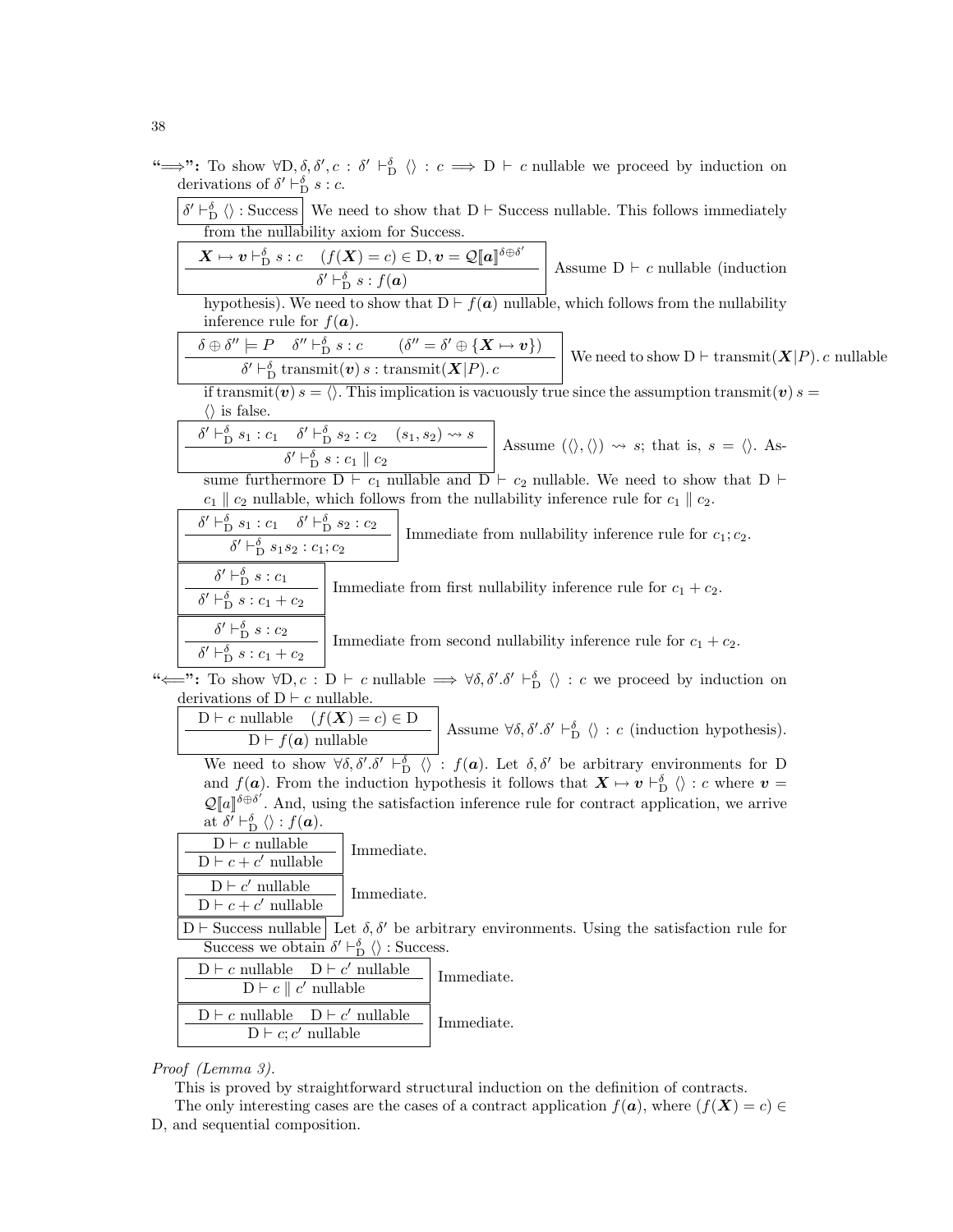"$\Longrightarrow$": To show $\forall \mathrm{D}, \delta, \delta', c : \delta' \vdash^{\delta}_{\mathrm{D}} \langle\rangle : c \implies \mathrm{D} \vdash c$ nullable we proceed by induction on derivations of $\delta' \vdash^{\delta}_{\mathrm{D}} s : c$.

$\boxed{\delta' \vdash^{\delta}_{\mathrm{D}} \langle\rangle : \mathrm{Success}}$ We need to show that $\mathrm{D} \vdash \mathrm{Success}$ nullable. This follows immediately from the nullability axiom for Success.

$$\frac{\boldsymbol{X} \mapsto \boldsymbol{v} \vdash^{\delta}_{\mathrm{D}} s : c \quad (f(\boldsymbol{X}) = c) \in \mathrm{D}, \boldsymbol{v} = \mathcal{Q}[\![\boldsymbol{a}]\!]^{\delta \oplus \delta'}}{\delta' \vdash^{\delta}_{\mathrm{D}} s : f(\boldsymbol{a})}$$

Assume $\mathrm{D} \vdash c$ nullable (induction hypothesis). We need to show that $\mathrm{D} \vdash f(\boldsymbol{a})$ nullable, which follows from the nullability inference rule for $f(\boldsymbol{a})$.

$$\frac{\delta \oplus \delta'' \models P \quad \delta'' \vdash^{\delta}_{\mathrm{D}} s : c \qquad (\delta'' = \delta' \oplus \{\boldsymbol{X} \mapsto \boldsymbol{v}\})}{\delta' \vdash^{\delta}_{\mathrm{D}} \mathrm{transmit}(\boldsymbol{v})\, s : \mathrm{transmit}(\boldsymbol{X}|P).\, c}$$

We need to show $\mathrm{D} \vdash \mathrm{transmit}(\boldsymbol{X}|P).\, c$ nullable if $\mathrm{transmit}(\boldsymbol{v})\, s = \langle\rangle$. This implication is vacuously true since the assumption $\mathrm{transmit}(\boldsymbol{v})\, s = \langle\rangle$ is false.

$$\frac{\delta' \vdash^{\delta}_{\mathrm{D}} s_1 : c_1 \quad \delta' \vdash^{\delta}_{\mathrm{D}} s_2 : c_2 \quad (s_1, s_2) \leadsto s}{\delta' \vdash^{\delta}_{\mathrm{D}} s : c_1 \parallel c_2}$$

Assume $(\langle\rangle, \langle\rangle) \leadsto s$; that is, $s = \langle\rangle$. Assume furthermore $\mathrm{D} \vdash c_1$ nullable and $\mathrm{D} \vdash c_2$ nullable. We need to show that $\mathrm{D} \vdash c_1 \parallel c_2$ nullable, which follows from the nullability inference rule for $c_1 \parallel c_2$.

$$\frac{\delta' \vdash^{\delta}_{\mathrm{D}} s_1 : c_1 \quad \delta' \vdash^{\delta}_{\mathrm{D}} s_2 : c_2}{\delta' \vdash^{\delta}_{\mathrm{D}} s_1 s_2 : c_1 ; c_2}$$

Immediate from nullability inference rule for $c_1; c_2$.

$$\frac{\delta' \vdash^{\delta}_{\mathrm{D}} s : c_1}{\delta' \vdash^{\delta}_{\mathrm{D}} s : c_1 + c_2}$$

Immediate from first nullability inference rule for $c_1 + c_2$.

$$\frac{\delta' \vdash^{\delta}_{\mathrm{D}} s : c_2}{\delta' \vdash^{\delta}_{\mathrm{D}} s : c_1 + c_2}$$

Immediate from second nullability inference rule for $c_1 + c_2$.

"$\Longleftarrow$": To show $\forall \mathrm{D}, c : \mathrm{D} \vdash c$ nullable $\implies \forall \delta, \delta'. \delta' \vdash^{\delta}_{\mathrm{D}} \langle\rangle : c$ we proceed by induction on derivations of $\mathrm{D} \vdash c$ nullable.

$$\frac{\mathrm{D} \vdash c \text{ nullable} \quad (f(\boldsymbol{X}) = c) \in \mathrm{D}}{\mathrm{D} \vdash f(\boldsymbol{a}) \text{ nullable}}$$

Assume $\forall \delta, \delta'. \delta' \vdash^{\delta}_{\mathrm{D}} \langle\rangle : c$ (induction hypothesis). We need to show $\forall \delta, \delta'. \delta' \vdash^{\delta}_{\mathrm{D}} \langle\rangle : f(\boldsymbol{a})$. Let $\delta, \delta'$ be arbitrary environments for D and $f(\boldsymbol{a})$. From the induction hypothesis it follows that $\boldsymbol{X} \mapsto \boldsymbol{v} \vdash^{\delta}_{\mathrm{D}} \langle\rangle : c$ where $\boldsymbol{v} = \mathcal{Q}[\![a]\!]^{\delta \oplus \delta'}$. And, using the satisfaction inference rule for contract application, we arrive at $\delta' \vdash^{\delta}_{\mathrm{D}} \langle\rangle : f(\boldsymbol{a})$.

$$\frac{\mathrm{D} \vdash c \text{ nullable}}{\mathrm{D} \vdash c + c' \text{ nullable}}$$

Immediate.

$$\frac{\mathrm{D} \vdash c' \text{ nullable}}{\mathrm{D} \vdash c + c' \text{ nullable}}$$

Immediate.

$\boxed{\mathrm{D} \vdash \mathrm{Success} \text{ nullable}}$ Let $\delta, \delta'$ be arbitrary environments. Using the satisfaction rule for Success we obtain $\delta' \vdash^{\delta}_{\mathrm{D}} \langle\rangle : \mathrm{Success}$.

$$\frac{\mathrm{D} \vdash c \text{ nullable} \quad \mathrm{D} \vdash c' \text{ nullable}}{\mathrm{D} \vdash c \parallel c' \text{ nullable}}$$

Immediate.

$$\frac{\mathrm{D} \vdash c \text{ nullable} \quad \mathrm{D} \vdash c' \text{ nullable}}{\mathrm{D} \vdash c ; c' \text{ nullable}}$$

Immediate.

*Proof (Lemma 3).*

This is proved by straightforward structural induction on the definition of contracts.

The only interesting cases are the cases of a contract application $f(\boldsymbol{a})$, where $(f(\boldsymbol{X}) = c) \in$ D, and sequential composition.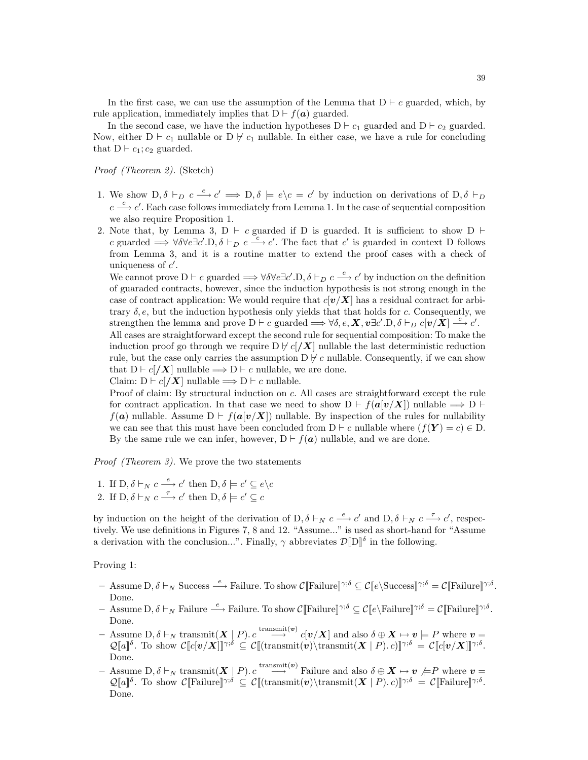In the first case, we can use the assumption of the Lemma that $\mathrm{D} \vdash c$ guarded, which, by rule application, immediately implies that $\mathrm{D} \vdash f(\boldsymbol{a})$ guarded.

In the second case, we have the induction hypotheses $\mathrm{D} \vdash c_1$ guarded and $\mathrm{D} \vdash c_2$ guarded. Now, either $\mathrm{D} \vdash c_1$ nullable or $\mathrm{D} \not\vdash c_1$ nullable. In either case, we have a rule for concluding that $\mathrm{D} \vdash c_1; c_2$ guarded.

*Proof (Theorem 2).* (Sketch)

1. We show $\mathrm{D}, \delta \vdash_D c \xrightarrow{e} c' \implies \mathrm{D}, \delta \models e \backslash c = c'$ by induction on derivations of $\mathrm{D}, \delta \vdash_D c \xrightarrow{e} c'$. Each case follows immediately from Lemma 1. In the case of sequential composition we also require Proposition 1.
2. Note that, by Lemma 3, $\mathrm{D} \vdash c$ guarded if D is guarded. It is sufficient to show $\mathrm{D} \vdash c$ guarded $\implies \forall \delta \forall e \exists c'. \mathrm{D}, \delta \vdash_D c \xrightarrow{e} c'$. The fact that $c'$ is guarded in context D follows from Lemma 3, and it is a routine matter to extend the proof cases with a check of uniqueness of $c'$.
   We cannot prove $\mathrm{D} \vdash c$ guarded $\implies \forall \delta \forall e \exists c'. \mathrm{D}, \delta \vdash_D c \xrightarrow{e} c'$ by induction on the definition of guaraded contracts, however, since the induction hypothesis is not strong enough in the case of contract application: We would require that $c[\boldsymbol{v}/\boldsymbol{X}]$ has a residual contract for arbitrary $\delta, e$, but the induction hypothesis only yields that that holds for $c$. Consequently, we strengthen the lemma and prove $\mathrm{D} \vdash c$ guarded $\implies \forall \delta, e, \boldsymbol{X}, \boldsymbol{v} \exists c'. \mathrm{D}, \delta \vdash_D c[\boldsymbol{v}/\boldsymbol{X}] \xrightarrow{e} c'$.
   All cases are straightforward except the second rule for sequential composition: To make the induction proof go through we require $\mathrm{D} \not\vdash c[/\boldsymbol{X}]$ nullable the last deterministic reduction rule, but the case only carries the assumption $\mathrm{D} \not\vdash c$ nullable. Consequently, if we can show that $\mathrm{D} \vdash c[/\boldsymbol{X}]$ nullable $\implies \mathrm{D} \vdash c$ nullable, we are done.
   Claim: $\mathrm{D} \vdash c[/\boldsymbol{X}]$ nullable $\implies \mathrm{D} \vdash c$ nullable.
   Proof of claim: By structural induction on $c$. All cases are straightforward except the rule for contract application. In that case we need to show $\mathrm{D} \vdash f(\boldsymbol{a}[\boldsymbol{v}/\boldsymbol{X}])$ nullable $\implies \mathrm{D} \vdash f(\boldsymbol{a})$ nullable. Assume $\mathrm{D} \vdash f(\boldsymbol{a}[\boldsymbol{v}/\boldsymbol{X}])$ nullable. By inspection of the rules for nullability we can see that this must have been concluded from $\mathrm{D} \vdash c$ nullable where $(f(\boldsymbol{Y}) = c) \in \mathrm{D}$. By the same rule we can infer, however, $\mathrm{D} \vdash f(\boldsymbol{a})$ nullable, and we are done.

*Proof (Theorem 3).* We prove the two statements

1. If $\mathrm{D}, \delta \vdash_N c \xrightarrow{e} c'$ then $\mathrm{D}, \delta \models c' \subseteq e \backslash c$
2. If $\mathrm{D}, \delta \vdash_N c \xrightarrow{\tau} c'$ then $\mathrm{D}, \delta \models c' \subseteq c$

by induction on the height of the derivation of $\mathrm{D}, \delta \vdash_N c \xrightarrow{e} c'$ and $\mathrm{D}, \delta \vdash_N c \xrightarrow{\tau} c'$, respectively. We use definitions in Figures 7, 8 and 12. "Assume..." is used as short-hand for "Assume a derivation with the conclusion...". Finally, $\gamma$ abbreviates $\mathcal{D}[\![\mathrm{D}]\!]^\delta$ in the following.

Proving 1:

- Assume $\mathrm{D}, \delta \vdash_N \text{Success} \xrightarrow{e} \text{Failure}$. To show $\mathcal{C}[\![\text{Failure}]\!]^{\gamma;\delta} \subseteq \mathcal{C}[\![e \backslash \text{Success}]\!]^{\gamma;\delta} = \mathcal{C}[\![\text{Failure}]\!]^{\gamma;\delta}$. Done.
- Assume $\mathrm{D}, \delta \vdash_N \text{Failure} \xrightarrow{e} \text{Failure}$. To show $\mathcal{C}[\![\text{Failure}]\!]^{\gamma;\delta} \subseteq \mathcal{C}[\![e \backslash \text{Failure}]\!]^{\gamma;\delta} = \mathcal{C}[\![\text{Failure}]\!]^{\gamma;\delta}$. Done.
- Assume $\mathrm{D}, \delta \vdash_N \text{transmit}(\boldsymbol{X} \mid P).\, c \xrightarrow{\text{transmit}(\boldsymbol{v})} c[\boldsymbol{v}/\boldsymbol{X}]$ and also $\delta \oplus \boldsymbol{X} \mapsto \boldsymbol{v} \models P$ where $\boldsymbol{v} = \mathcal{Q}[\![a]\!]^\delta$. To show $\mathcal{C}[\![c[\boldsymbol{v}/\boldsymbol{X}]]\!]^{\gamma;\delta} \subseteq \mathcal{C}[\![(\text{transmit}(\boldsymbol{v}) \backslash \text{transmit}(\boldsymbol{X} \mid P).\, c)]\!]^{\gamma;\delta} = \mathcal{C}[\![c[\boldsymbol{v}/\boldsymbol{X}]]\!]^{\gamma;\delta}$. Done.
- Assume $\mathrm{D}, \delta \vdash_N \text{transmit}(\boldsymbol{X} \mid P).\, c \xrightarrow{\text{transmit}(\boldsymbol{v})} \text{Failure}$ and also $\delta \oplus \boldsymbol{X} \mapsto \boldsymbol{v} \not\models P$ where $\boldsymbol{v} = \mathcal{Q}[\![a]\!]^\delta$. To show $\mathcal{C}[\![\text{Failure}]\!]^{\gamma;\delta} \subseteq \mathcal{C}[\![(\text{transmit}(\boldsymbol{v}) \backslash \text{transmit}(\boldsymbol{X} \mid P).\, c)]\!]^{\gamma;\delta} = \mathcal{C}[\![\text{Failure}]\!]^{\gamma;\delta}$. Done.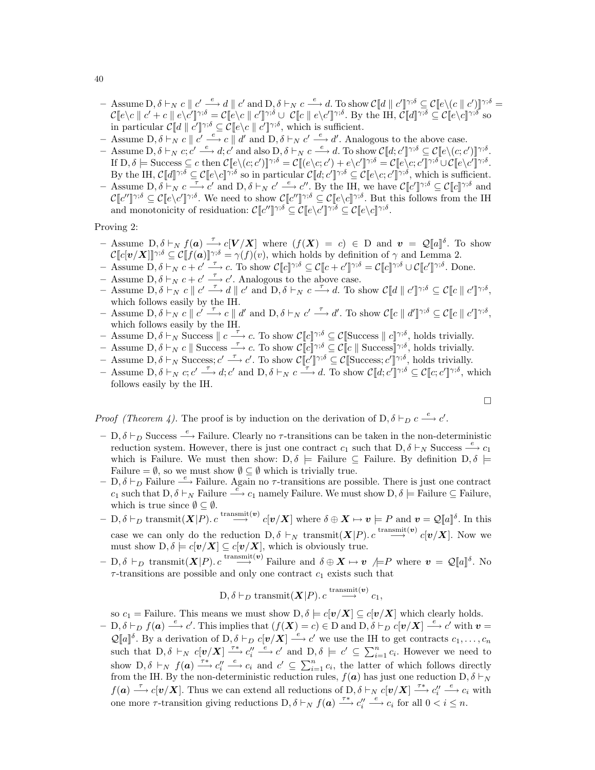- Assume $\mathrm{D}, \delta \vdash_N c \parallel c' \xrightarrow{e} d \parallel c'$ and $\mathrm{D}, \delta \vdash_N c \xrightarrow{e} d$. To show $\mathcal{C}[\![d \parallel c']\!]^{\gamma;\delta} \subseteq \mathcal{C}[\![e\backslash(c \parallel c')]\!]^{\gamma;\delta} = \mathcal{C}[\![e\backslash c \parallel c' + c \parallel e\backslash c']\!]^{\gamma;\delta} = \mathcal{C}[\![e\backslash c \parallel c']\!]^{\gamma;\delta} \cup \mathcal{C}[\![c \parallel e\backslash c']\!]^{\gamma;\delta}$. By the IH, $\mathcal{C}[\![d]\!]^{\gamma;\delta} \subseteq \mathcal{C}[\![e\backslash c]\!]^{\gamma;\delta}$ so in particular $\mathcal{C}[\![d \parallel c']\!]^{\gamma;\delta} \subseteq \mathcal{C}[\![e\backslash c \parallel c']\!]^{\gamma;\delta}$, which is sufficient.
- Assume $\mathrm{D}, \delta \vdash_N c \parallel c' \xrightarrow{e} c \parallel d'$ and $\mathrm{D}, \delta \vdash_N c' \xrightarrow{e} d'$. Analogous to the above case.
- Assume $\mathrm{D}, \delta \vdash_N c; c' \xrightarrow{e} d; c'$ and also $\mathrm{D}, \delta \vdash_N c \xrightarrow{e} d$. To show $\mathcal{C}[\![d; c']\!]^{\gamma;\delta} \subseteq \mathcal{C}[\![e\backslash(c; c')]\!]^{\gamma;\delta}$. If $\mathrm{D}, \delta \models \text{Success} \subseteq c$ then $\mathcal{C}[\![e\backslash(c; c')]\!]^{\gamma;\delta} = \mathcal{C}[\![(e\backslash c; c') + e\backslash c']\!]^{\gamma;\delta} = \mathcal{C}[\![e\backslash c; c']\!]^{\gamma;\delta} \cup \mathcal{C}[\![e\backslash c']\!]^{\gamma;\delta}$. By the IH, $\mathcal{C}[\![d]\!]^{\gamma;\delta} \subseteq \mathcal{C}[\![e\backslash c]\!]^{\gamma;\delta}$ so in particular $\mathcal{C}[\![d; c']\!]^{\gamma;\delta} \subseteq \mathcal{C}[\![e\backslash c; c']\!]^{\gamma;\delta}$, which is sufficient.
- Assume $\mathrm{D}, \delta \vdash_N c \xrightarrow{\tau} c'$ and $\mathrm{D}, \delta \vdash_N c' \xrightarrow{e} c''$. By the IH, we have $\mathcal{C}[\![c']\!]^{\gamma;\delta} \subseteq \mathcal{C}[\![c]\!]^{\gamma;\delta}$ and $\mathcal{C}[\![c'']\!]^{\gamma;\delta} \subseteq \mathcal{C}[\![e\backslash c']\!]^{\gamma;\delta}$. We need to show $\mathcal{C}[\![c'']\!]^{\gamma;\delta} \subseteq \mathcal{C}[\![e\backslash c]\!]^{\gamma;\delta}$. But this follows from the IH and monotonicity of residuation: $\mathcal{C}[\![c'']\!]^{\gamma;\delta} \subseteq \mathcal{C}[\![e\backslash c']\!]^{\gamma;\delta} \subseteq \mathcal{C}[\![e\backslash c]\!]^{\gamma;\delta}$.

Proving 2:

- Assume $\mathrm{D}, \delta \vdash_N f(\boldsymbol{a}) \xrightarrow{\tau} c[\boldsymbol{V}/\boldsymbol{X}]$ where $(f(\boldsymbol{X}) = c) \in \mathrm{D}$ and $\boldsymbol{v} = \mathcal{Q}[\![a]\!]^{\delta}$. To show $\mathcal{C}[\![c[\boldsymbol{v}/\boldsymbol{X}]]\!]^{\gamma;\delta} \subseteq \mathcal{C}[\![f(\boldsymbol{a})]\!]^{\gamma;\delta} = \gamma(f)(v)$, which holds by definition of $\gamma$ and Lemma 2.
- Assume $\mathrm{D}, \delta \vdash_N c + c' \xrightarrow{\tau} c$. To show $\mathcal{C}[\![c]\!]^{\gamma;\delta} \subseteq \mathcal{C}[\![c + c']\!]^{\gamma;\delta} = \mathcal{C}[\![c]\!]^{\gamma;\delta} \cup \mathcal{C}[\![c']\!]^{\gamma;\delta}$. Done.
- Assume $\mathrm{D}, \delta \vdash_N c + c' \xrightarrow{\tau} c'$. Analogous to the above case.
- Assume $\mathrm{D}, \delta \vdash_N c \parallel c' \xrightarrow{\tau} d \parallel c'$ and $\mathrm{D}, \delta \vdash_N c \xrightarrow{\tau} d$. To show $\mathcal{C}[\![d \parallel c']\!]^{\gamma;\delta} \subseteq \mathcal{C}[\![c \parallel c']\!]^{\gamma;\delta}$, which follows easily by the IH.
- Assume $\mathrm{D}, \delta \vdash_N c \parallel c' \xrightarrow{\tau} c \parallel d'$ and $\mathrm{D}, \delta \vdash_N c' \xrightarrow{\tau} d'$. To show $\mathcal{C}[\![c \parallel d']\!]^{\gamma;\delta} \subseteq \mathcal{C}[\![c \parallel c']\!]^{\gamma;\delta}$, which follows easily by the IH.
- Assume $\mathrm{D}, \delta \vdash_N \text{Success} \parallel c \xrightarrow{\tau} c$. To show $\mathcal{C}[\![c]\!]^{\gamma;\delta} \subseteq \mathcal{C}[\![\text{Success} \parallel c]\!]^{\gamma;\delta}$, holds trivially.
- Assume $\mathrm{D}, \delta \vdash_N c \parallel \text{Success} \xrightarrow{\tau} c$. To show $\mathcal{C}[\![c]\!]^{\gamma;\delta} \subseteq \mathcal{C}[\![c \parallel \text{Success}]\!]^{\gamma;\delta}$, holds trivially.
- Assume $\mathrm{D}, \delta \vdash_N \text{Success}; c' \xrightarrow{\tau} c'$. To show $\mathcal{C}[\![c']\!]^{\gamma;\delta} \subseteq \mathcal{C}[\![\text{Success}; c']\!]^{\gamma;\delta}$, holds trivially.
- Assume $\mathrm{D}, \delta \vdash_N c; c' \xrightarrow{\tau} d; c'$ and $\mathrm{D}, \delta \vdash_N c \xrightarrow{\tau} d$. To show $\mathcal{C}[\![d; c']\!]^{\gamma;\delta} \subseteq \mathcal{C}[\![c; c']\!]^{\gamma;\delta}$, which follows easily by the IH.

□

*Proof (Theorem 4).* The proof is by induction on the derivation of $\mathrm{D}, \delta \vdash_D c \xrightarrow{e} c'$.

- $\mathrm{D}, \delta \vdash_D \text{Success} \xrightarrow{e} \text{Failure}$. Clearly no $\tau$-transitions can be taken in the non-deterministic reduction system. However, there is just one contract $c_1$ such that $\mathrm{D}, \delta \vdash_N \text{Success} \xrightarrow{e} c_1$ which is Failure. We must then show: $\mathrm{D}, \delta \models \text{Failure} \subseteq \text{Failure}$. By definition $\mathrm{D}, \delta \models \text{Failure} = \emptyset$, so we must show $\emptyset \subseteq \emptyset$ which is trivially true.
- $\mathrm{D}, \delta \vdash_D \text{Failure} \xrightarrow{e} \text{Failure}$. Again no $\tau$-transitions are possible. There is just one contract $c_1$ such that $\mathrm{D}, \delta \vdash_N \text{Failure} \xrightarrow{e} c_1$ namely Failure. We must show $\mathrm{D}, \delta \models \text{Failure} \subseteq \text{Failure}$, which is true since $\emptyset \subseteq \emptyset$.
- $\mathrm{D}, \delta \vdash_D \text{transmit}(\boldsymbol{X}|P).\, c \xrightarrow{\text{transmit}(\boldsymbol{v})} c[\boldsymbol{v}/\boldsymbol{X}]$ where $\delta \oplus \boldsymbol{X} \mapsto \boldsymbol{v} \models P$ and $\boldsymbol{v} = \mathcal{Q}[\![a]\!]^{\delta}$. In this case we can only do the reduction $\mathrm{D}, \delta \vdash_N \text{transmit}(\boldsymbol{X}|P).\, c \xrightarrow{\text{transmit}(\boldsymbol{v})} c[\boldsymbol{v}/\boldsymbol{X}]$. Now we must show $\mathrm{D}, \delta \models c[\boldsymbol{v}/\boldsymbol{X}] \subseteq c[\boldsymbol{v}/\boldsymbol{X}]$, which is obviously true.
- $\mathrm{D}, \delta \vdash_D \text{transmit}(\boldsymbol{X}|P).\, c \xrightarrow{\text{transmit}(\boldsymbol{v})} \text{Failure}$ and $\delta \oplus \boldsymbol{X} \mapsto \boldsymbol{v} \not\models P$ where $\boldsymbol{v} = \mathcal{Q}[\![a]\!]^{\delta}$. No $\tau$-transitions are possible and only one contract $c_1$ exists such that

$$\mathrm{D}, \delta \vdash_D \text{transmit}(\boldsymbol{X}|P).\, c \xrightarrow{\text{transmit}(\boldsymbol{v})} c_1,$$

so $c_1 = \text{Failure}$. This means we must show $\mathrm{D}, \delta \models c[\boldsymbol{v}/\boldsymbol{X}] \subseteq c[\boldsymbol{v}/\boldsymbol{X}]$ which clearly holds.
- $\mathrm{D}, \delta \vdash_D f(\boldsymbol{a}) \xrightarrow{e} c'$. This implies that $(f(\boldsymbol{X}) = c) \in \mathrm{D}$ and $\mathrm{D}, \delta \vdash_D c[\boldsymbol{v}/\boldsymbol{X}] \xrightarrow{e} c'$ with $\boldsymbol{v} = \mathcal{Q}[\![a]\!]^{\delta}$. By a derivation of $\mathrm{D}, \delta \vdash_D c[\boldsymbol{v}/\boldsymbol{X}] \xrightarrow{e} c'$ we use the IH to get contracts $c_1, \ldots, c_n$ such that $\mathrm{D}, \delta \vdash_N c[\boldsymbol{v}/\boldsymbol{X}] \xrightarrow{\tau*} c_i'' \xrightarrow{e} c'$ and $\mathrm{D}, \delta \models c' \subseteq \sum_{i=1}^{n} c_i$. However we need to show $\mathrm{D}, \delta \vdash_N f(\boldsymbol{a}) \xrightarrow{\tau*} c_i'' \xrightarrow{e} c_i$ and $c' \subseteq \sum_{i=1}^{n} c_i$, the latter of which follows directly from the IH. By the non-deterministic reduction rules, $f(\boldsymbol{a})$ has just one reduction $\mathrm{D}, \delta \vdash_N f(\boldsymbol{a}) \xrightarrow{\tau} c[\boldsymbol{v}/\boldsymbol{X}]$. Thus we can extend all reductions of $\mathrm{D}, \delta \vdash_N c[\boldsymbol{v}/\boldsymbol{X}] \xrightarrow{\tau*} c_i'' \xrightarrow{e} c_i$ with one more $\tau$-transition giving reductions $\mathrm{D}, \delta \vdash_N f(\boldsymbol{a}) \xrightarrow{\tau*} c_i'' \xrightarrow{e} c_i$ for all $0 < i \leq n$.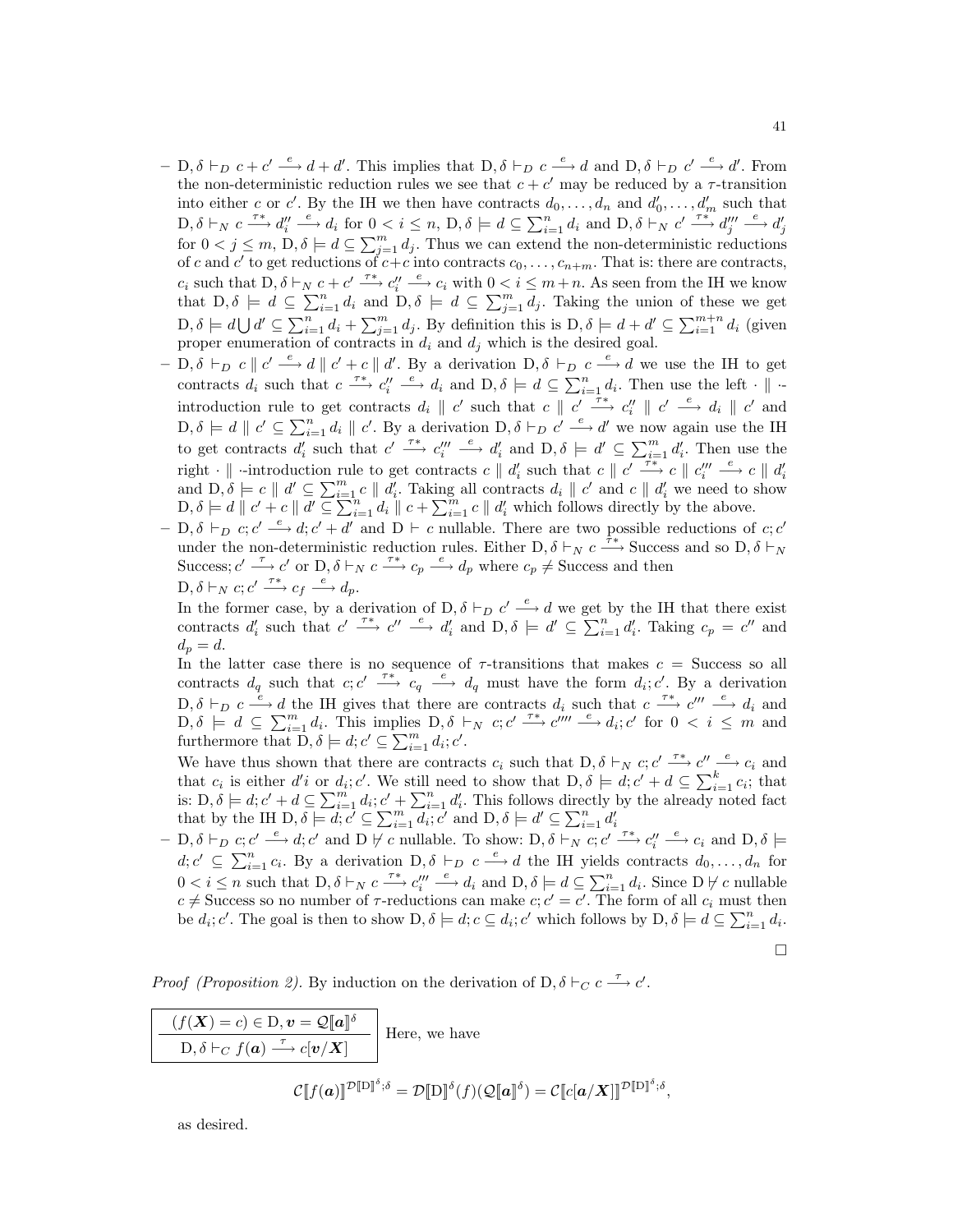– $\mathrm{D}, \delta \vdash_D c + c' \xrightarrow{e} d + d'$. This implies that $\mathrm{D}, \delta \vdash_D c \xrightarrow{e} d$ and $\mathrm{D}, \delta \vdash_D c' \xrightarrow{e} d'$. From the non-deterministic reduction rules we see that $c + c'$ may be reduced by a $\tau$-transition into either $c$ or $c'$. By the IH we then have contracts $d_0, \ldots, d_n$ and $d'_0, \ldots, d'_m$ such that $\mathrm{D}, \delta \vdash_N c \xrightarrow{\tau*} d''_i \xrightarrow{e} d_i$ for $0 < i \leq n$, $\mathrm{D}, \delta \models d \subseteq \sum_{i=1}^{n} d_i$ and $\mathrm{D}, \delta \vdash_N c' \xrightarrow{\tau*} d'''_j \xrightarrow{e} d'_j$ for $0 < j \leq m$, $\mathrm{D}, \delta \models d \subseteq \sum_{j=1}^{m} d_j$. Thus we can extend the non-deterministic reductions of $c$ and $c'$ to get reductions of $c+c$ into contracts $c_0, \ldots, c_{n+m}$. That is: there are contracts, $c_i$ such that $\mathrm{D}, \delta \vdash_N c + c' \xrightarrow{\tau*} c''_i \xrightarrow{e} c_i$ with $0 < i \leq m+n$. As seen from the IH we know that $\mathrm{D}, \delta \models d \subseteq \sum_{i=1}^{n} d_i$ and $\mathrm{D}, \delta \models d \subseteq \sum_{j=1}^{m} d_j$. Taking the union of these we get $\mathrm{D}, \delta \models d \bigcup d' \subseteq \sum_{i=1}^{n} d_i + \sum_{j=1}^{m} d_j$. By definition this is $\mathrm{D}, \delta \models d + d' \subseteq \sum_{i=1}^{m+n} d_i$ (given proper enumeration of contracts in $d_i$ and $d_j$ which is the desired goal.

– $\mathrm{D}, \delta \vdash_D c \parallel c' \xrightarrow{e} d \parallel c' + c \parallel d'$. By a derivation $\mathrm{D}, \delta \vdash_D c \xrightarrow{e} d$ we use the IH to get contracts $d_i$ such that $c \xrightarrow{\tau*} c''_i \xrightarrow{e} d_i$ and $\mathrm{D}, \delta \models d \subseteq \sum_{i=1}^{n} d_i$. Then use the left $\cdot \parallel \cdot$-introduction rule to get contracts $d_i \parallel c'$ such that $c \parallel c' \xrightarrow{\tau*} c''_i \parallel c' \xrightarrow{e} d_i \parallel c'$ and $\mathrm{D}, \delta \models d \parallel c' \subseteq \sum_{i=1}^{n} d_i \parallel c'$. By a derivation $\mathrm{D}, \delta \vdash_D c' \xrightarrow{e} d'$ we now again use the IH to get contracts $d'_i$ such that $c' \xrightarrow{\tau*} c'''_i \xrightarrow{e} d'_i$ and $\mathrm{D}, \delta \models d' \subseteq \sum_{i=1}^{m} d'_i$. Then use the right $\cdot \parallel \cdot$-introduction rule to get contracts $c \parallel d'_i$ such that $c \parallel c' \xrightarrow{\tau*} c \parallel c'''_i \xrightarrow{e} c \parallel d'_i$ and $\mathrm{D}, \delta \models c \parallel d' \subseteq \sum_{i=1}^{m} c \parallel d'_i$. Taking all contracts $d_i \parallel c'$ and $c \parallel d'_i$ we need to show $\mathrm{D}, \delta \models d \parallel c' + c \parallel d' \subseteq \sum_{i=1}^{n} d_i \parallel c + \sum_{i=1}^{m} c \parallel d'_i$ which follows directly by the above.

– $\mathrm{D}, \delta \vdash_D c; c' \xrightarrow{e} d; c' + d'$ and $\mathrm{D} \vdash c$ nullable. There are two possible reductions of $c; c'$ under the non-deterministic reduction rules. Either $\mathrm{D}, \delta \vdash_N c \xrightarrow{\tau*} \mathrm{Success}$ and so $\mathrm{D}, \delta \vdash_N \mathrm{Success}; c' \xrightarrow{\tau} c'$ or $\mathrm{D}, \delta \vdash_N c \xrightarrow{\tau*} c_p \xrightarrow{e} d_p$ where $c_p \neq \mathrm{Success}$ and then $\mathrm{D}, \delta \vdash_N c; c' \xrightarrow{\tau*} c_f \xrightarrow{e} d_p$.
In the former case, by a derivation of $\mathrm{D}, \delta \vdash_D c' \xrightarrow{e} d$ we get by the IH that there exist contracts $d'_i$ such that $c' \xrightarrow{\tau*} c'' \xrightarrow{e} d'_i$ and $\mathrm{D}, \delta \models d' \subseteq \sum_{i=1}^{n} d'_i$. Taking $c_p = c''$ and $d_p = d$.
In the latter case there is no sequence of $\tau$-transitions that makes $c = \mathrm{Success}$ so all contracts $d_q$ such that $c; c' \xrightarrow{\tau*} c_q \xrightarrow{e} d_q$ must have the form $d_i; c'$. By a derivation $\mathrm{D}, \delta \vdash_D c \xrightarrow{e} d$ the IH gives that there are contracts $d_i$ such that $c \xrightarrow{\tau*} c''' \xrightarrow{e} d_i$ and $\mathrm{D}, \delta \models d \subseteq \sum_{i=1}^{m} d_i$. This implies $\mathrm{D}, \delta \vdash_N c; c' \xrightarrow{\tau*} c'''' \xrightarrow{e} d_i; c'$ for $0 < i \leq m$ and furthermore that $\mathrm{D}, \delta \models d; c' \subseteq \sum_{i=1}^{m} d_i; c'$.
We have thus shown that there are contracts $c_i$ such that $\mathrm{D}, \delta \vdash_N c; c' \xrightarrow{\tau*} c'' \xrightarrow{e} c_i$ and that $c_i$ is either $d'i$ or $d_i; c'$. We still need to show that $\mathrm{D}, \delta \models d; c' + d \subseteq \sum_{i=1}^{k} c_i$; that is: $\mathrm{D}, \delta \models d; c' + d \subseteq \sum_{i=1}^{m} d_i; c' + \sum_{i=1}^{n} d'_i$. This follows directly by the already noted fact that by the IH $\mathrm{D}, \delta \models d; c' \subseteq \sum_{i=1}^{m} d_i; c'$ and $\mathrm{D}, \delta \models d' \subseteq \sum_{i=1}^{n} d'_i$

– $\mathrm{D}, \delta \vdash_D c; c' \xrightarrow{e} d; c'$ and $\mathrm{D} \not\vdash c$ nullable. To show: $\mathrm{D}, \delta \vdash_N c; c' \xrightarrow{\tau*} c''_i \xrightarrow{e} c_i$ and $\mathrm{D}, \delta \models d; c' \subseteq \sum_{i=1}^{n} c_i$. By a derivation $\mathrm{D}, \delta \vdash_D c \xrightarrow{e} d$ the IH yields contracts $d_0, \ldots, d_n$ for $0 < i \leq n$ such that $\mathrm{D}, \delta \vdash_N c \xrightarrow{\tau*} c'''_i \xrightarrow{e} d_i$ and $\mathrm{D}, \delta \models d \subseteq \sum_{i=1}^{n} d_i$. Since $\mathrm{D} \not\vdash c$ nullable $c \neq \mathrm{Success}$ so no number of $\tau$-reductions can make $c; c' = c'$. The form of all $c_i$ must then be $d_i; c'$. The goal is then to show $\mathrm{D}, \delta \models d; c \subseteq d_i; c'$ which follows by $\mathrm{D}, \delta \models d \subseteq \sum_{i=1}^{n} d_i$.

□

*Proof (Proposition 2).* By induction on the derivation of $\mathrm{D}, \delta \vdash_C c \xrightarrow{\tau} c'$.

$$\frac{(f(\boldsymbol{X}) = c) \in \mathrm{D}, \boldsymbol{v} = \mathcal{Q}[\![\boldsymbol{a}]\!]^{\delta}}{\mathrm{D}, \delta \vdash_C f(\boldsymbol{a}) \xrightarrow{\tau} c[\boldsymbol{v}/\boldsymbol{X}]}$$

Here, we have

$$\mathcal{C}[\![f(\boldsymbol{a})]\!]^{\mathcal{D}[\![\mathrm{D}]\!]^{\delta};\delta} = \mathcal{D}[\![\mathrm{D}]\!]^{\delta}(f)(\mathcal{Q}[\![\boldsymbol{a}]\!]^{\delta}) = \mathcal{C}[\![c[\boldsymbol{a}/\boldsymbol{X}]]\!]^{\mathcal{D}[\![\mathrm{D}]\!]^{\delta};\delta},$$

as desired.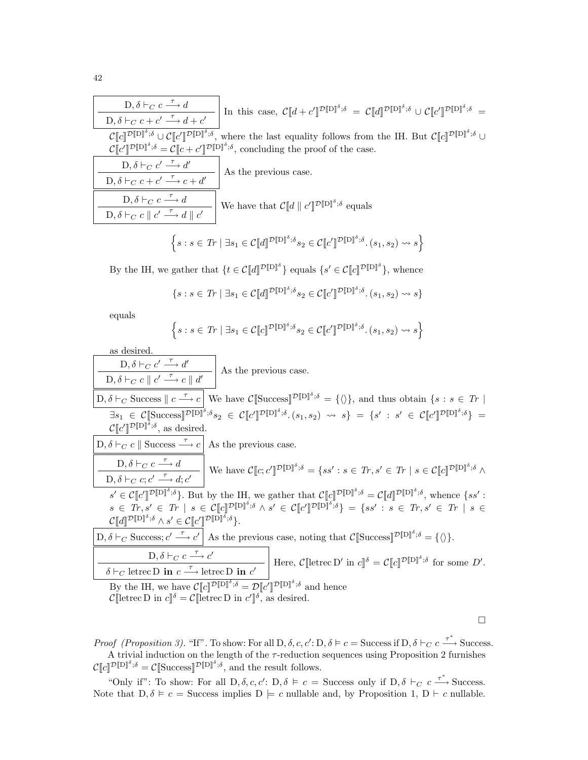$$\frac{\mathrm{D}, \delta \vdash_C c \xrightarrow{\tau} d}{\mathrm{D}, \delta \vdash_C c + c' \xrightarrow{\tau} d + c'}$$

In this case, $\mathcal{C}[\![d + c']\!]^{\mathcal{D}[\![\mathrm{D}]\!]^\delta;\delta} = \mathcal{C}[\![d]\!]^{\mathcal{D}[\![\mathrm{D}]\!]^\delta;\delta} \cup \mathcal{C}[\![c']\!]^{\mathcal{D}[\![\mathrm{D}]\!]^\delta;\delta} = \mathcal{C}[\![c]\!]^{\mathcal{D}[\![\mathrm{D}]\!]^\delta;\delta} \cup \mathcal{C}[\![c']\!]^{\mathcal{D}[\![\mathrm{D}]\!]^\delta;\delta}$, where the last equality follows from the IH. But $\mathcal{C}[\![c]\!]^{\mathcal{D}[\![\mathrm{D}]\!]^\delta;\delta} \cup \mathcal{C}[\![c']\!]^{\mathcal{D}[\![\mathrm{D}]\!]^\delta;\delta} = \mathcal{C}[\![c + c']\!]^{\mathcal{D}[\![\mathrm{D}]\!]^\delta;\delta}$, concluding the proof of the case.

$$\frac{\mathrm{D}, \delta \vdash_C c' \xrightarrow{\tau} d'}{\mathrm{D}, \delta \vdash_C c + c' \xrightarrow{\tau} c + d'}$$

As the previous case.

$$\frac{\mathrm{D}, \delta \vdash_C c \xrightarrow{\tau} d}{\mathrm{D}, \delta \vdash_C c \parallel c' \xrightarrow{\tau} d \parallel c'}$$

We have that $\mathcal{C}[\![d \parallel c']\!]^{\mathcal{D}[\![\mathrm{D}]\!]^\delta;\delta}$ equals

$$\left\{ s : s \in \mathit{Tr} \mid \exists s_1 \in \mathcal{C}[\![d]\!]^{\mathcal{D}[\![\mathrm{D}]\!]^\delta;\delta} s_2 \in \mathcal{C}[\![c']\!]^{\mathcal{D}[\![\mathrm{D}]\!]^\delta;\delta}. (s_1, s_2) \rightsquigarrow s \right\}$$

By the IH, we gather that $\{t \in \mathcal{C}[\![d]\!]^{\mathcal{D}[\![\mathrm{D}]\!]^\delta}\}$ equals $\{s' \in \mathcal{C}[\![c]\!]^{\mathcal{D}[\![\mathrm{D}]\!]^\delta}\}$, whence

$$\{ s : s \in \mathit{Tr} \mid \exists s_1 \in \mathcal{C}[\![d]\!]^{\mathcal{D}[\![\mathrm{D}]\!]^\delta;\delta} s_2 \in \mathcal{C}[\![c']\!]^{\mathcal{D}[\![\mathrm{D}]\!]^\delta;\delta}. (s_1, s_2) \rightsquigarrow s \}$$

equals

$$\left\{ s : s \in \mathit{Tr} \mid \exists s_1 \in \mathcal{C}[\![c]\!]^{\mathcal{D}[\![\mathrm{D}]\!]^\delta;\delta} s_2 \in \mathcal{C}[\![c']\!]^{\mathcal{D}[\![\mathrm{D}]\!]^\delta;\delta}. (s_1, s_2) \rightsquigarrow s \right\}$$

as desired.

$$\frac{\mathrm{D}, \delta \vdash_C c' \xrightarrow{\tau} d'}{\mathrm{D}, \delta \vdash_C c \parallel c' \xrightarrow{\tau} c \parallel d'}$$

As the previous case.

$\mathrm{D}, \delta \vdash_C \text{Success} \parallel c \xrightarrow{\tau} c$ We have $\mathcal{C}[\![\text{Success}]\!]^{\mathcal{D}[\![\mathrm{D}]\!]^\delta;\delta} = \{\langle\rangle\}$, and thus obtain $\{s : s \in \mathit{Tr} \mid \exists s_1 \in \mathcal{C}[\![\text{Success}]\!]^{\mathcal{D}[\![\mathrm{D}]\!]^\delta;\delta} s_2 \in \mathcal{C}[\![c']\!]^{\mathcal{D}[\![\mathrm{D}]\!]^\delta;\delta}. (s_1, s_2) \rightsquigarrow s\} = \{s' : s' \in \mathcal{C}[\![c']\!]^{\mathcal{D}[\![\mathrm{D}]\!]^\delta;\delta}\} = \mathcal{C}[\![c']\!]^{\mathcal{D}[\![\mathrm{D}]\!]^\delta;\delta}$, as desired.

$\mathrm{D}, \delta \vdash_C c \parallel \text{Success} \xrightarrow{\tau} c$ As the previous case.

$$\frac{\mathrm{D}, \delta \vdash_C c \xrightarrow{\tau} d}{\mathrm{D}, \delta \vdash_C c; c' \xrightarrow{\tau} d; c'}$$

We have $\mathcal{C}[\![c; c']\!]^{\mathcal{D}[\![\mathrm{D}]\!]^\delta;\delta} = \{ss' : s \in \mathit{Tr}, s' \in \mathit{Tr} \mid s \in \mathcal{C}[\![c]\!]^{\mathcal{D}[\![\mathrm{D}]\!]^\delta;\delta} \wedge s' \in \mathcal{C}[\![c']\!]^{\mathcal{D}[\![\mathrm{D}]\!]^\delta;\delta}\}$. But by the IH, we gather that $\mathcal{C}[\![c]\!]^{\mathcal{D}[\![\mathrm{D}]\!]^\delta;\delta} = \mathcal{C}[\![d]\!]^{\mathcal{D}[\![\mathrm{D}]\!]^\delta;\delta}$, whence $\{ss' : s \in \mathit{Tr}, s' \in \mathit{Tr} \mid s \in \mathcal{C}[\![c]\!]^{\mathcal{D}[\![\mathrm{D}]\!]^\delta;\delta} \wedge s' \in \mathcal{C}[\![c']\!]^{\mathcal{D}[\![\mathrm{D}]\!]^\delta;\delta}\} = \{ss' : s \in \mathit{Tr}, s' \in \mathit{Tr} \mid s \in \mathcal{C}[\![d]\!]^{\mathcal{D}[\![\mathrm{D}]\!]^\delta;\delta} \wedge s' \in \mathcal{C}[\![c']\!]^{\mathcal{D}[\![\mathrm{D}]\!]^\delta;\delta}\}$.

$\mathrm{D}, \delta \vdash_C \text{Success}; c' \xrightarrow{\tau} c'$ As the previous case, noting that $\mathcal{C}[\![\text{Success}]\!]^{\mathcal{D}[\![\mathrm{D}]\!]^\delta;\delta} = \{\langle\rangle\}$.

$$\frac{\mathrm{D}, \delta \vdash_C c \xrightarrow{\tau} c'}{\delta \vdash_C \text{letrec}\, \mathrm{D}\ \textbf{in}\ c \xrightarrow{\tau} \text{letrec}\, \mathrm{D}\ \textbf{in}\ c'}$$

Here, $\mathcal{C}[\![\text{letrec}\, \mathrm{D}' \text{ in } c]\!]^\delta = \mathcal{C}[\![c]\!]^{\mathcal{D}[\![\mathrm{D}]\!]^\delta;\delta}$ for some $D'$.

By the IH, we have $\mathcal{C}[\![c]\!]^{\mathcal{D}[\![\mathrm{D}]\!]^\delta;\delta} = \mathcal{D}[\![c']\!]^{\mathcal{D}[\![\mathrm{D}]\!]^\delta;\delta}$ and hence $\mathcal{C}[\![\text{letrec}\, \mathrm{D} \text{ in } c]\!]^\delta = \mathcal{C}[\![\text{letrec}\, \mathrm{D} \text{ in } c']\!]^\delta$, as desired.

□

*Proof (Proposition 3).* "If". To show: For all $\mathrm{D}, \delta, c, c'$: $\mathrm{D}, \delta \vDash c = \text{Success}$ if $\mathrm{D}, \delta \vdash_C c \xrightarrow{\tau^*} \text{Success}$.

A trivial induction on the length of the $\tau$-reduction sequences using Proposition 2 furnishes $\mathcal{C}[\![c]\!]^{\mathcal{D}[\![\mathrm{D}]\!]^\delta;\delta} = \mathcal{C}[\![\text{Success}]\!]^{\mathcal{D}[\![\mathrm{D}]\!]^\delta;\delta}$, and the result follows.

"Only if": To show: For all $\mathrm{D}, \delta, c, c'$: $\mathrm{D}, \delta \vDash c = \text{Success}$ only if $\mathrm{D}, \delta \vdash_C c \xrightarrow{\tau^*} \text{Success}$. Note that $\mathrm{D}, \delta \vDash c = \text{Success}$ implies $\mathrm{D} \models c$ nullable and, by Proposition 1, $\mathrm{D} \vdash c$ nullable.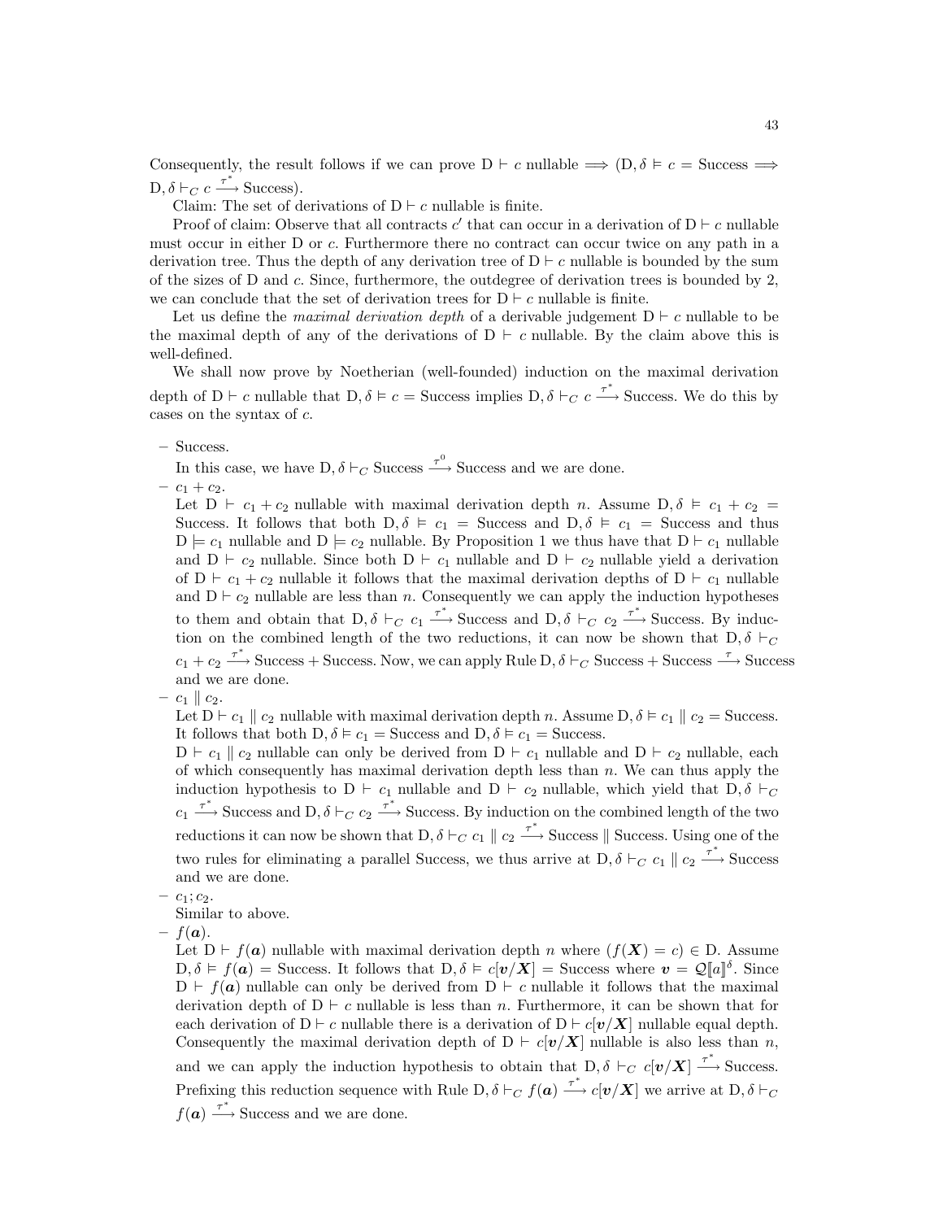Consequently, the result follows if we can prove $\mathrm{D} \vdash c$ nullable $\Longrightarrow (\mathrm{D}, \delta \vDash c = \text{Success} \Longrightarrow \mathrm{D}, \delta \vdash_C c \xrightarrow{\tau^*} \text{Success})$.

Claim: The set of derivations of $\mathrm{D} \vdash c$ nullable is finite.

Proof of claim: Observe that all contracts $c'$ that can occur in a derivation of $\mathrm{D} \vdash c$ nullable must occur in either D or $c$. Furthermore there no contract can occur twice on any path in a derivation tree. Thus the depth of any derivation tree of $\mathrm{D} \vdash c$ nullable is bounded by the sum of the sizes of D and $c$. Since, furthermore, the outdegree of derivation trees is bounded by 2, we can conclude that the set of derivation trees for $\mathrm{D} \vdash c$ nullable is finite.

Let us define the *maximal derivation depth* of a derivable judgement $\mathrm{D} \vdash c$ nullable to be the maximal depth of any of the derivations of $\mathrm{D} \vdash c$ nullable. By the claim above this is well-defined.

We shall now prove by Noetherian (well-founded) induction on the maximal derivation depth of $\mathrm{D} \vdash c$ nullable that $\mathrm{D}, \delta \vDash c = \text{Success}$ implies $\mathrm{D}, \delta \vdash_C c \xrightarrow{\tau^*} \text{Success}$. We do this by cases on the syntax of $c$.

- Success.
  In this case, we have $\mathrm{D}, \delta \vdash_C \text{Success} \xrightarrow{\tau^0} \text{Success}$ and we are done.
- $c_1 + c_2$.
  Let $\mathrm{D} \vdash c_1 + c_2$ nullable with maximal derivation depth $n$. Assume $\mathrm{D}, \delta \vDash c_1 + c_2 = \text{Success}$. It follows that both $\mathrm{D}, \delta \vDash c_1 = \text{Success}$ and $\mathrm{D}, \delta \vDash c_1 = \text{Success}$ and thus $\mathrm{D} \models c_1$ nullable and $\mathrm{D} \models c_2$ nullable. By Proposition 1 we thus have that $\mathrm{D} \vdash c_1$ nullable and $\mathrm{D} \vdash c_2$ nullable. Since both $\mathrm{D} \vdash c_1$ nullable and $\mathrm{D} \vdash c_2$ nullable yield a derivation of $\mathrm{D} \vdash c_1 + c_2$ nullable it follows that the maximal derivation depths of $\mathrm{D} \vdash c_1$ nullable and $\mathrm{D} \vdash c_2$ nullable are less than $n$. Consequently we can apply the induction hypotheses to them and obtain that $\mathrm{D}, \delta \vdash_C c_1 \xrightarrow{\tau^*} \text{Success}$ and $\mathrm{D}, \delta \vdash_C c_2 \xrightarrow{\tau^*} \text{Success}$. By induction on the combined length of the two reductions, it can now be shown that $\mathrm{D}, \delta \vdash_C c_1 + c_2 \xrightarrow{\tau^*} \text{Success} + \text{Success}$. Now, we can apply Rule $\mathrm{D}, \delta \vdash_C \text{Success} + \text{Success} \xrightarrow{\tau} \text{Success}$ and we are done.
- $c_1 \parallel c_2$.
  Let $\mathrm{D} \vdash c_1 \parallel c_2$ nullable with maximal derivation depth $n$. Assume $\mathrm{D}, \delta \vDash c_1 \parallel c_2 = \text{Success}$. It follows that both $\mathrm{D}, \delta \vDash c_1 = \text{Success}$ and $\mathrm{D}, \delta \vDash c_1 = \text{Success}$.
  $\mathrm{D} \vdash c_1 \parallel c_2$ nullable can only be derived from $\mathrm{D} \vdash c_1$ nullable and $\mathrm{D} \vdash c_2$ nullable, each of which consequently has maximal derivation depth less than $n$. We can thus apply the induction hypothesis to $\mathrm{D} \vdash c_1$ nullable and $\mathrm{D} \vdash c_2$ nullable, which yield that $\mathrm{D}, \delta \vdash_C c_1 \xrightarrow{\tau^*} \text{Success}$ and $\mathrm{D}, \delta \vdash_C c_2 \xrightarrow{\tau^*} \text{Success}$. By induction on the combined length of the two reductions it can now be shown that $\mathrm{D}, \delta \vdash_C c_1 \parallel c_2 \xrightarrow{\tau^*} \text{Success} \parallel \text{Success}$. Using one of the two rules for eliminating a parallel Success, we thus arrive at $\mathrm{D}, \delta \vdash_C c_1 \parallel c_2 \xrightarrow{\tau^*} \text{Success}$ and we are done.
- $c_1 ; c_2$.
  Similar to above.
- $f(\boldsymbol{a})$.
  Let $\mathrm{D} \vdash f(\boldsymbol{a})$ nullable with maximal derivation depth $n$ where $(f(\boldsymbol{X}) = c) \in \mathrm{D}$. Assume $\mathrm{D}, \delta \vDash f(\boldsymbol{a}) = \text{Success}$. It follows that $\mathrm{D}, \delta \vDash c[\boldsymbol{v}/\boldsymbol{X}] = \text{Success}$ where $\boldsymbol{v} = \mathcal{Q}[\![a]\!]^\delta$. Since $\mathrm{D} \vdash f(\boldsymbol{a})$ nullable can only be derived from $\mathrm{D} \vdash c$ nullable it follows that the maximal derivation depth of $\mathrm{D} \vdash c$ nullable is less than $n$. Furthermore, it can be shown that for each derivation of $\mathrm{D} \vdash c$ nullable there is a derivation of $\mathrm{D} \vdash c[\boldsymbol{v}/\boldsymbol{X}]$ nullable equal depth. Consequently the maximal derivation depth of $\mathrm{D} \vdash c[\boldsymbol{v}/\boldsymbol{X}]$ nullable is also less than $n$, and we can apply the induction hypothesis to obtain that $\mathrm{D}, \delta \vdash_C c[\boldsymbol{v}/\boldsymbol{X}] \xrightarrow{\tau^*} \text{Success}$. Prefixing this reduction sequence with Rule $\mathrm{D}, \delta \vdash_C f(\boldsymbol{a}) \xrightarrow{\tau^*} c[\boldsymbol{v}/\boldsymbol{X}]$ we arrive at $\mathrm{D}, \delta \vdash_C f(\boldsymbol{a}) \xrightarrow{\tau^*} \text{Success}$ and we are done.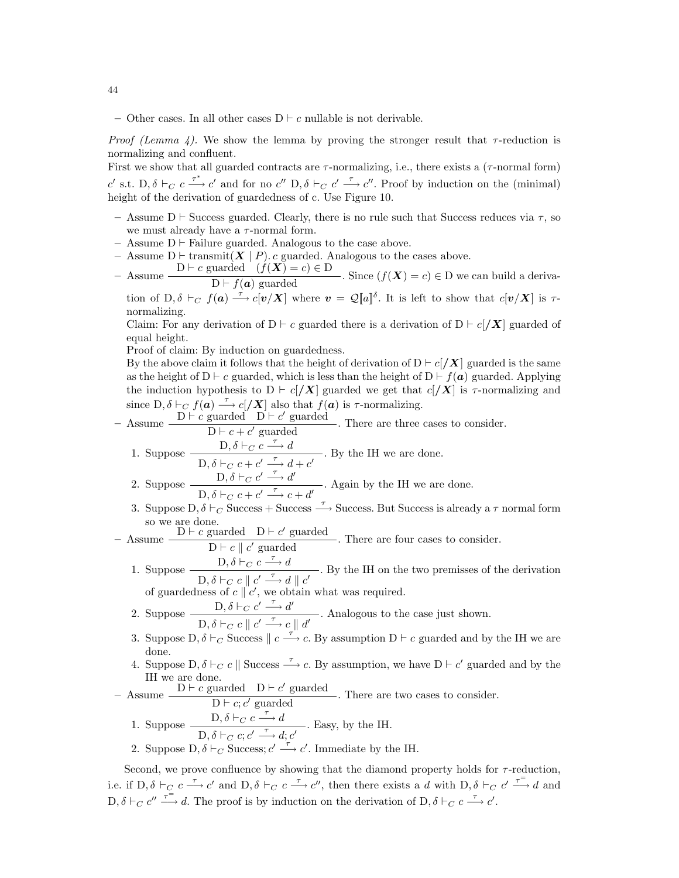– Other cases. In all other cases $\mathrm{D} \vdash c$ nullable is not derivable.

*Proof (Lemma 4).* We show the lemma by proving the stronger result that $\tau$-reduction is normalizing and confluent.

First we show that all guarded contracts are $\tau$-normalizing, i.e., there exists a ($\tau$-normal form) $c'$ s.t. $\mathrm{D}, \delta \vdash_C c \xrightarrow{\tau^*} c'$ and for no $c''$ $\mathrm{D}, \delta \vdash_C c' \xrightarrow{\tau} c''$. Proof by induction on the (minimal) height of the derivation of guardedness of c. Use Figure 10.

– Assume $\mathrm{D} \vdash \mathrm{Success}$ guarded. Clearly, there is no rule such that Success reduces via $\tau$, so we must already have a $\tau$-normal form.
– Assume $\mathrm{D} \vdash \mathrm{Failure}$ guarded. Analogous to the case above.
– Assume $\mathrm{D} \vdash \mathrm{transmit}(\boldsymbol{X} \mid P).\, c$ guarded. Analogous to the cases above.
– Assume $\dfrac{\mathrm{D} \vdash c \text{ guarded} \quad (f(\boldsymbol{X}) = c) \in \mathrm{D}}{\mathrm{D} \vdash f(\boldsymbol{a}) \text{ guarded}}$. Since $(f(\boldsymbol{X}) = c) \in \mathrm{D}$ we can build a derivation of $\mathrm{D}, \delta \vdash_C f(\boldsymbol{a}) \xrightarrow{\tau} c[\boldsymbol{v}/\boldsymbol{X}]$ where $\boldsymbol{v} = \mathcal{Q}[\![a]\!]^\delta$. It is left to show that $c[\boldsymbol{v}/\boldsymbol{X}]$ is $\tau$-normalizing.
  Claim: For any derivation of $\mathrm{D} \vdash c$ guarded there is a derivation of $\mathrm{D} \vdash c[/\boldsymbol{X}]$ guarded of equal height.
  Proof of claim: By induction on guardedness.
  By the above claim it follows that the height of derivation of $\mathrm{D} \vdash c[/\boldsymbol{X}]$ guarded is the same as the height of $\mathrm{D} \vdash c$ guarded, which is less than the height of $\mathrm{D} \vdash f(\boldsymbol{a})$ guarded. Applying the induction hypothesis to $\mathrm{D} \vdash c[/\boldsymbol{X}]$ guarded we get that $c[/\boldsymbol{X}]$ is $\tau$-normalizing and since $\mathrm{D}, \delta \vdash_C f(\boldsymbol{a}) \xrightarrow{\tau} c[/\boldsymbol{X}]$ also that $f(\boldsymbol{a})$ is $\tau$-normalizing.
– Assume $\dfrac{\mathrm{D} \vdash c \text{ guarded} \quad \mathrm{D} \vdash c' \text{ guarded}}{\mathrm{D} \vdash c + c' \text{ guarded}}$. There are three cases to consider.
  1. Suppose $\dfrac{\mathrm{D}, \delta \vdash_C c \xrightarrow{\tau} d}{\mathrm{D}, \delta \vdash_C c + c' \xrightarrow{\tau} d + c'}$. By the IH we are done.
  2. Suppose $\dfrac{\mathrm{D}, \delta \vdash_C c' \xrightarrow{\tau} d'}{\mathrm{D}, \delta \vdash_C c + c' \xrightarrow{\tau} c + d'}$. Again by the IH we are done.
  3. Suppose $\mathrm{D}, \delta \vdash_C \mathrm{Success} + \mathrm{Success} \xrightarrow{\tau} \mathrm{Success}$. But Success is already a $\tau$ normal form so we are done.
– Assume $\dfrac{\mathrm{D} \vdash c \text{ guarded} \quad \mathrm{D} \vdash c' \text{ guarded}}{\mathrm{D} \vdash c \parallel c' \text{ guarded}}$. There are four cases to consider.
  1. Suppose $\dfrac{\mathrm{D}, \delta \vdash_C c \xrightarrow{\tau} d}{\mathrm{D}, \delta \vdash_C c \parallel c' \xrightarrow{\tau} d \parallel c'}$. By the IH on the two premisses of the derivation of guardedness of $c \parallel c'$, we obtain what was required.
  2. Suppose $\dfrac{\mathrm{D}, \delta \vdash_C c' \xrightarrow{\tau} d'}{\mathrm{D}, \delta \vdash_C c \parallel c' \xrightarrow{\tau} c \parallel d'}$. Analogous to the case just shown.
  3. Suppose $\mathrm{D}, \delta \vdash_C \mathrm{Success} \parallel c \xrightarrow{\tau} c$. By assumption $\mathrm{D} \vdash c$ guarded and by the IH we are done.
  4. Suppose $\mathrm{D}, \delta \vdash_C c \parallel \mathrm{Success} \xrightarrow{\tau} c$. By assumption, we have $\mathrm{D} \vdash c'$ guarded and by the IH we are done.
– Assume $\dfrac{\mathrm{D} \vdash c \text{ guarded} \quad \mathrm{D} \vdash c' \text{ guarded}}{\mathrm{D} \vdash c; c' \text{ guarded}}$. There are two cases to consider.
  1. Suppose $\dfrac{\mathrm{D}, \delta \vdash_C c \xrightarrow{\tau} d}{\mathrm{D}, \delta \vdash_C c; c' \xrightarrow{\tau} d; c'}$. Easy, by the IH.
  2. Suppose $\mathrm{D}, \delta \vdash_C \mathrm{Success}; c' \xrightarrow{\tau} c'$. Immediate by the IH.

Second, we prove confluence by showing that the diamond property holds for $\tau$-reduction, i.e. if $\mathrm{D}, \delta \vdash_C c \xrightarrow{\tau} c'$ and $\mathrm{D}, \delta \vdash_C c \xrightarrow{\tau} c''$, then there exists a $d$ with $\mathrm{D}, \delta \vdash_C c' \xrightarrow{\tau^=} d$ and $\mathrm{D}, \delta \vdash_C c'' \xrightarrow{\tau^=} d$. The proof is by induction on the derivation of $\mathrm{D}, \delta \vdash_C c \xrightarrow{\tau} c'$.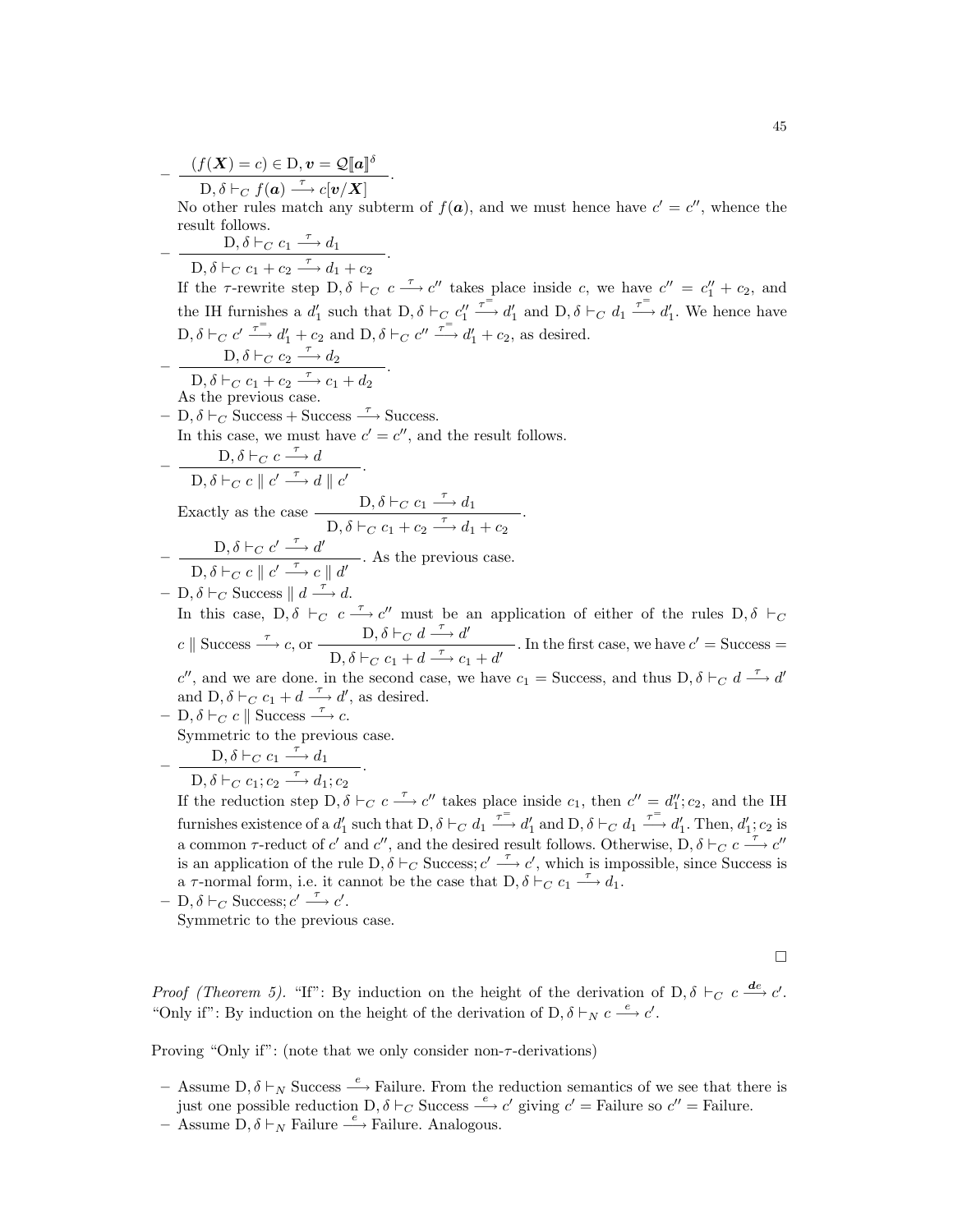- $\dfrac{(f(\boldsymbol{X}) = c) \in \mathrm{D}, \boldsymbol{v} = \mathcal{Q}[\![\boldsymbol{a}]\!]^\delta}{\mathrm{D}, \delta \vdash_C f(\boldsymbol{a}) \xrightarrow{\tau} c[\boldsymbol{v}/\boldsymbol{X}]}$.

  No other rules match any subterm of $f(\boldsymbol{a})$, and we must hence have $c' = c''$, whence the result follows.
- $\dfrac{\mathrm{D}, \delta \vdash_C c_1 \xrightarrow{\tau} d_1}{\mathrm{D}, \delta \vdash_C c_1 + c_2 \xrightarrow{\tau} d_1 + c_2}$.

  If the $\tau$-rewrite step $\mathrm{D}, \delta \vdash_C c \xrightarrow{\tau} c''$ takes place inside $c$, we have $c'' = c_1'' + c_2$, and the IH furnishes a $d_1'$ such that $\mathrm{D}, \delta \vdash_C c_1'' \xrightarrow{\tau^=} d_1'$ and $\mathrm{D}, \delta \vdash_C d_1 \xrightarrow{\tau^=} d_1'$. We hence have $\mathrm{D}, \delta \vdash_C c' \xrightarrow{\tau^=} d_1' + c_2$ and $\mathrm{D}, \delta \vdash_C c'' \xrightarrow{\tau^=} d_1' + c_2$, as desired.
- $\dfrac{\mathrm{D}, \delta \vdash_C c_2 \xrightarrow{\tau} d_2}{\mathrm{D}, \delta \vdash_C c_1 + c_2 \xrightarrow{\tau} c_1 + d_2}$.

  As the previous case.
- $\mathrm{D}, \delta \vdash_C \text{Success} + \text{Success} \xrightarrow{\tau} \text{Success}$.

  In this case, we must have $c' = c''$, and the result follows.
- $\dfrac{\mathrm{D}, \delta \vdash_C c \xrightarrow{\tau} d}{\mathrm{D}, \delta \vdash_C c \parallel c' \xrightarrow{\tau} d \parallel c'}$.

  Exactly as the case $\dfrac{\mathrm{D}, \delta \vdash_C c_1 \xrightarrow{\tau} d_1}{\mathrm{D}, \delta \vdash_C c_1 + c_2 \xrightarrow{\tau} d_1 + c_2}$.
- $\dfrac{\mathrm{D}, \delta \vdash_C c' \xrightarrow{\tau} d'}{\mathrm{D}, \delta \vdash_C c \parallel c' \xrightarrow{\tau} c \parallel d'}$. As the previous case.
- $\mathrm{D}, \delta \vdash_C \text{Success} \parallel d \xrightarrow{\tau} d$.

  In this case, $\mathrm{D}, \delta \vdash_C c \xrightarrow{\tau} c''$ must be an application of either of the rules $\mathrm{D}, \delta \vdash_C c \parallel \text{Success} \xrightarrow{\tau} c$, or $\dfrac{\mathrm{D}, \delta \vdash_C d \xrightarrow{\tau} d'}{\mathrm{D}, \delta \vdash_C c_1 + d \xrightarrow{\tau} c_1 + d'}$. In the first case, we have $c' = \text{Success} = c''$, and we are done. in the second case, we have $c_1 = \text{Success}$, and thus $\mathrm{D}, \delta \vdash_C d \xrightarrow{\tau} d'$ and $\mathrm{D}, \delta \vdash_C c_1 + d \xrightarrow{\tau} d'$, as desired.
- $\mathrm{D}, \delta \vdash_C c \parallel \text{Success} \xrightarrow{\tau} c$.

  Symmetric to the previous case.
- $\dfrac{\mathrm{D}, \delta \vdash_C c_1 \xrightarrow{\tau} d_1}{\mathrm{D}, \delta \vdash_C c_1; c_2 \xrightarrow{\tau} d_1; c_2}$.

  If the reduction step $\mathrm{D}, \delta \vdash_C c \xrightarrow{\tau} c''$ takes place inside $c_1$, then $c'' = d_1''; c_2$, and the IH furnishes existence of a $d_1'$ such that $\mathrm{D}, \delta \vdash_C d_1 \xrightarrow{\tau^=} d_1'$ and $\mathrm{D}, \delta \vdash_C d_1 \xrightarrow{\tau^=} d_1'$. Then, $d_1'; c_2$ is a common $\tau$-reduct of $c'$ and $c''$, and the desired result follows. Otherwise, $\mathrm{D}, \delta \vdash_C c \xrightarrow{\tau} c''$ is an application of the rule $\mathrm{D}, \delta \vdash_C \text{Success}; c' \xrightarrow{\tau} c'$, which is impossible, since Success is a $\tau$-normal form, i.e. it cannot be the case that $\mathrm{D}, \delta \vdash_C c_1 \xrightarrow{\tau} d_1$.
- $\mathrm{D}, \delta \vdash_C \text{Success}; c' \xrightarrow{\tau} c'$.

  Symmetric to the previous case.

□

*Proof (Theorem 5).* "If": By induction on the height of the derivation of $\mathrm{D}, \delta \vdash_C c \xrightarrow{\boldsymbol{d}e} c'$. "Only if": By induction on the height of the derivation of $\mathrm{D}, \delta \vdash_N c \xrightarrow{e} c'$.

Proving "Only if": (note that we only consider non-$\tau$-derivations)

- Assume $\mathrm{D}, \delta \vdash_N \text{Success} \xrightarrow{e} \text{Failure}$. From the reduction semantics of we see that there is just one possible reduction $\mathrm{D}, \delta \vdash_C \text{Success} \xrightarrow{e} c'$ giving $c' = \text{Failure}$ so $c'' = \text{Failure}$.
- Assume $\mathrm{D}, \delta \vdash_N \text{Failure} \xrightarrow{e} \text{Failure}$. Analogous.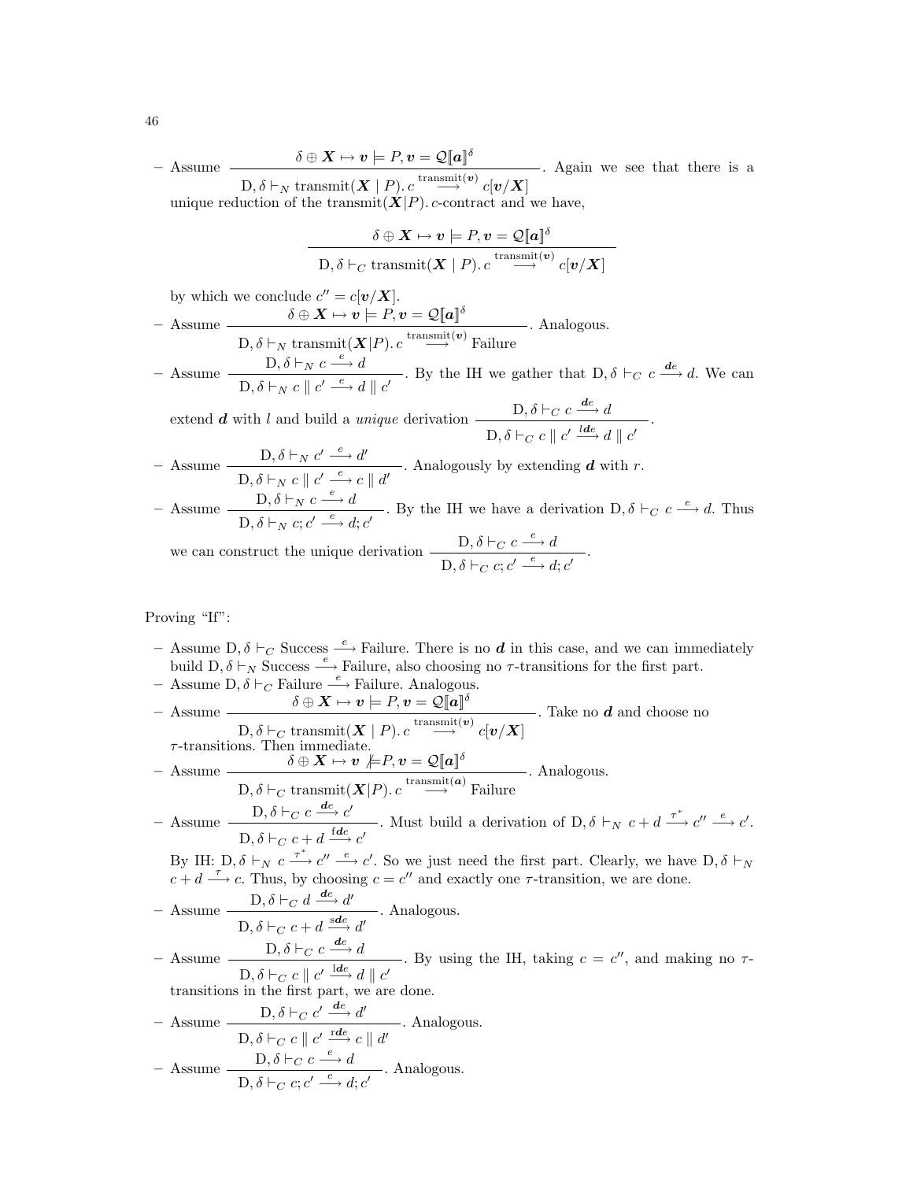– Assume $\dfrac{\delta \oplus \boldsymbol{X} \mapsto \boldsymbol{v} \models P, \boldsymbol{v} = \mathcal{Q}[\![\boldsymbol{a}]\!]^\delta}{\mathrm{D}, \delta \vdash_N \mathrm{transmit}(\boldsymbol{X} \mid P).\, c \xrightarrow{\mathrm{transmit}(\boldsymbol{v})} c[\boldsymbol{v}/\boldsymbol{X}]}$. Again we see that there is a unique reduction of the $\mathrm{transmit}(\boldsymbol{X}|P).\, c$-contract and we have,

$$\frac{\delta \oplus \boldsymbol{X} \mapsto \boldsymbol{v} \models P, \boldsymbol{v} = \mathcal{Q}[\![\boldsymbol{a}]\!]^\delta}{\mathrm{D}, \delta \vdash_C \mathrm{transmit}(\boldsymbol{X} \mid P).\, c \xrightarrow{\mathrm{transmit}(\boldsymbol{v})} c[\boldsymbol{v}/\boldsymbol{X}]}$$

by which we conclude $c'' = c[\boldsymbol{v}/\boldsymbol{X}]$.

– Assume $\dfrac{\delta \oplus \boldsymbol{X} \mapsto \boldsymbol{v} \models P, \boldsymbol{v} = \mathcal{Q}[\![\boldsymbol{a}]\!]^\delta}{\mathrm{D}, \delta \vdash_N \mathrm{transmit}(\boldsymbol{X}|P).\, c \xrightarrow{\mathrm{transmit}(\boldsymbol{v})} \mathrm{Failure}}$. Analogous.

– Assume $\dfrac{\mathrm{D}, \delta \vdash_N c \xrightarrow{e} d}{\mathrm{D}, \delta \vdash_N c \parallel c' \xrightarrow{e} d \parallel c'}$. By the IH we gather that $\mathrm{D}, \delta \vdash_C c \xrightarrow{\boldsymbol{d}e} d$. We can extend $\boldsymbol{d}$ with $l$ and build a *unique* derivation $\dfrac{\mathrm{D}, \delta \vdash_C c \xrightarrow{\boldsymbol{d}e} d}{\mathrm{D}, \delta \vdash_C c \parallel c' \xrightarrow{l\boldsymbol{d}e} d \parallel c'}$.

– Assume $\dfrac{\mathrm{D}, \delta \vdash_N c' \xrightarrow{e} d'}{\mathrm{D}, \delta \vdash_N c \parallel c' \xrightarrow{e} c \parallel d'}$. Analogously by extending $\boldsymbol{d}$ with $r$.

– Assume $\dfrac{\mathrm{D}, \delta \vdash_N c \xrightarrow{e} d}{\mathrm{D}, \delta \vdash_N c; c' \xrightarrow{e} d; c'}$. By the IH we have a derivation $\mathrm{D}, \delta \vdash_C c \xrightarrow{e} d$. Thus we can construct the unique derivation $\dfrac{\mathrm{D}, \delta \vdash_C c \xrightarrow{e} d}{\mathrm{D}, \delta \vdash_C c; c' \xrightarrow{e} d; c'}$.

Proving "If":

– Assume $\mathrm{D}, \delta \vdash_C \mathrm{Success} \xrightarrow{e} \mathrm{Failure}$. There is no $\boldsymbol{d}$ in this case, and we can immediately build $\mathrm{D}, \delta \vdash_N \mathrm{Success} \xrightarrow{e} \mathrm{Failure}$, also choosing no $\tau$-transitions for the first part.

– Assume $\mathrm{D}, \delta \vdash_C \mathrm{Failure} \xrightarrow{e} \mathrm{Failure}$. Analogous.

– Assume $\dfrac{\delta \oplus \boldsymbol{X} \mapsto \boldsymbol{v} \models P, \boldsymbol{v} = \mathcal{Q}[\![\boldsymbol{a}]\!]^\delta}{\mathrm{D}, \delta \vdash_C \mathrm{transmit}(\boldsymbol{X} \mid P).\, c \xrightarrow{\mathrm{transmit}(\boldsymbol{v})} c[\boldsymbol{v}/\boldsymbol{X}]}$. Take no $\boldsymbol{d}$ and choose no $\tau$-transitions. Then immediate.

– Assume $\dfrac{\delta \oplus \boldsymbol{X} \mapsto \boldsymbol{v} \not\models P, \boldsymbol{v} = \mathcal{Q}[\![\boldsymbol{a}]\!]^\delta}{\mathrm{D}, \delta \vdash_C \mathrm{transmit}(\boldsymbol{X}|P).\, c \xrightarrow{\mathrm{transmit}(\boldsymbol{a})} \mathrm{Failure}}$. Analogous.

– Assume $\dfrac{\mathrm{D}, \delta \vdash_C c \xrightarrow{\boldsymbol{d}e} c'}{\mathrm{D}, \delta \vdash_C c + d \xrightarrow{\mathrm{f}\boldsymbol{d}e} c'}$. Must build a derivation of $\mathrm{D}, \delta \vdash_N c + d \xrightarrow{\tau^*} c'' \xrightarrow{e} c'$. By IH: $\mathrm{D}, \delta \vdash_N c \xrightarrow{\tau^*} c'' \xrightarrow{e} c'$. So we just need the first part. Clearly, we have $\mathrm{D}, \delta \vdash_N c + d \xrightarrow{\tau} c$. Thus, by choosing $c = c''$ and exactly one $\tau$-transition, we are done.

– Assume $\dfrac{\mathrm{D}, \delta \vdash_C d \xrightarrow{\boldsymbol{d}e} d'}{\mathrm{D}, \delta \vdash_C c + d \xrightarrow{\mathrm{s}\boldsymbol{d}e} d'}$. Analogous.

– Assume $\dfrac{\mathrm{D}, \delta \vdash_C c \xrightarrow{\boldsymbol{d}e} d}{\mathrm{D}, \delta \vdash_C c \parallel c' \xrightarrow{\mathrm{l}\boldsymbol{d}e} d \parallel c'}$. By using the IH, taking $c = c''$, and making no $\tau$-transitions in the first part, we are done.

– Assume $\dfrac{\mathrm{D}, \delta \vdash_C c' \xrightarrow{\boldsymbol{d}e} d'}{\mathrm{D}, \delta \vdash_C c \parallel c' \xrightarrow{\mathrm{r}\boldsymbol{d}e} c \parallel d'}$. Analogous.

– Assume $\dfrac{\mathrm{D}, \delta \vdash_C c \xrightarrow{e} d}{\mathrm{D}, \delta \vdash_C c; c' \xrightarrow{e} d; c'}$. Analogous.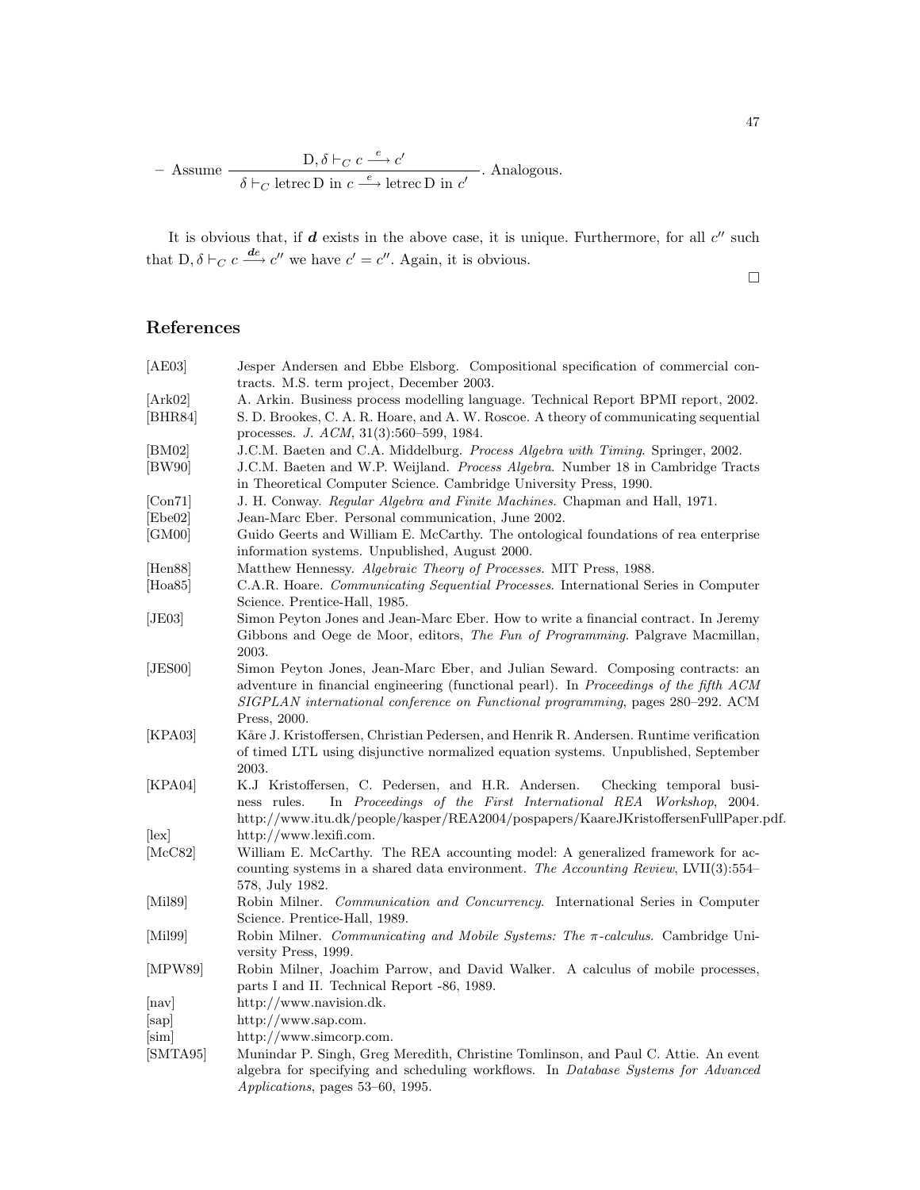– Assume $\dfrac{\mathrm{D}, \delta \vdash_C c \xrightarrow{e} c'}{\delta \vdash_C \text{letrec}\,\mathrm{D} \text{ in } c \xrightarrow{e} \text{letrec}\,\mathrm{D} \text{ in } c'}$. Analogous.

It is obvious that, if $\boldsymbol{d}$ exists in the above case, it is unique. Furthermore, for all $c''$ such that $\mathrm{D}, \delta \vdash_C c \xrightarrow{\boldsymbol{d}e} c''$ we have $c' = c''$. Again, it is obvious.

□

## References

[AE03] Jesper Andersen and Ebbe Elsborg. Compositional specification of commercial contracts. M.S. term project, December 2003.

[Ark02] A. Arkin. Business process modelling language. Technical Report BPMI report, 2002.

[BHR84] S. D. Brookes, C. A. R. Hoare, and A. W. Roscoe. A theory of communicating sequential processes. *J. ACM*, 31(3):560–599, 1984.

[BM02] J.C.M. Baeten and C.A. Middelburg. *Process Algebra with Timing*. Springer, 2002.

[BW90] J.C.M. Baeten and W.P. Weijland. *Process Algebra*. Number 18 in Cambridge Tracts in Theoretical Computer Science. Cambridge University Press, 1990.

[Con71] J. H. Conway. *Regular Algebra and Finite Machines*. Chapman and Hall, 1971.

[Ebe02] Jean-Marc Eber. Personal communication, June 2002.

[GM00] Guido Geerts and William E. McCarthy. The ontological foundations of rea enterprise information systems. Unpublished, August 2000.

[Hen88] Matthew Hennessy. *Algebraic Theory of Processes*. MIT Press, 1988.

[Hoa85] C.A.R. Hoare. *Communicating Sequential Processes*. International Series in Computer Science. Prentice-Hall, 1985.

[JE03] Simon Peyton Jones and Jean-Marc Eber. How to write a financial contract. In Jeremy Gibbons and Oege de Moor, editors, *The Fun of Programming*. Palgrave Macmillan, 2003.

[JES00] Simon Peyton Jones, Jean-Marc Eber, and Julian Seward. Composing contracts: an adventure in financial engineering (functional pearl). In *Proceedings of the fifth ACM SIGPLAN international conference on Functional programming*, pages 280–292. ACM Press, 2000.

[KPA03] Kåre J. Kristoffersen, Christian Pedersen, and Henrik R. Andersen. Runtime verification of timed LTL using disjunctive normalized equation systems. Unpublished, September 2003.

[KPA04] K.J Kristoffersen, C. Pedersen, and H.R. Andersen. Checking temporal business rules. In *Proceedings of the First International REA Workshop*, 2004. http://www.itu.dk/people/kasper/REA2004/pospapers/KaareJKristoffersenFullPaper.pdf.

[lex] http://www.lexifi.com.

[McC82] William E. McCarthy. The REA accounting model: A generalized framework for accounting systems in a shared data environment. *The Accounting Review*, LVII(3):554–578, July 1982.

[Mil89] Robin Milner. *Communication and Concurrency*. International Series in Computer Science. Prentice-Hall, 1989.

[Mil99] Robin Milner. *Communicating and Mobile Systems: The π-calculus*. Cambridge University Press, 1999.

[MPW89] Robin Milner, Joachim Parrow, and David Walker. A calculus of mobile processes, parts I and II. Technical Report -86, 1989.

[nav] http://www.navision.dk.

[sap] http://www.sap.com.

[sim] http://www.simcorp.com.

[SMTA95] Munindar P. Singh, Greg Meredith, Christine Tomlinson, and Paul C. Attie. An event algebra for specifying and scheduling workflows. In *Database Systems for Advanced Applications*, pages 53–60, 1995.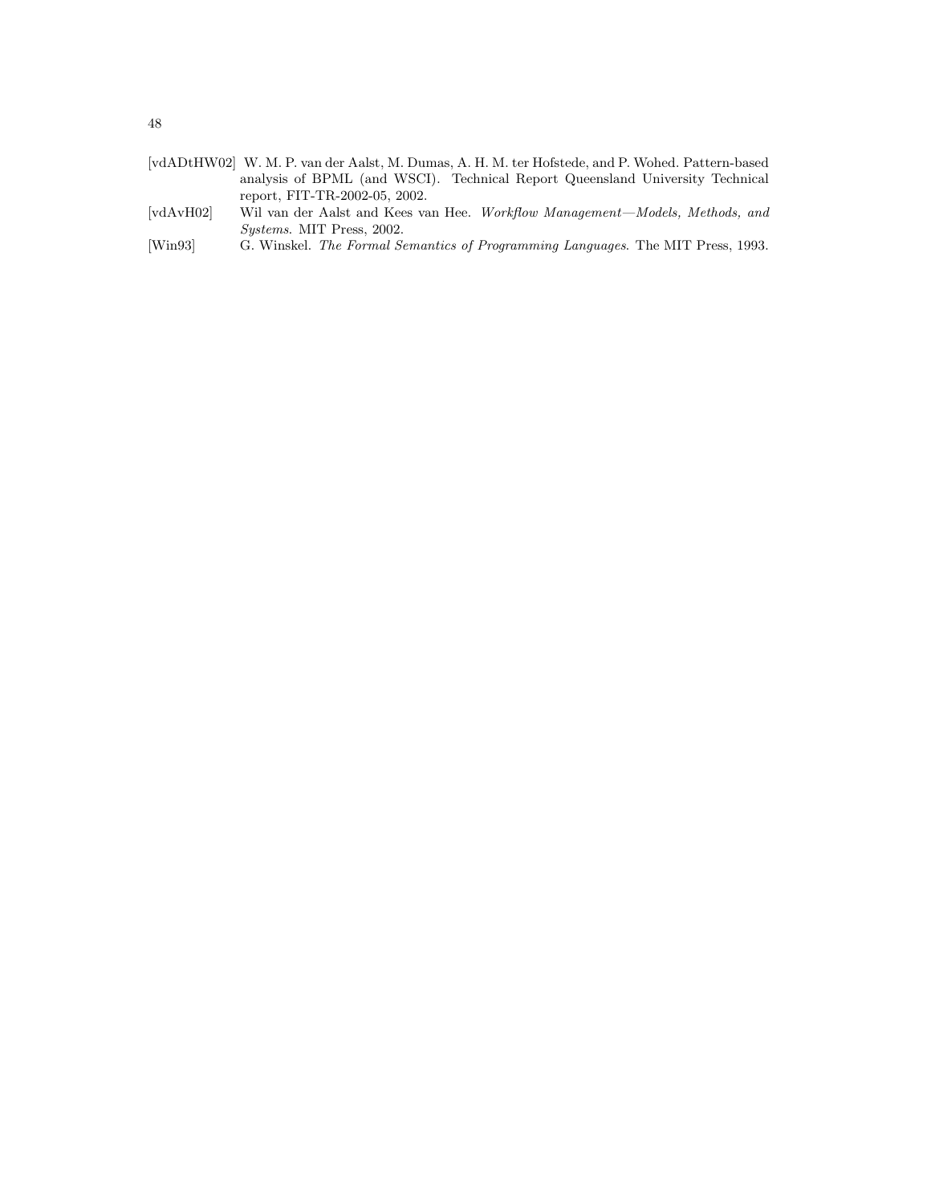[vdADtHW02] W. M. P. van der Aalst, M. Dumas, A. H. M. ter Hofstede, and P. Wohed. Pattern-based analysis of BPML (and WSCI). Technical Report Queensland University Technical report, FIT-TR-2002-05, 2002.

[vdAvH02] Wil van der Aalst and Kees van Hee. *Workflow Management—Models, Methods, and Systems*. MIT Press, 2002.

[Win93] G. Winskel. *The Formal Semantics of Programming Languages*. The MIT Press, 1993.